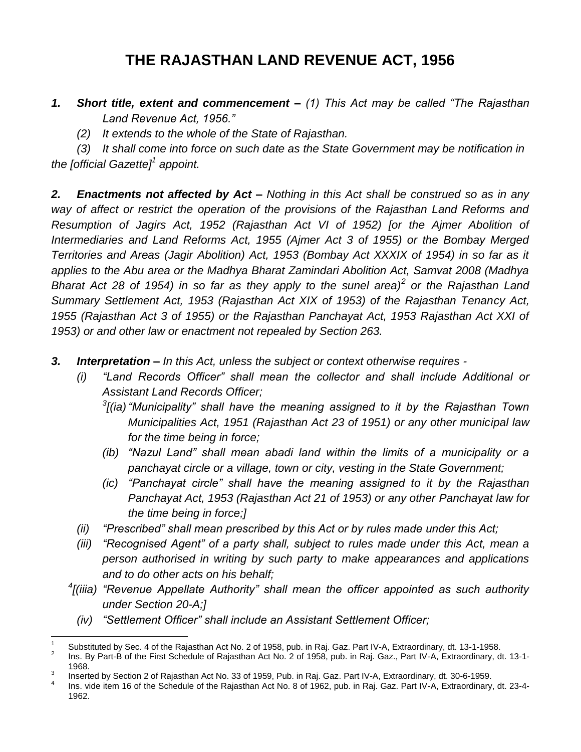# THE RAJASTHAN LAND REVENUE ACT, 1956

***1. Short title, extent and commencement –*** *(1) This Act may be called "The Rajasthan Land Revenue Act, 1956."*

*(2) It extends to the whole of the State of Rajasthan.*

*(3) It shall come into force on such date as the State Government may be notification in the [official Gazette][1] appoint.*

***2. Enactments not affected by Act –*** *Nothing in this Act shall be construed so as in any way of affect or restrict the operation of the provisions of the Rajasthan Land Reforms and Resumption of Jagirs Act, 1952 (Rajasthan Act VI of 1952) [or the Ajmer Abolition of Intermediaries and Land Reforms Act, 1955 (Ajmer Act 3 of 1955) or the Bombay Merged Territories and Areas (Jagir Abolition) Act, 1953 (Bombay Act XXXIX of 1954) in so far as it applies to the Abu area or the Madhya Bharat Zamindari Abolition Act, Samvat 2008 (Madhya Bharat Act 28 of 1954) in so far as they apply to the sunel area)[2] or the Rajasthan Land Summary Settlement Act, 1953 (Rajasthan Act XIX of 1953) of the Rajasthan Tenancy Act, 1955 (Rajasthan Act 3 of 1955) or the Rajasthan Panchayat Act, 1953 Rajasthan Act XXI of 1953) or and other law or enactment not repealed by Section 263.*

***3. Interpretation –*** *In this Act, unless the subject or context otherwise requires -*

- *(i) "Land Records Officer" shall mean the collector and shall include Additional or Assistant Land Records Officer;*
  - *[3][(ia) "Municipality" shall have the meaning assigned to it by the Rajasthan Town Municipalities Act, 1951 (Rajasthan Act 23 of 1951) or any other municipal law for the time being in force;*
  - *(ib) "Nazul Land" shall mean abadi land within the limits of a municipality or a panchayat circle or a village, town or city, vesting in the State Government;*
  - *(ic) "Panchayat circle" shall have the meaning assigned to it by the Rajasthan Panchayat Act, 1953 (Rajasthan Act 21 of 1953) or any other Panchayat law for the time being in force;]*
- *(ii) "Prescribed" shall mean prescribed by this Act or by rules made under this Act;*
- *(iii) "Recognised Agent" of a party shall, subject to rules made under this Act, mean a person authorised in writing by such party to make appearances and applications and to do other acts on his behalf;*
- *[4][(iiia) "Revenue Appellate Authority" shall mean the officer appointed as such authority under Section 20-A;]*
- *(iv) "Settlement Officer" shall include an Assistant Settlement Officer;*

---

[1] Substituted by Sec. 4 of the Rajasthan Act No. 2 of 1958, pub. in Raj. Gaz. Part IV-A, Extraordinary, dt. 13-1-1958.

[2] Ins. By Part-B of the First Schedule of Rajasthan Act No. 2 of 1958, pub. in Raj. Gaz., Part IV-A, Extraordinary, dt. 13-1-1968.

[3] Inserted by Section 2 of Rajasthan Act No. 33 of 1959, Pub. in Raj. Gaz. Part IV-A, Extraordinary, dt. 30-6-1959.

[4] Ins. vide item 16 of the Schedule of the Rajasthan Act No. 8 of 1962, pub. in Raj. Gaz. Part IV-A, Extraordinary, dt. 23-4-1962.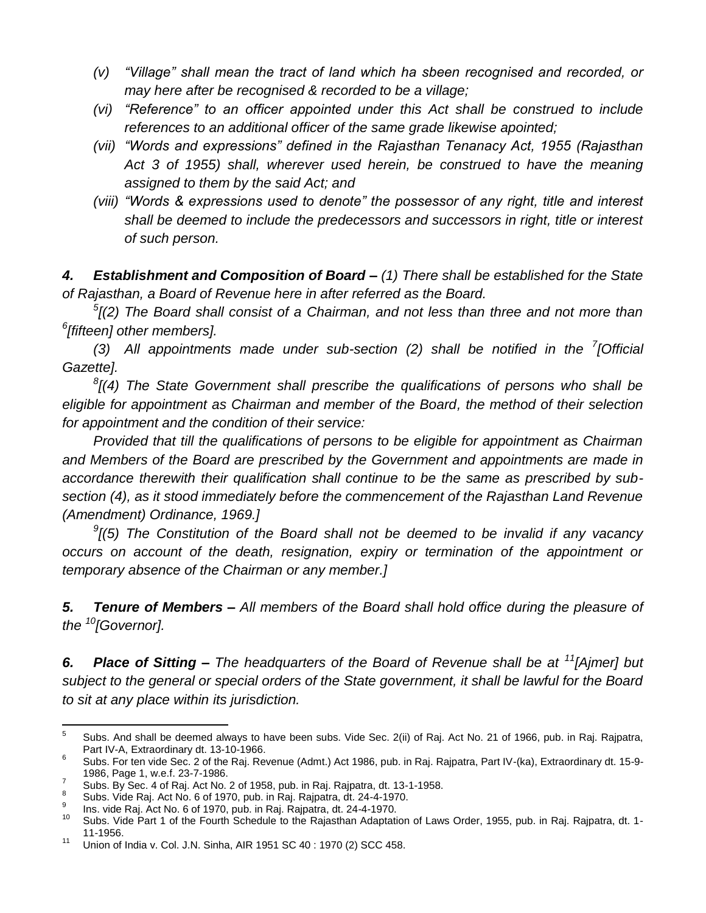*(v) "Village" shall mean the tract of land which ha sbeen recognised and recorded, or may here after be recognised & recorded to be a village;*

*(vi) "Reference" to an officer appointed under this Act shall be construed to include references to an additional officer of the same grade likewise apointed;*

*(vii) "Words and expressions" defined in the Rajasthan Tenanacy Act, 1955 (Rajasthan Act 3 of 1955) shall, wherever used herein, be construed to have the meaning assigned to them by the said Act; and*

*(viii) "Words & expressions used to denote" the possessor of any right, title and interest shall be deemed to include the predecessors and successors in right, title or interest of such person.*

***4. Establishment and Composition of Board –*** *(1) There shall be established for the State of Rajasthan, a Board of Revenue here in after referred as the Board.*

*[5][(2) The Board shall consist of a Chairman, and not less than three and not more than [6][fifteen] other members].*

*(3) All appointments made under sub-section (2) shall be notified in the [7][Official Gazette].*

*[8][(4) The State Government shall prescribe the qualifications of persons who shall be eligible for appointment as Chairman and member of the Board, the method of their selection for appointment and the condition of their service:*

*Provided that till the qualifications of persons to be eligible for appointment as Chairman and Members of the Board are prescribed by the Government and appointments are made in accordance therewith their qualification shall continue to be the same as prescribed by sub-section (4), as it stood immediately before the commencement of the Rajasthan Land Revenue (Amendment) Ordinance, 1969.]*

*[9][(5) The Constitution of the Board shall not be deemed to be invalid if any vacancy occurs on account of the death, resignation, expiry or termination of the appointment or temporary absence of the Chairman or any member.]*

***5. Tenure of Members –*** *All members of the Board shall hold office during the pleasure of the [10][Governor].*

***6. Place of Sitting –*** *The headquarters of the Board of Revenue shall be at [11][Ajmer] but subject to the general or special orders of the State government, it shall be lawful for the Board to sit at any place within its jurisdiction.*

---

[5] Subs. And shall be deemed always to have been subs. Vide Sec. 2(ii) of Raj. Act No. 21 of 1966, pub. in Raj. Rajpatra, Part IV-A, Extraordinary dt. 13-10-1966.

[6] Subs. For ten vide Sec. 2 of the Raj. Revenue (Admt.) Act 1986, pub. in Raj. Rajpatra, Part IV-(ka), Extraordinary dt. 15-9-1986, Page 1, w.e.f. 23-7-1986.

[7] Subs. By Sec. 4 of Raj. Act No. 2 of 1958, pub. in Raj. Rajpatra, dt. 13-1-1958.

[8] Subs. Vide Raj. Act No. 6 of 1970, pub. in Raj. Rajpatra, dt. 24-4-1970.

[9] Ins. vide Raj. Act No. 6 of 1970, pub. in Raj. Rajpatra, dt. 24-4-1970.

[10] Subs. Vide Part 1 of the Fourth Schedule to the Rajasthan Adaptation of Laws Order, 1955, pub. in Raj. Rajpatra, dt. 1-11-1956.

[11] Union of India v. Col. J.N. Sinha, AIR 1951 SC 40 : 1970 (2) SCC 458.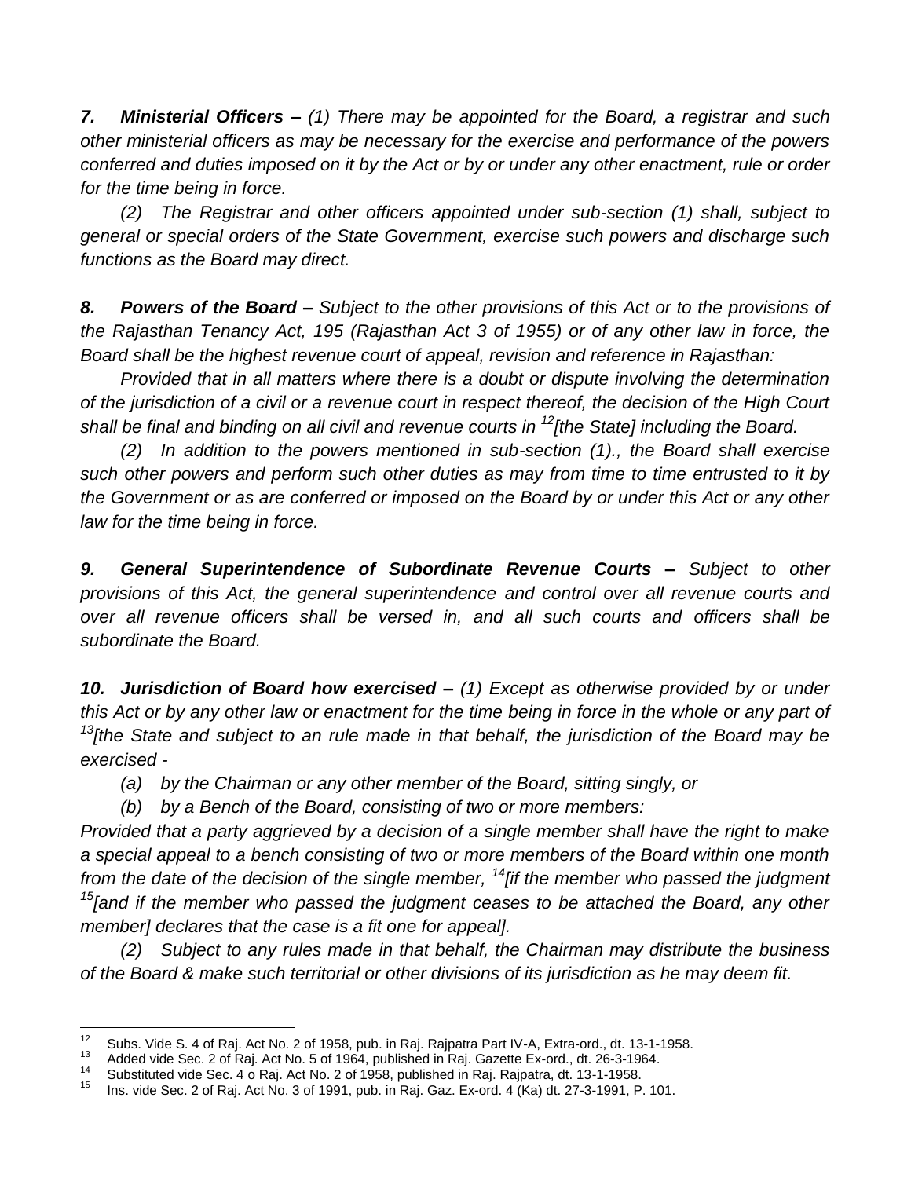***7. Ministerial Officers –*** *(1) There may be appointed for the Board, a registrar and such other ministerial officers as may be necessary for the exercise and performance of the powers conferred and duties imposed on it by the Act or by or under any other enactment, rule or order for the time being in force.*

*(2) The Registrar and other officers appointed under sub-section (1) shall, subject to general or special orders of the State Government, exercise such powers and discharge such functions as the Board may direct.*

***8. Powers of the Board –*** *Subject to the other provisions of this Act or to the provisions of the Rajasthan Tenancy Act, 195 (Rajasthan Act 3 of 1955) or of any other law in force, the Board shall be the highest revenue court of appeal, revision and reference in Rajasthan:*

*Provided that in all matters where there is a doubt or dispute involving the determination of the jurisdiction of a civil or a revenue court in respect thereof, the decision of the High Court shall be final and binding on all civil and revenue courts in [12][the State] including the Board.*

*(2) In addition to the powers mentioned in sub-section (1)., the Board shall exercise such other powers and perform such other duties as may from time to time entrusted to it by the Government or as are conferred or imposed on the Board by or under this Act or any other law for the time being in force.*

***9. General Superintendence of Subordinate Revenue Courts –*** *Subject to other provisions of this Act, the general superintendence and control over all revenue courts and over all revenue officers shall be versed in, and all such courts and officers shall be subordinate the Board.*

***10. Jurisdiction of Board how exercised –*** *(1) Except as otherwise provided by or under this Act or by any other law or enactment for the time being in force in the whole or any part of [13][the State and subject to an rule made in that behalf, the jurisdiction of the Board may be exercised -*

*(a) by the Chairman or any other member of the Board, sitting singly, or*

*(b) by a Bench of the Board, consisting of two or more members:*

*Provided that a party aggrieved by a decision of a single member shall have the right to make a special appeal to a bench consisting of two or more members of the Board within one month from the date of the decision of the single member, [14][if the member who passed the judgment [15][and if the member who passed the judgment ceases to be attached the Board, any other member] declares that the case is a fit one for appeal].*

*(2) Subject to any rules made in that behalf, the Chairman may distribute the business of the Board & make such territorial or other divisions of its jurisdiction as he may deem fit.*

---

[12] Subs. Vide S. 4 of Raj. Act No. 2 of 1958, pub. in Raj. Rajpatra Part IV-A, Extra-ord., dt. 13-1-1958.

[13] Added vide Sec. 2 of Raj. Act No. 5 of 1964, published in Raj. Gazette Ex-ord., dt. 26-3-1964.

[14] Substituted vide Sec. 4 o Raj. Act No. 2 of 1958, published in Raj. Rajpatra, dt. 13-1-1958.

[15] Ins. vide Sec. 2 of Raj. Act No. 3 of 1991, pub. in Raj. Gaz. Ex-ord. 4 (Ka) dt. 27-3-1991, P. 101.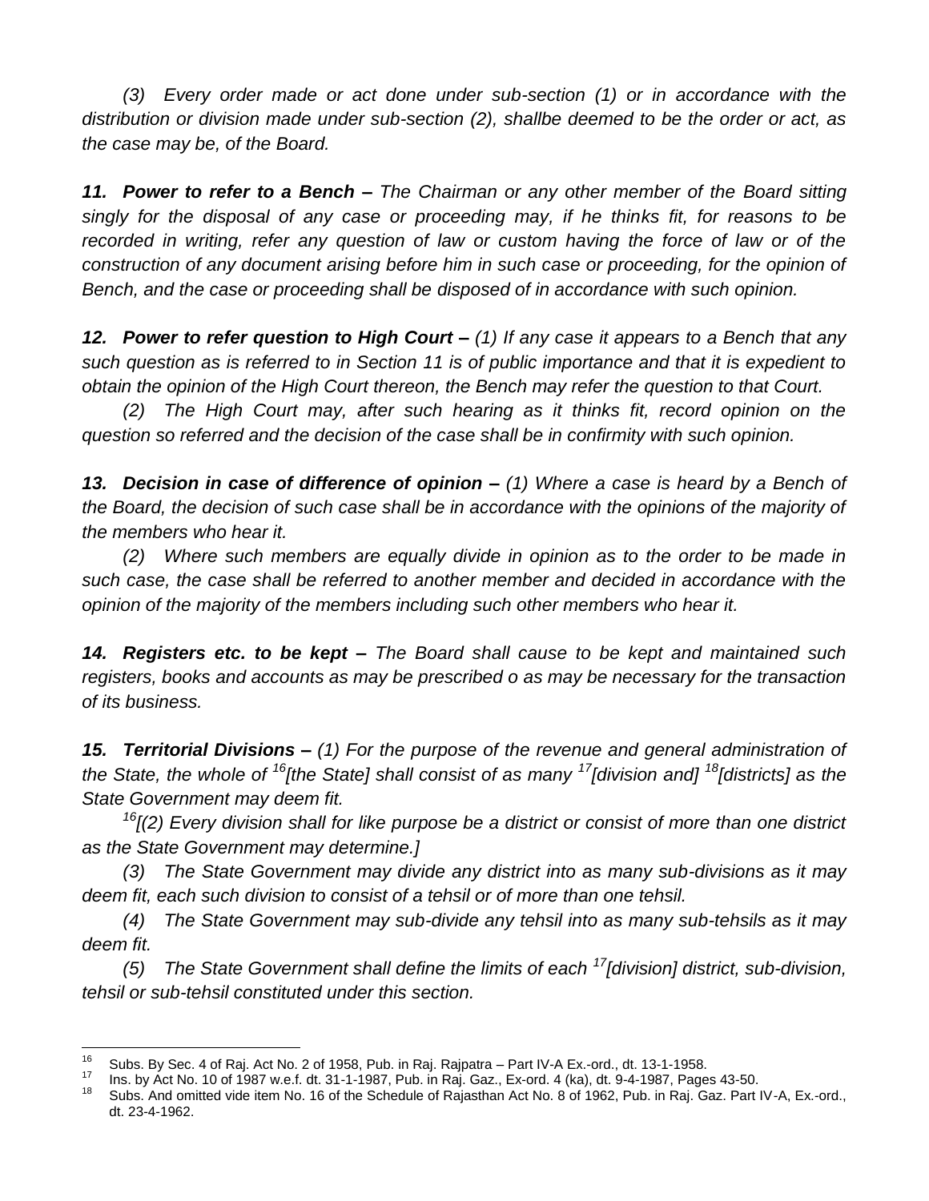*(3) Every order made or act done under sub-section (1) or in accordance with the distribution or division made under sub-section (2), shallbe deemed to be the order or act, as the case may be, of the Board.*

***11. Power to refer to a Bench –*** *The Chairman or any other member of the Board sitting singly for the disposal of any case or proceeding may, if he thinks fit, for reasons to be recorded in writing, refer any question of law or custom having the force of law or of the construction of any document arising before him in such case or proceeding, for the opinion of Bench, and the case or proceeding shall be disposed of in accordance with such opinion.*

***12. Power to refer question to High Court –*** *(1) If any case it appears to a Bench that any such question as is referred to in Section 11 is of public importance and that it is expedient to obtain the opinion of the High Court thereon, the Bench may refer the question to that Court.*

*(2) The High Court may, after such hearing as it thinks fit, record opinion on the question so referred and the decision of the case shall be in confirmity with such opinion.*

***13. Decision in case of difference of opinion –*** *(1) Where a case is heard by a Bench of the Board, the decision of such case shall be in accordance with the opinions of the majority of the members who hear it.*

*(2) Where such members are equally divide in opinion as to the order to be made in such case, the case shall be referred to another member and decided in accordance with the opinion of the majority of the members including such other members who hear it.*

***14. Registers etc. to be kept –*** *The Board shall cause to be kept and maintained such registers, books and accounts as may be prescribed o as may be necessary for the transaction of its business.*

***15. Territorial Divisions –*** *(1) For the purpose of the revenue and general administration of the State, the whole of [16][the State] shall consist of as many [17][division and] [18][districts] as the State Government may deem fit.*

*[16][(2) Every division shall for like purpose be a district or consist of more than one district as the State Government may determine.]*

*(3) The State Government may divide any district into as many sub-divisions as it may deem fit, each such division to consist of a tehsil or of more than one tehsil.*

*(4) The State Government may sub-divide any tehsil into as many sub-tehsils as it may deem fit.*

*(5) The State Government shall define the limits of each [17][division] district, sub-division, tehsil or sub-tehsil constituted under this section.*

---

[16] Subs. By Sec. 4 of Raj. Act No. 2 of 1958, Pub. in Raj. Rajpatra – Part IV-A Ex.-ord., dt. 13-1-1958.

[17] Ins. by Act No. 10 of 1987 w.e.f. dt. 31-1-1987, Pub. in Raj. Gaz., Ex-ord. 4 (ka), dt. 9-4-1987, Pages 43-50.

[18] Subs. And omitted vide item No. 16 of the Schedule of Rajasthan Act No. 8 of 1962, Pub. in Raj. Gaz. Part IV-A, Ex.-ord., dt. 23-4-1962.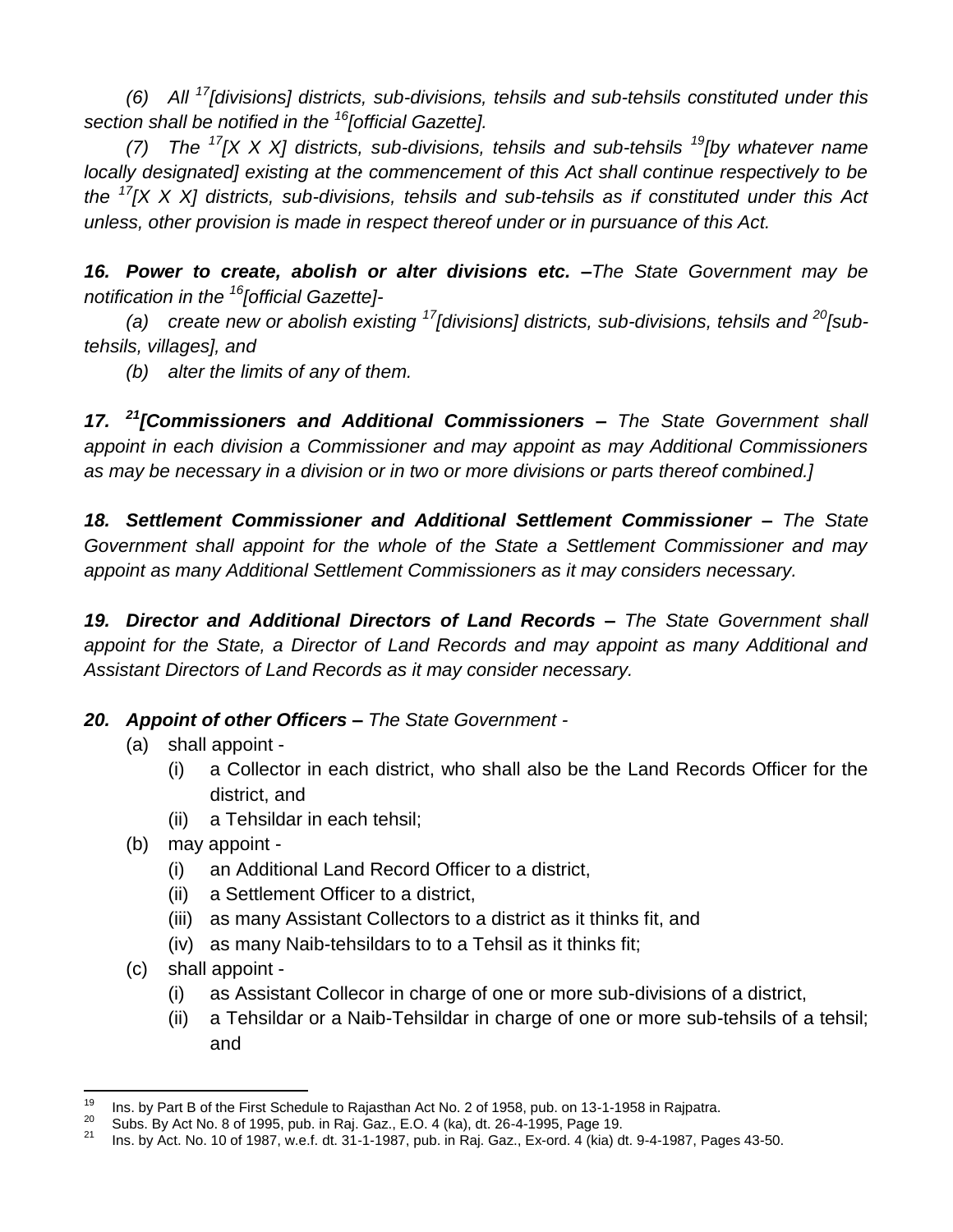*(6) All [17][divisions] districts, sub-divisions, tehsils and sub-tehsils constituted under this section shall be notified in the [16][official Gazette].*

*(7) The [17][X X X] districts, sub-divisions, tehsils and sub-tehsils [19][by whatever name locally designated] existing at the commencement of this Act shall continue respectively to be the [17][X X X] districts, sub-divisions, tehsils and sub-tehsils as if constituted under this Act unless, other provision is made in respect thereof under or in pursuance of this Act.*

***16. Power to create, abolish or alter divisions etc. –****The State Government may be notification in the [16][official Gazette]-*

*(a) create new or abolish existing [17][divisions] districts, sub-divisions, tehsils and [20][sub-tehsils, villages], and*

*(b) alter the limits of any of them.*

***17. [21][Commissioners and Additional Commissioners –*** *The State Government shall appoint in each division a Commissioner and may appoint as may Additional Commissioners as may be necessary in a division or in two or more divisions or parts thereof combined.]*

***18. Settlement Commissioner and Additional Settlement Commissioner –*** *The State Government shall appoint for the whole of the State a Settlement Commissioner and may appoint as many Additional Settlement Commissioners as it may considers necessary.*

***19. Director and Additional Directors of Land Records –*** *The State Government shall appoint for the State, a Director of Land Records and may appoint as many Additional and Assistant Directors of Land Records as it may consider necessary.*

***20. Appoint of other Officers –*** *The State Government -*

(a) shall appoint -
   - (i) a Collector in each district, who shall also be the Land Records Officer for the district, and
   - (ii) a Tehsildar in each tehsil;

(b) may appoint -
   - (i) an Additional Land Record Officer to a district,
   - (ii) a Settlement Officer to a district,
   - (iii) as many Assistant Collectors to a district as it thinks fit, and
   - (iv) as many Naib-tehsildars to to a Tehsil as it thinks fit;

(c) shall appoint -
   - (i) as Assistant Collecor in charge of one or more sub-divisions of a district,
   - (ii) a Tehsildar or a Naib-Tehsildar in charge of one or more sub-tehsils of a tehsil; and

---

[19] Ins. by Part B of the First Schedule to Rajasthan Act No. 2 of 1958, pub. on 13-1-1958 in Rajpatra.

[20] Subs. By Act No. 8 of 1995, pub. in Raj. Gaz., E.O. 4 (ka), dt. 26-4-1995, Page 19.

[21] Ins. by Act. No. 10 of 1987, w.e.f. dt. 31-1-1987, pub. in Raj. Gaz., Ex-ord. 4 (kia) dt. 9-4-1987, Pages 43-50.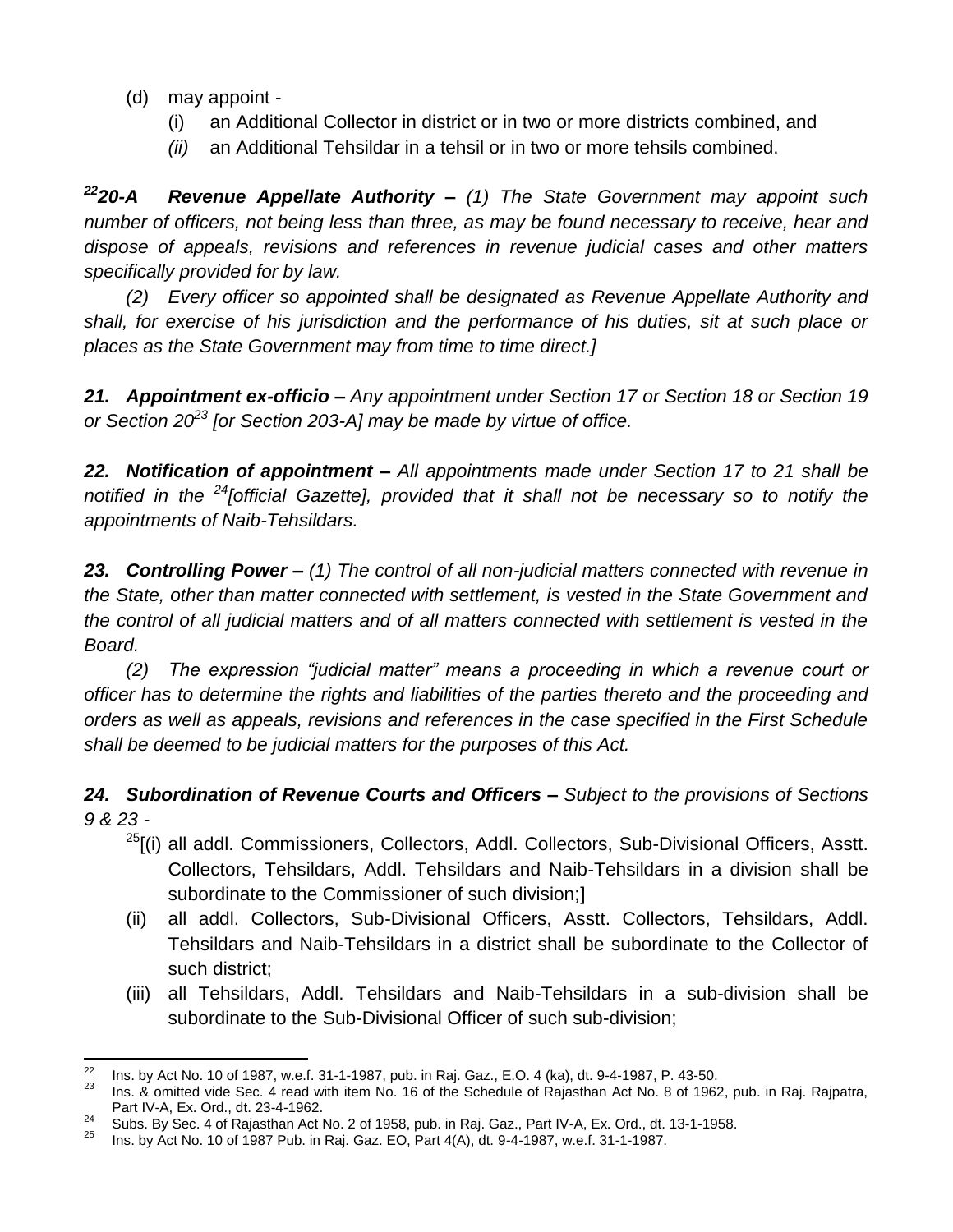(d) may appoint -

(i) an Additional Collector in district or in two or more districts combined, and

*(ii)* an Additional Tehsildar in a tehsil or in two or more tehsils combined.

***[22]20-A Revenue Appellate Authority –*** *(1) The State Government may appoint such number of officers, not being less than three, as may be found necessary to receive, hear and dispose of appeals, revisions and references in revenue judicial cases and other matters specifically provided for by law.*

*(2) Every officer so appointed shall be designated as Revenue Appellate Authority and shall, for exercise of his jurisdiction and the performance of his duties, sit at such place or places as the State Government may from time to time direct.]*

***21. Appointment ex-officio –*** *Any appointment under Section 17 or Section 18 or Section 19 or Section 20[23] [or Section 203-A] may be made by virtue of office.*

***22. Notification of appointment –*** *All appointments made under Section 17 to 21 shall be notified in the [24][official Gazette], provided that it shall not be necessary so to notify the appointments of Naib-Tehsildars.*

***23. Controlling Power –*** *(1) The control of all non-judicial matters connected with revenue in the State, other than matter connected with settlement, is vested in the State Government and the control of all judicial matters and of all matters connected with settlement is vested in the Board.*

*(2) The expression "judicial matter" means a proceeding in which a revenue court or officer has to determine the rights and liabilities of the parties thereto and the proceeding and orders as well as appeals, revisions and references in the case specified in the First Schedule shall be deemed to be judicial matters for the purposes of this Act.*

***24. Subordination of Revenue Courts and Officers –*** *Subject to the provisions of Sections 9 & 23 -*

[25][(i) all addl. Commissioners, Collectors, Addl. Collectors, Sub-Divisional Officers, Asstt. Collectors, Tehsildars, Addl. Tehsildars and Naib-Tehsildars in a division shall be subordinate to the Commissioner of such division;]

(ii) all addl. Collectors, Sub-Divisional Officers, Asstt. Collectors, Tehsildars, Addl. Tehsildars and Naib-Tehsildars in a district shall be subordinate to the Collector of such district;

(iii) all Tehsildars, Addl. Tehsildars and Naib-Tehsildars in a sub-division shall be subordinate to the Sub-Divisional Officer of such sub-division;

---

[22] Ins. by Act No. 10 of 1987, w.e.f. 31-1-1987, pub. in Raj. Gaz., E.O. 4 (ka), dt. 9-4-1987, P. 43-50.

[23] Ins. & omitted vide Sec. 4 read with item No. 16 of the Schedule of Rajasthan Act No. 8 of 1962, pub. in Raj. Rajpatra, Part IV-A, Ex. Ord., dt. 23-4-1962.

[24] Subs. By Sec. 4 of Rajasthan Act No. 2 of 1958, pub. in Raj. Gaz., Part IV-A, Ex. Ord., dt. 13-1-1958.

[25] Ins. by Act No. 10 of 1987 Pub. in Raj. Gaz. EO, Part 4(A), dt. 9-4-1987, w.e.f. 31-1-1987.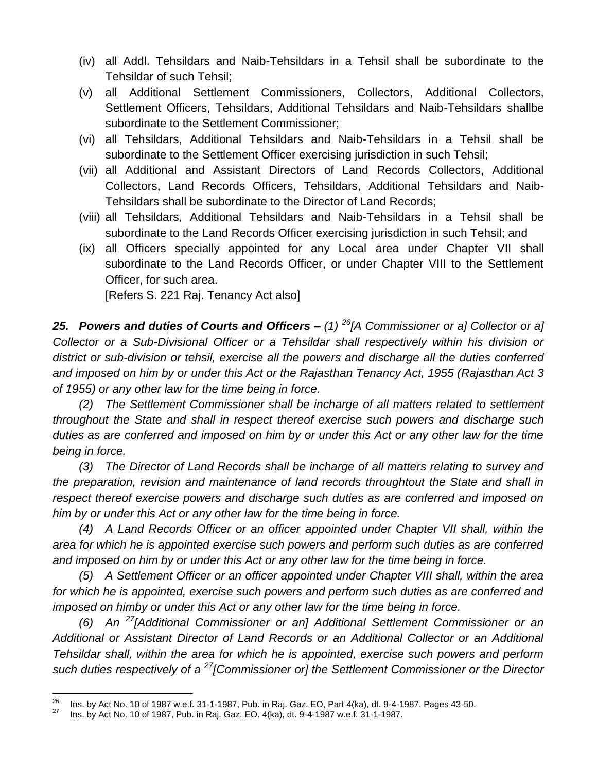(iv) all Addl. Tehsildars and Naib-Tehsildars in a Tehsil shall be subordinate to the Tehsildar of such Tehsil;

(v) all Additional Settlement Commissioners, Collectors, Additional Collectors, Settlement Officers, Tehsildars, Additional Tehsildars and Naib-Tehsildars shallbe subordinate to the Settlement Commissioner;

(vi) all Tehsildars, Additional Tehsildars and Naib-Tehsildars in a Tehsil shall be subordinate to the Settlement Officer exercising jurisdiction in such Tehsil;

(vii) all Additional and Assistant Directors of Land Records Collectors, Additional Collectors, Land Records Officers, Tehsildars, Additional Tehsildars and Naib-Tehsildars shall be subordinate to the Director of Land Records;

(viii) all Tehsildars, Additional Tehsildars and Naib-Tehsildars in a Tehsil shall be subordinate to the Land Records Officer exercising jurisdiction in such Tehsil; and

(ix) all Officers specially appointed for any Local area under Chapter VII shall subordinate to the Land Records Officer, or under Chapter VIII to the Settlement Officer, for such area.

[Refers S. 221 Raj. Tenancy Act also]

***25. Powers and duties of Courts and Officers –*** *(1) [26][A Commissioner or a] Collector or a] Collector or a Sub-Divisional Officer or a Tehsildar shall respectively within his division or district or sub-division or tehsil, exercise all the powers and discharge all the duties conferred and imposed on him by or under this Act or the Rajasthan Tenancy Act, 1955 (Rajasthan Act 3 of 1955) or any other law for the time being in force.*

*(2) The Settlement Commissioner shall be incharge of all matters related to settlement throughout the State and shall in respect thereof exercise such powers and discharge such duties as are conferred and imposed on him by or under this Act or any other law for the time being in force.*

*(3) The Director of Land Records shall be incharge of all matters relating to survey and the preparation, revision and maintenance of land records throughtout the State and shall in respect thereof exercise powers and discharge such duties as are conferred and imposed on him by or under this Act or any other law for the time being in force.*

*(4) A Land Records Officer or an officer appointed under Chapter VII shall, within the area for which he is appointed exercise such powers and perform such duties as are conferred and imposed on him by or under this Act or any other law for the time being in force.*

*(5) A Settlement Officer or an officer appointed under Chapter VIII shall, within the area for which he is appointed, exercise such powers and perform such duties as are conferred and imposed on himby or under this Act or any other law for the time being in force.*

*(6) An [27][Additional Commissioner or an] Additional Settlement Commissioner or an Additional or Assistant Director of Land Records or an Additional Collector or an Additional Tehsildar shall, within the area for which he is appointed, exercise such powers and perform such duties respectively of a [27][Commissioner or] the Settlement Commissioner or the Director*

---

[26] Ins. by Act No. 10 of 1987 w.e.f. 31-1-1987, Pub. in Raj. Gaz. EO, Part 4(ka), dt. 9-4-1987, Pages 43-50.

[27] Ins. by Act No. 10 of 1987, Pub. in Raj. Gaz. EO. 4(ka), dt. 9-4-1987 w.e.f. 31-1-1987.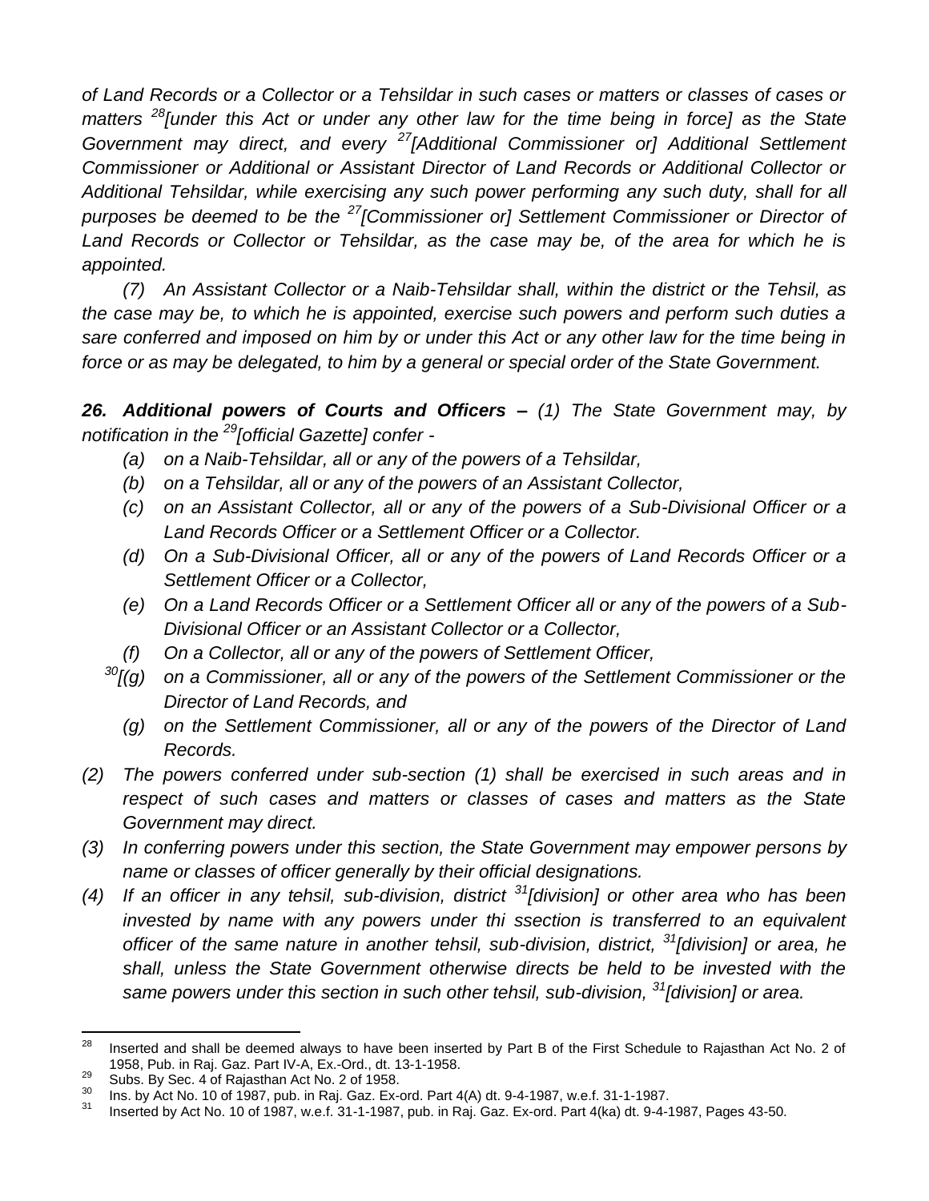*of Land Records or a Collector or a Tehsildar in such cases or matters or classes of cases or matters [28][under this Act or under any other law for the time being in force] as the State Government may direct, and every [27][Additional Commissioner or] Additional Settlement Commissioner or Additional or Assistant Director of Land Records or Additional Collector or Additional Tehsildar, while exercising any such power performing any such duty, shall for all purposes be deemed to be the [27][Commissioner or] Settlement Commissioner or Director of Land Records or Collector or Tehsildar, as the case may be, of the area for which he is appointed.*

*(7) An Assistant Collector or a Naib-Tehsildar shall, within the district or the Tehsil, as the case may be, to which he is appointed, exercise such powers and perform such duties a sare conferred and imposed on him by or under this Act or any other law for the time being in force or as may be delegated, to him by a general or special order of the State Government.*

***26. Additional powers of Courts and Officers –*** *(1) The State Government may, by notification in the [29][official Gazette] confer -*

- *(a) on a Naib-Tehsildar, all or any of the powers of a Tehsildar,*
- *(b) on a Tehsildar, all or any of the powers of an Assistant Collector,*
- *(c) on an Assistant Collector, all or any of the powers of a Sub-Divisional Officer or a Land Records Officer or a Settlement Officer or a Collector.*
- *(d) On a Sub-Divisional Officer, all or any of the powers of Land Records Officer or a Settlement Officer or a Collector,*
- *(e) On a Land Records Officer or a Settlement Officer all or any of the powers of a Sub-Divisional Officer or an Assistant Collector or a Collector,*
- *(f) On a Collector, all or any of the powers of Settlement Officer,*
- *[30][(g) on a Commissioner, all or any of the powers of the Settlement Commissioner or the Director of Land Records, and*
- *(g) on the Settlement Commissioner, all or any of the powers of the Director of Land Records.*

*(2) The powers conferred under sub-section (1) shall be exercised in such areas and in respect of such cases and matters or classes of cases and matters as the State Government may direct.*

*(3) In conferring powers under this section, the State Government may empower persons by name or classes of officer generally by their official designations.*

*(4) If an officer in any tehsil, sub-division, district [31][division] or other area who has been invested by name with any powers under thi ssection is transferred to an equivalent officer of the same nature in another tehsil, sub-division, district, [31][division] or area, he shall, unless the State Government otherwise directs be held to be invested with the same powers under this section in such other tehsil, sub-division, [31][division] or area.*

---

[28] Inserted and shall be deemed always to have been inserted by Part B of the First Schedule to Rajasthan Act No. 2 of 1958, Pub. in Raj. Gaz. Part IV-A, Ex.-Ord., dt. 13-1-1958.

[29] Subs. By Sec. 4 of Rajasthan Act No. 2 of 1958.

[30] Ins. by Act No. 10 of 1987, pub. in Raj. Gaz. Ex-ord. Part 4(A) dt. 9-4-1987, w.e.f. 31-1-1987.

[31] Inserted by Act No. 10 of 1987, w.e.f. 31-1-1987, pub. in Raj. Gaz. Ex-ord. Part 4(ka) dt. 9-4-1987, Pages 43-50.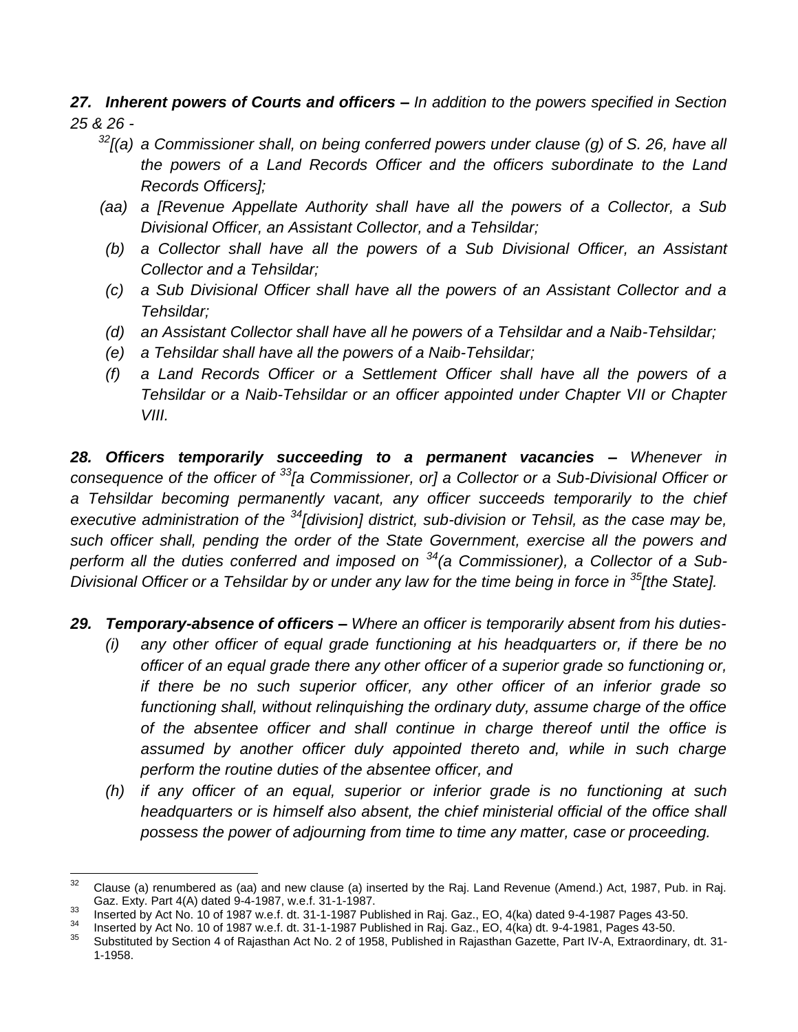***27. Inherent powers of Courts and officers –*** *In addition to the powers specified in Section 25 & 26 -*

- [32]*[(a) a Commissioner shall, on being conferred powers under clause (g) of S. 26, have all the powers of a Land Records Officer and the officers subordinate to the Land Records Officers];*
- *(aa) a [Revenue Appellate Authority shall have all the powers of a Collector, a Sub Divisional Officer, an Assistant Collector, and a Tehsildar;*
- *(b) a Collector shall have all the powers of a Sub Divisional Officer, an Assistant Collector and a Tehsildar;*
- *(c) a Sub Divisional Officer shall have all the powers of an Assistant Collector and a Tehsildar;*
- *(d) an Assistant Collector shall have all he powers of a Tehsildar and a Naib-Tehsildar;*
- *(e) a Tehsildar shall have all the powers of a Naib-Tehsildar;*
- *(f) a Land Records Officer or a Settlement Officer shall have all the powers of a Tehsildar or a Naib-Tehsildar or an officer appointed under Chapter VII or Chapter VIII.*

***28. Officers temporarily succeeding to a permanent vacancies –*** *Whenever in consequence of the officer of* [33]*[a Commissioner, or] a Collector or a Sub-Divisional Officer or a Tehsildar becoming permanently vacant, any officer succeeds temporarily to the chief executive administration of the* [34]*[division] district, sub-division or Tehsil, as the case may be, such officer shall, pending the order of the State Government, exercise all the powers and perform all the duties conferred and imposed on* [34]*(a Commissioner), a Collector of a Sub-Divisional Officer or a Tehsildar by or under any law for the time being in force in* [35]*[the State].*

***29. Temporary-absence of officers –*** *Where an officer is temporarily absent from his duties-*

- *(i) any other officer of equal grade functioning at his headquarters or, if there be no officer of an equal grade there any other officer of a superior grade so functioning or, if there be no such superior officer, any other officer of an inferior grade so functioning shall, without relinquishing the ordinary duty, assume charge of the office of the absentee officer and shall continue in charge thereof until the office is assumed by another officer duly appointed thereto and, while in such charge perform the routine duties of the absentee officer, and*
- *(h) if any officer of an equal, superior or inferior grade is no functioning at such headquarters or is himself also absent, the chief ministerial official of the office shall possess the power of adjourning from time to time any matter, case or proceeding.*

---

[32] Clause (a) renumbered as (aa) and new clause (a) inserted by the Raj. Land Revenue (Amend.) Act, 1987, Pub. in Raj. Gaz. Exty. Part 4(A) dated 9-4-1987, w.e.f. 31-1-1987.

[33] Inserted by Act No. 10 of 1987 w.e.f. dt. 31-1-1987 Published in Raj. Gaz., EO, 4(ka) dated 9-4-1987 Pages 43-50.

[34] Inserted by Act No. 10 of 1987 w.e.f. dt. 31-1-1987 Published in Raj. Gaz., EO, 4(ka) dt. 9-4-1981, Pages 43-50.

[35] Substituted by Section 4 of Rajasthan Act No. 2 of 1958, Published in Rajasthan Gazette, Part IV-A, Extraordinary, dt. 31-1-1958.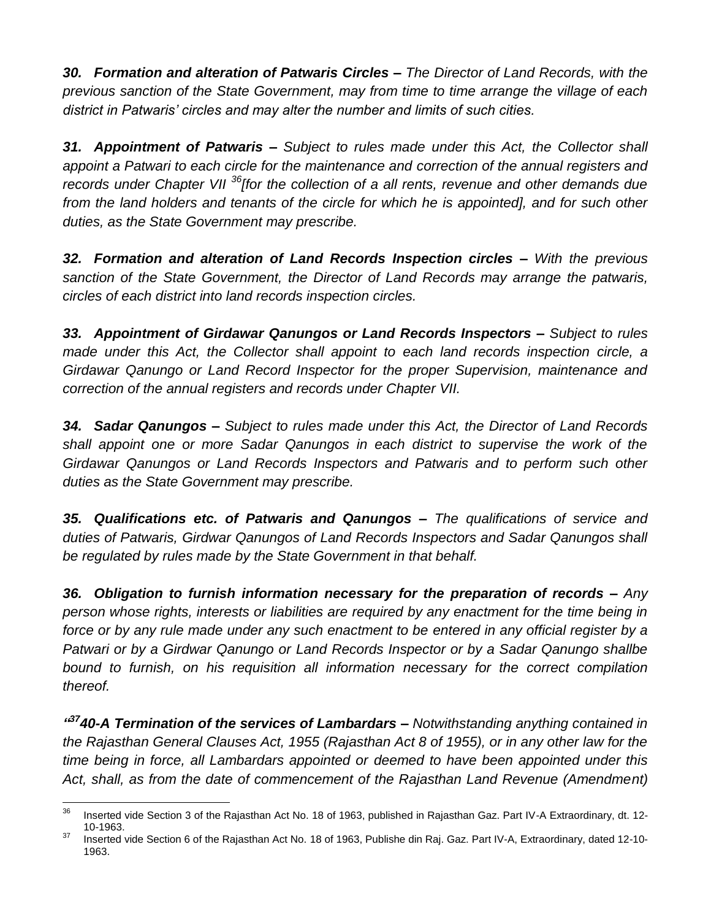***30. Formation and alteration of Patwaris Circles –*** *The Director of Land Records, with the previous sanction of the State Government, may from time to time arrange the village of each district in Patwaris' circles and may alter the number and limits of such cities.*

***31. Appointment of Patwaris –*** *Subject to rules made under this Act, the Collector shall appoint a Patwari to each circle for the maintenance and correction of the annual registers and records under Chapter VII [36][for the collection of a all rents, revenue and other demands due from the land holders and tenants of the circle for which he is appointed], and for such other duties, as the State Government may prescribe.*

***32. Formation and alteration of Land Records Inspection circles –*** *With the previous sanction of the State Government, the Director of Land Records may arrange the patwaris, circles of each district into land records inspection circles.*

***33. Appointment of Girdawar Qanungos or Land Records Inspectors –*** *Subject to rules made under this Act, the Collector shall appoint to each land records inspection circle, a Girdawar Qanungo or Land Record Inspector for the proper Supervision, maintenance and correction of the annual registers and records under Chapter VII.*

***34. Sadar Qanungos –*** *Subject to rules made under this Act, the Director of Land Records shall appoint one or more Sadar Qanungos in each district to supervise the work of the Girdawar Qanungos or Land Records Inspectors and Patwaris and to perform such other duties as the State Government may prescribe.*

***35. Qualifications etc. of Patwaris and Qanungos –*** *The qualifications of service and duties of Patwaris, Girdwar Qanungos of Land Records Inspectors and Sadar Qanungos shall be regulated by rules made by the State Government in that behalf.*

***36. Obligation to furnish information necessary for the preparation of records –*** *Any person whose rights, interests or liabilities are required by any enactment for the time being in force or by any rule made under any such enactment to be entered in any official register by a Patwari or by a Girdwar Qanungo or Land Records Inspector or by a Sadar Qanungo shallbe bound to furnish, on his requisition all information necessary for the correct compilation thereof.*

***"[37]40-A Termination of the services of Lambardars –*** *Notwithstanding anything contained in the Rajasthan General Clauses Act, 1955 (Rajasthan Act 8 of 1955), or in any other law for the time being in force, all Lambardars appointed or deemed to have been appointed under this Act, shall, as from the date of commencement of the Rajasthan Land Revenue (Amendment)*

---

[36] Inserted vide Section 3 of the Rajasthan Act No. 18 of 1963, published in Rajasthan Gaz. Part IV-A Extraordinary, dt. 12-10-1963.

[37] Inserted vide Section 6 of the Rajasthan Act No. 18 of 1963, Publishe din Raj. Gaz. Part IV-A, Extraordinary, dated 12-10-1963.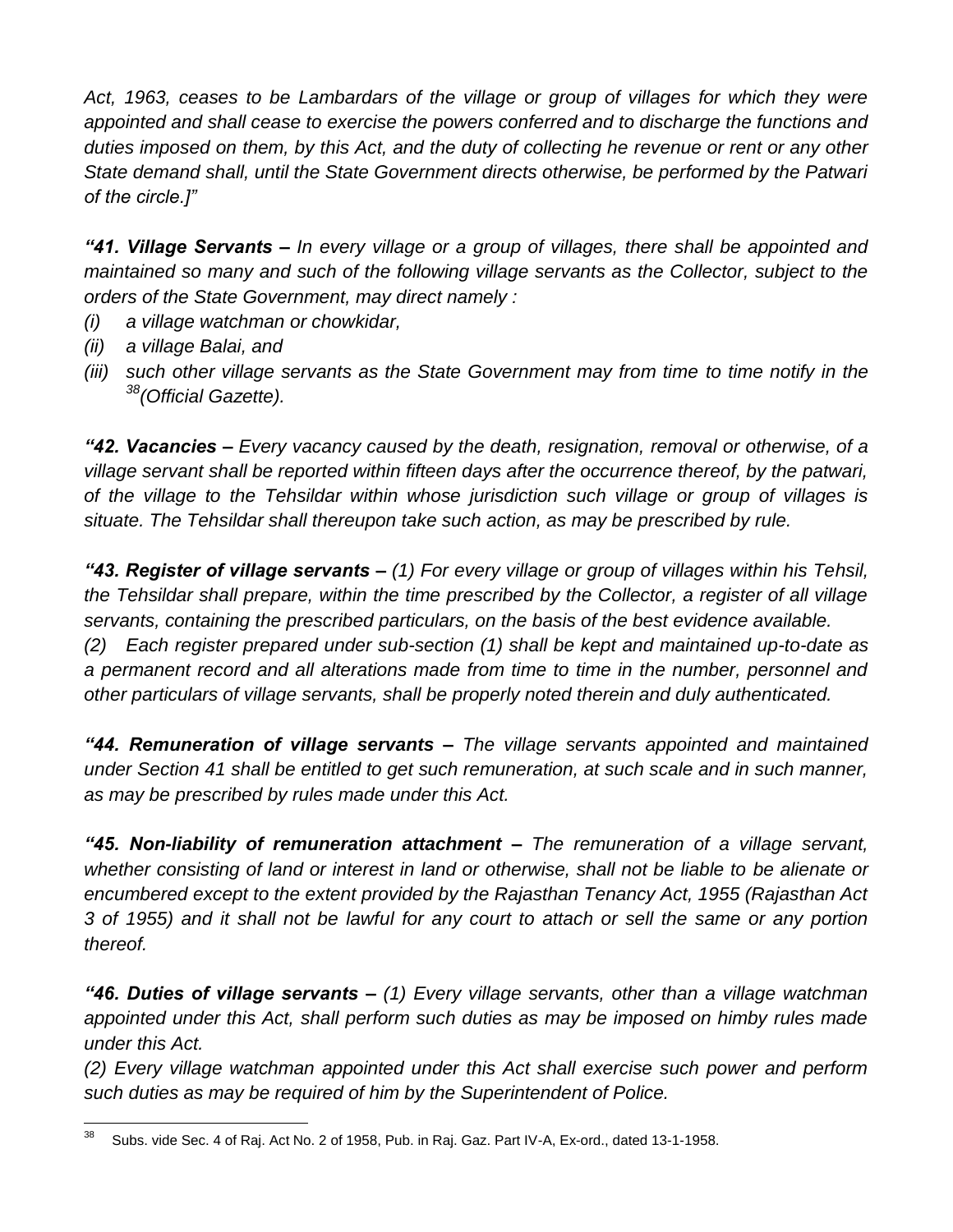*Act, 1963, ceases to be Lambardars of the village or group of villages for which they were appointed and shall cease to exercise the powers conferred and to discharge the functions and duties imposed on them, by this Act, and the duty of collecting he revenue or rent or any other State demand shall, until the State Government directs otherwise, be performed by the Patwari of the circle.]"*

***"41. Village Servants –*** *In every village or a group of villages, there shall be appointed and maintained so many and such of the following village servants as the Collector, subject to the orders of the State Government, may direct namely :*

*(i) a village watchman or chowkidar,*
*(ii) a village Balai, and*
*(iii) such other village servants as the State Government may from time to time notify in the [38](Official Gazette).*

***"42. Vacancies –*** *Every vacancy caused by the death, resignation, removal or otherwise, of a village servant shall be reported within fifteen days after the occurrence thereof, by the patwari, of the village to the Tehsildar within whose jurisdiction such village or group of villages is situate. The Tehsildar shall thereupon take such action, as may be prescribed by rule.*

***"43. Register of village servants –*** *(1) For every village or group of villages within his Tehsil, the Tehsildar shall prepare, within the time prescribed by the Collector, a register of all village servants, containing the prescribed particulars, on the basis of the best evidence available.*
*(2) Each register prepared under sub-section (1) shall be kept and maintained up-to-date as a permanent record and all alterations made from time to time in the number, personnel and other particulars of village servants, shall be properly noted therein and duly authenticated.*

***"44. Remuneration of village servants –*** *The village servants appointed and maintained under Section 41 shall be entitled to get such remuneration, at such scale and in such manner, as may be prescribed by rules made under this Act.*

***"45. Non-liability of remuneration attachment –*** *The remuneration of a village servant, whether consisting of land or interest in land or otherwise, shall not be liable to be alienate or encumbered except to the extent provided by the Rajasthan Tenancy Act, 1955 (Rajasthan Act 3 of 1955) and it shall not be lawful for any court to attach or sell the same or any portion thereof.*

***"46. Duties of village servants –*** *(1) Every village servants, other than a village watchman appointed under this Act, shall perform such duties as may be imposed on himby rules made under this Act.*
*(2) Every village watchman appointed under this Act shall exercise such power and perform such duties as may be required of him by the Superintendent of Police.*

---

[38] Subs. vide Sec. 4 of Raj. Act No. 2 of 1958, Pub. in Raj. Gaz. Part IV-A, Ex-ord., dated 13-1-1958.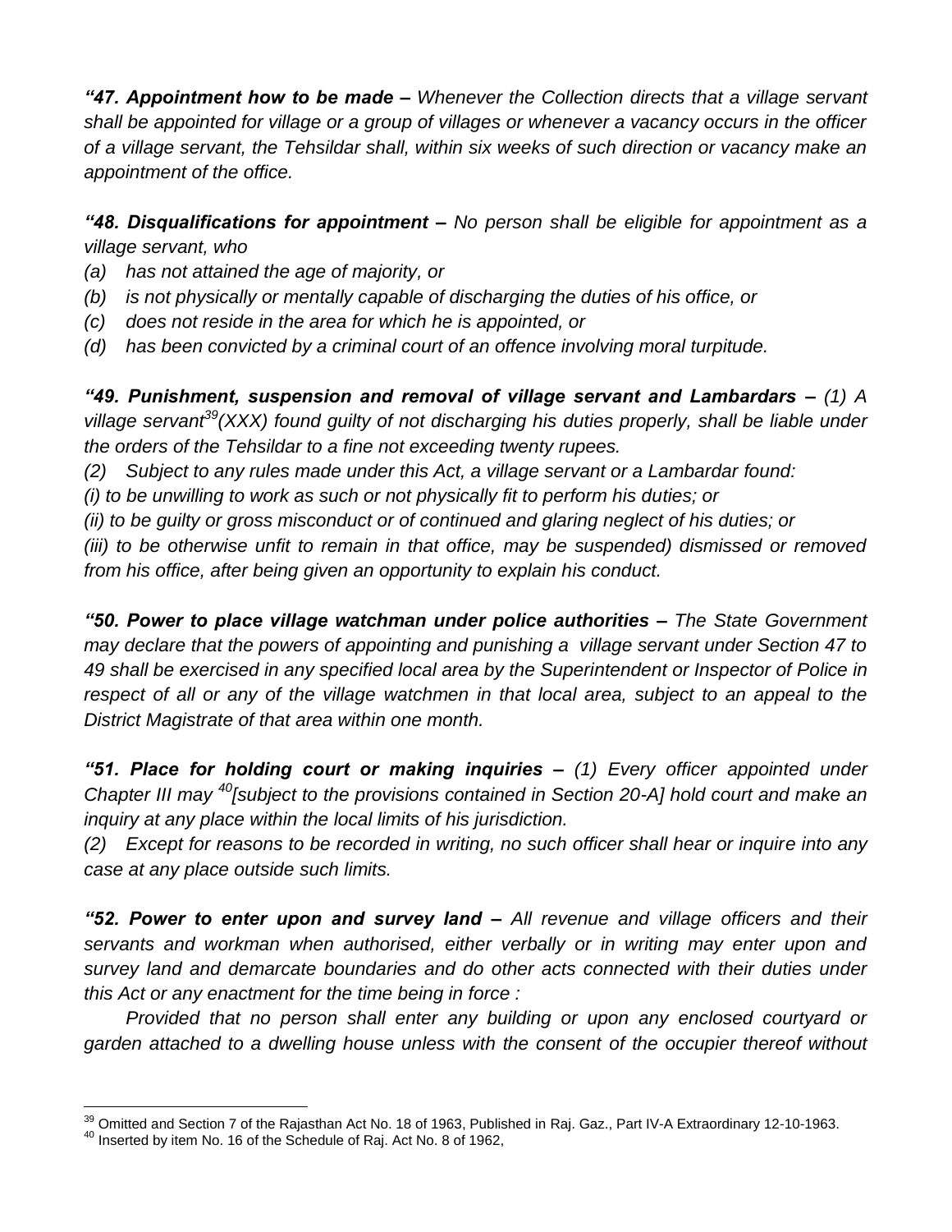***"47. Appointment how to be made –*** *Whenever the Collection directs that a village servant shall be appointed for village or a group of villages or whenever a vacancy occurs in the officer of a village servant, the Tehsildar shall, within six weeks of such direction or vacancy make an appointment of the office.*

***"48. Disqualifications for appointment –*** *No person shall be eligible for appointment as a village servant, who*

*(a) has not attained the age of majority, or*

*(b) is not physically or mentally capable of discharging the duties of his office, or*

*(c) does not reside in the area for which he is appointed, or*

*(d) has been convicted by a criminal court of an offence involving moral turpitude.*

***"49. Punishment, suspension and removal of village servant and Lambardars –*** *(1) A village servant[39](XXX) found guilty of not discharging his duties properly, shall be liable under the orders of the Tehsildar to a fine not exceeding twenty rupees.*

*(2) Subject to any rules made under this Act, a village servant or a Lambardar found:*

*(i) to be unwilling to work as such or not physically fit to perform his duties; or*

*(ii) to be guilty or gross misconduct or of continued and glaring neglect of his duties; or*

*(iii) to be otherwise unfit to remain in that office, may be suspended) dismissed or removed from his office, after being given an opportunity to explain his conduct.*

***"50. Power to place village watchman under police authorities –*** *The State Government may declare that the powers of appointing and punishing a village servant under Section 47 to 49 shall be exercised in any specified local area by the Superintendent or Inspector of Police in respect of all or any of the village watchmen in that local area, subject to an appeal to the District Magistrate of that area within one month.*

***"51. Place for holding court or making inquiries –*** *(1) Every officer appointed under Chapter III may [40][subject to the provisions contained in Section 20-A] hold court and make an inquiry at any place within the local limits of his jurisdiction.*

*(2) Except for reasons to be recorded in writing, no such officer shall hear or inquire into any case at any place outside such limits.*

***"52. Power to enter upon and survey land –*** *All revenue and village officers and their servants and workman when authorised, either verbally or in writing may enter upon and survey land and demarcate boundaries and do other acts connected with their duties under this Act or any enactment for the time being in force :*

*Provided that no person shall enter any building or upon any enclosed courtyard or garden attached to a dwelling house unless with the consent of the occupier thereof without*

---

[39] Omitted and Section 7 of the Rajasthan Act No. 18 of 1963, Published in Raj. Gaz., Part IV-A Extraordinary 12-10-1963.

[40] Inserted by item No. 16 of the Schedule of Raj. Act No. 8 of 1962,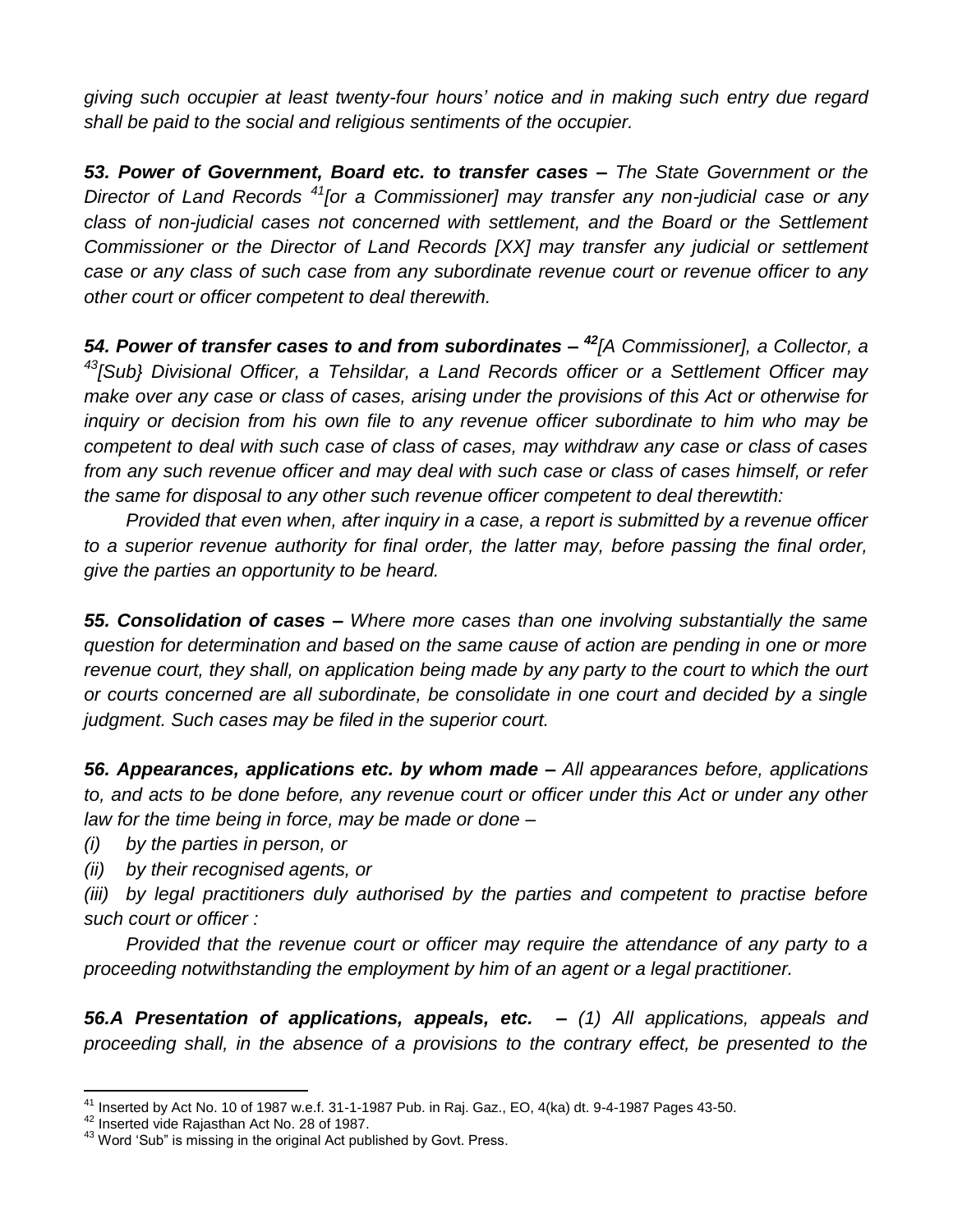*giving such occupier at least twenty-four hours' notice and in making such entry due regard shall be paid to the social and religious sentiments of the occupier.*

***53. Power of Government, Board etc. to transfer cases –*** *The State Government or the Director of Land Records [41][or a Commissioner] may transfer any non-judicial case or any class of non-judicial cases not concerned with settlement, and the Board or the Settlement Commissioner or the Director of Land Records [XX] may transfer any judicial or settlement case or any class of such case from any subordinate revenue court or revenue officer to any other court or officer competent to deal therewith.*

***54. Power of transfer cases to and from subordinates –*** *[42][A Commissioner], a Collector, a [43][Sub} Divisional Officer, a Tehsildar, a Land Records officer or a Settlement Officer may make over any case or class of cases, arising under the provisions of this Act or otherwise for inquiry or decision from his own file to any revenue officer subordinate to him who may be competent to deal with such case of class of cases, may withdraw any case or class of cases from any such revenue officer and may deal with such case or class of cases himself, or refer the same for disposal to any other such revenue officer competent to deal therewtith:*

*Provided that even when, after inquiry in a case, a report is submitted by a revenue officer to a superior revenue authority for final order, the latter may, before passing the final order, give the parties an opportunity to be heard.*

***55. Consolidation of cases –*** *Where more cases than one involving substantially the same question for determination and based on the same cause of action are pending in one or more revenue court, they shall, on application being made by any party to the court to which the ourt or courts concerned are all subordinate, be consolidate in one court and decided by a single judgment. Such cases may be filed in the superior court.*

***56. Appearances, applications etc. by whom made –*** *All appearances before, applications to, and acts to be done before, any revenue court or officer under this Act or under any other law for the time being in force, may be made or done –*

*(i) by the parties in person, or*

*(ii) by their recognised agents, or*

*(iii) by legal practitioners duly authorised by the parties and competent to practise before such court or officer :*

*Provided that the revenue court or officer may require the attendance of any party to a proceeding notwithstanding the employment by him of an agent or a legal practitioner.*

***56.A Presentation of applications, appeals, etc. –*** *(1) All applications, appeals and proceeding shall, in the absence of a provisions to the contrary effect, be presented to the*

---

[41] Inserted by Act No. 10 of 1987 w.e.f. 31-1-1987 Pub. in Raj. Gaz., EO, 4(ka) dt. 9-4-1987 Pages 43-50.

[42] Inserted vide Rajasthan Act No. 28 of 1987.

[43] Word 'Sub" is missing in the original Act published by Govt. Press.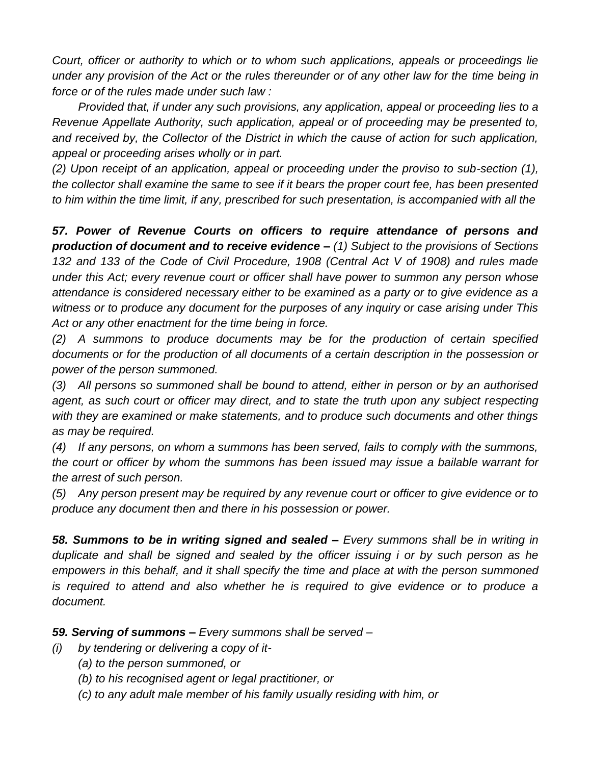*Court, officer or authority to which or to whom such applications, appeals or proceedings lie under any provision of the Act or the rules thereunder or of any other law for the time being in force or of the rules made under such law :*

*Provided that, if under any such provisions, any application, appeal or proceeding lies to a Revenue Appellate Authority, such application, appeal or of proceeding may be presented to, and received by, the Collector of the District in which the cause of action for such application, appeal or proceeding arises wholly or in part.*

*(2) Upon receipt of an application, appeal or proceeding under the proviso to sub-section (1), the collector shall examine the same to see if it bears the proper court fee, has been presented to him within the time limit, if any, prescribed for such presentation, is accompanied with all the*

***57. Power of Revenue Courts on officers to require attendance of persons and production of document and to receive evidence –*** *(1) Subject to the provisions of Sections 132 and 133 of the Code of Civil Procedure, 1908 (Central Act V of 1908) and rules made under this Act; every revenue court or officer shall have power to summon any person whose attendance is considered necessary either to be examined as a party or to give evidence as a witness or to produce any document for the purposes of any inquiry or case arising under This Act or any other enactment for the time being in force.*

*(2) A summons to produce documents may be for the production of certain specified documents or for the production of all documents of a certain description in the possession or power of the person summoned.*

*(3) All persons so summoned shall be bound to attend, either in person or by an authorised agent, as such court or officer may direct, and to state the truth upon any subject respecting with they are examined or make statements, and to produce such documents and other things as may be required.*

*(4) If any persons, on whom a summons has been served, fails to comply with the summons, the court or officer by whom the summons has been issued may issue a bailable warrant for the arrest of such person.*

*(5) Any person present may be required by any revenue court or officer to give evidence or to produce any document then and there in his possession or power.*

***58. Summons to be in writing signed and sealed –*** *Every summons shall be in writing in duplicate and shall be signed and sealed by the officer issuing i or by such person as he empowers in this behalf, and it shall specify the time and place at with the person summoned is required to attend and also whether he is required to give evidence or to produce a document.*

***59. Serving of summons –*** *Every summons shall be served –*

*(i) by tendering or delivering a copy of it-*

*(a) to the person summoned, or*

*(b) to his recognised agent or legal practitioner, or*

*(c) to any adult male member of his family usually residing with him, or*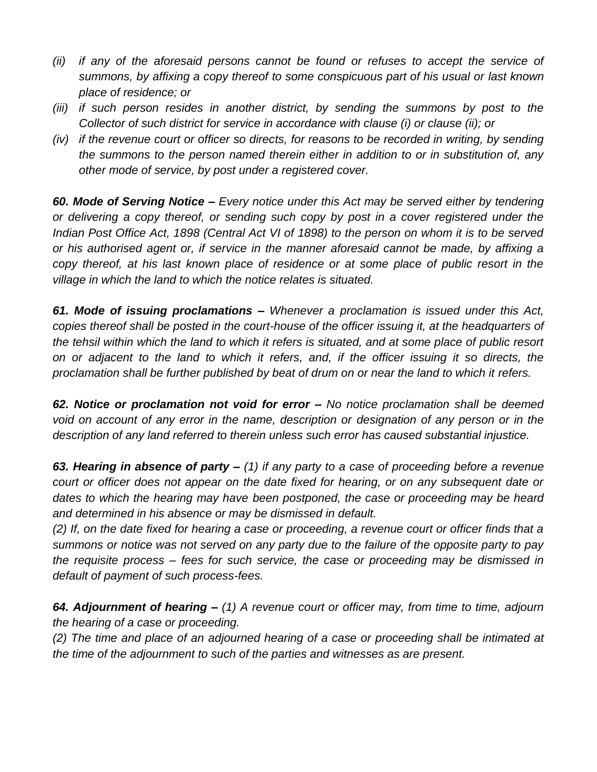*(ii) if any of the aforesaid persons cannot be found or refuses to accept the service of summons, by affixing a copy thereof to some conspicuous part of his usual or last known place of residence; or*

*(iii) if such person resides in another district, by sending the summons by post to the Collector of such district for service in accordance with clause (i) or clause (ii); or*

*(iv) if the revenue court or officer so directs, for reasons to be recorded in writing, by sending the summons to the person named therein either in addition to or in substitution of, any other mode of service, by post under a registered cover.*

***60. Mode of Serving Notice –*** *Every notice under this Act may be served either by tendering or delivering a copy thereof, or sending such copy by post in a cover registered under the Indian Post Office Act, 1898 (Central Act VI of 1898) to the person on whom it is to be served or his authorised agent or, if service in the manner aforesaid cannot be made, by affixing a copy thereof, at his last known place of residence or at some place of public resort in the village in which the land to which the notice relates is situated.*

***61. Mode of issuing proclamations –*** *Whenever a proclamation is issued under this Act, copies thereof shall be posted in the court-house of the officer issuing it, at the headquarters of the tehsil within which the land to which it refers is situated, and at some place of public resort on or adjacent to the land to which it refers, and, if the officer issuing it so directs, the proclamation shall be further published by beat of drum on or near the land to which it refers.*

***62. Notice or proclamation not void for error –*** *No notice proclamation shall be deemed void on account of any error in the name, description or designation of any person or in the description of any land referred to therein unless such error has caused substantial injustice.*

***63. Hearing in absence of party –*** *(1) if any party to a case of proceeding before a revenue court or officer does not appear on the date fixed for hearing, or on any subsequent date or dates to which the hearing may have been postponed, the case or proceeding may be heard and determined in his absence or may be dismissed in default.*

*(2) If, on the date fixed for hearing a case or proceeding, a revenue court or officer finds that a summons or notice was not served on any party due to the failure of the opposite party to pay the requisite process – fees for such service, the case or proceeding may be dismissed in default of payment of such process-fees.*

***64. Adjournment of hearing –*** *(1) A revenue court or officer may, from time to time, adjourn the hearing of a case or proceeding.*

*(2) The time and place of an adjourned hearing of a case or proceeding shall be intimated at the time of the adjournment to such of the parties and witnesses as are present.*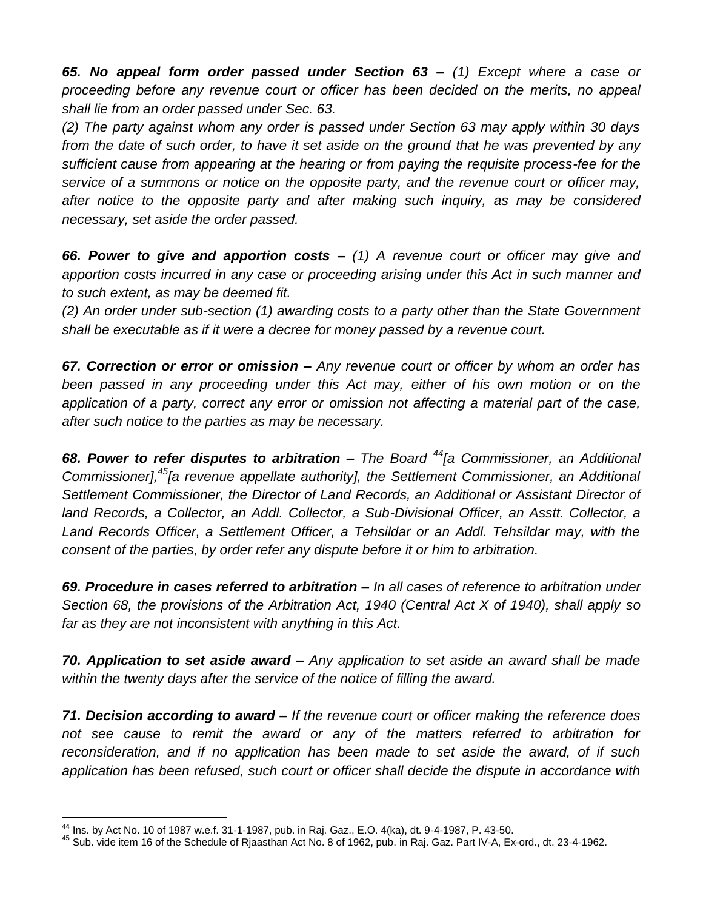***65. No appeal form order passed under Section 63 –*** *(1) Except where a case or proceeding before any revenue court or officer has been decided on the merits, no appeal shall lie from an order passed under Sec. 63.*

*(2) The party against whom any order is passed under Section 63 may apply within 30 days from the date of such order, to have it set aside on the ground that he was prevented by any sufficient cause from appearing at the hearing or from paying the requisite process-fee for the service of a summons or notice on the opposite party, and the revenue court or officer may, after notice to the opposite party and after making such inquiry, as may be considered necessary, set aside the order passed.*

***66. Power to give and apportion costs –*** *(1) A revenue court or officer may give and apportion costs incurred in any case or proceeding arising under this Act in such manner and to such extent, as may be deemed fit.*

*(2) An order under sub-section (1) awarding costs to a party other than the State Government shall be executable as if it were a decree for money passed by a revenue court.*

***67. Correction or error or omission –*** *Any revenue court or officer by whom an order has been passed in any proceeding under this Act may, either of his own motion or on the application of a party, correct any error or omission not affecting a material part of the case, after such notice to the parties as may be necessary.*

***68. Power to refer disputes to arbitration –*** *The Board [44][a Commissioner, an Additional Commissioner],[45][a revenue appellate authority], the Settlement Commissioner, an Additional Settlement Commissioner, the Director of Land Records, an Additional or Assistant Director of land Records, a Collector, an Addl. Collector, a Sub-Divisional Officer, an Asstt. Collector, a Land Records Officer, a Settlement Officer, a Tehsildar or an Addl. Tehsildar may, with the consent of the parties, by order refer any dispute before it or him to arbitration.*

***69. Procedure in cases referred to arbitration –*** *In all cases of reference to arbitration under Section 68, the provisions of the Arbitration Act, 1940 (Central Act X of 1940), shall apply so far as they are not inconsistent with anything in this Act.*

***70. Application to set aside award –*** *Any application to set aside an award shall be made within the twenty days after the service of the notice of filling the award.*

***71. Decision according to award –*** *If the revenue court or officer making the reference does not see cause to remit the award or any of the matters referred to arbitration for reconsideration, and if no application has been made to set aside the award, of if such application has been refused, such court or officer shall decide the dispute in accordance with*

---

[44] Ins. by Act No. 10 of 1987 w.e.f. 31-1-1987, pub. in Raj. Gaz., E.O. 4(ka), dt. 9-4-1987, P. 43-50.

[45] Sub. vide item 16 of the Schedule of Rjaasthan Act No. 8 of 1962, pub. in Raj. Gaz. Part IV-A, Ex-ord., dt. 23-4-1962.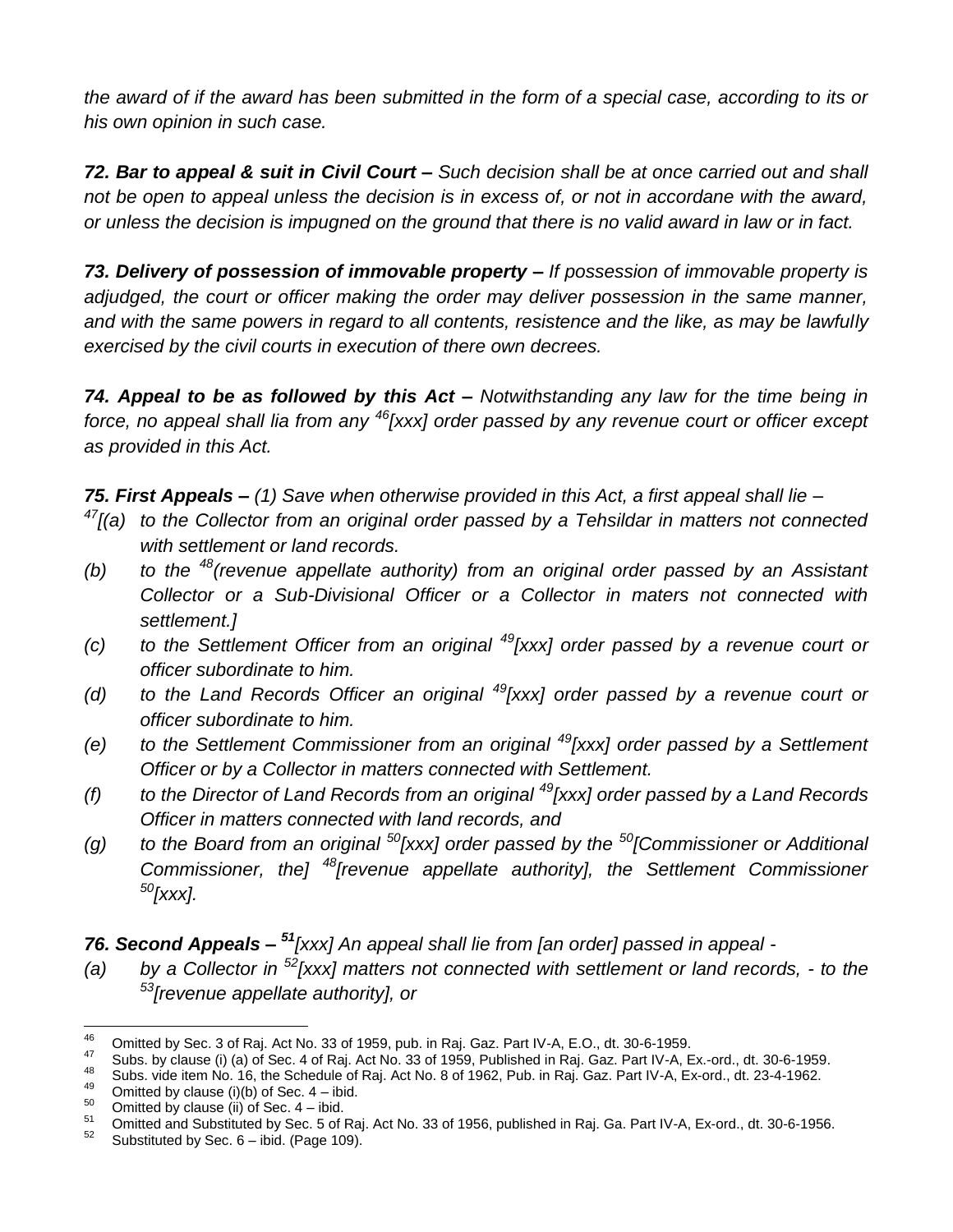*the award of if the award has been submitted in the form of a special case, according to its or his own opinion in such case.*

***72. Bar to appeal & suit in Civil Court –*** *Such decision shall be at once carried out and shall not be open to appeal unless the decision is in excess of, or not in accordane with the award, or unless the decision is impugned on the ground that there is no valid award in law or in fact.*

***73. Delivery of possession of immovable property –*** *If possession of immovable property is adjudged, the court or officer making the order may deliver possession in the same manner, and with the same powers in regard to all contents, resistence and the like, as may be lawfully exercised by the civil courts in execution of there own decrees.*

***74. Appeal to be as followed by this Act –*** *Notwithstanding any law for the time being in force, no appeal shall lia from any [46][xxx] order passed by any revenue court or officer except as provided in this Act.*

***75. First Appeals –*** *(1) Save when otherwise provided in this Act, a first appeal shall lie –*

*[47][(a) to the Collector from an original order passed by a Tehsildar in matters not connected with settlement or land records.*

*(b) to the [48](revenue appellate authority) from an original order passed by an Assistant Collector or a Sub-Divisional Officer or a Collector in maters not connected with settlement.]*

*(c) to the Settlement Officer from an original [49][xxx] order passed by a revenue court or officer subordinate to him.*

*(d) to the Land Records Officer an original [49][xxx] order passed by a revenue court or officer subordinate to him.*

*(e) to the Settlement Commissioner from an original [49][xxx] order passed by a Settlement Officer or by a Collector in matters connected with Settlement.*

*(f) to the Director of Land Records from an original [49][xxx] order passed by a Land Records Officer in matters connected with land records, and*

*(g) to the Board from an original [50][xxx] order passed by the [50][Commissioner or Additional Commissioner, the] [48][revenue appellate authority], the Settlement Commissioner [50][xxx].*

***76. Second Appeals –*** *[51][xxx] An appeal shall lie from [an order] passed in appeal -*

*(a) by a Collector in [52][xxx] matters not connected with settlement or land records, - to the [53][revenue appellate authority], or*

---

46 Omitted by Sec. 3 of Raj. Act No. 33 of 1959, pub. in Raj. Gaz. Part IV-A, E.O., dt. 30-6-1959.

47 Subs. by clause (i) (a) of Sec. 4 of Raj. Act No. 33 of 1959, Published in Raj. Gaz. Part IV-A, Ex.-ord., dt. 30-6-1959.

48 Subs. vide item No. 16, the Schedule of Raj. Act No. 8 of 1962, Pub. in Raj. Gaz. Part IV-A, Ex-ord., dt. 23-4-1962.

49 Omitted by clause (i)(b) of Sec. 4 – ibid.

50 Omitted by clause (ii) of Sec. 4 – ibid.

51 Omitted and Substituted by Sec. 5 of Raj. Act No. 33 of 1956, published in Raj. Ga. Part IV-A, Ex-ord., dt. 30-6-1956.

52 Substituted by Sec. 6 – ibid. (Page 109).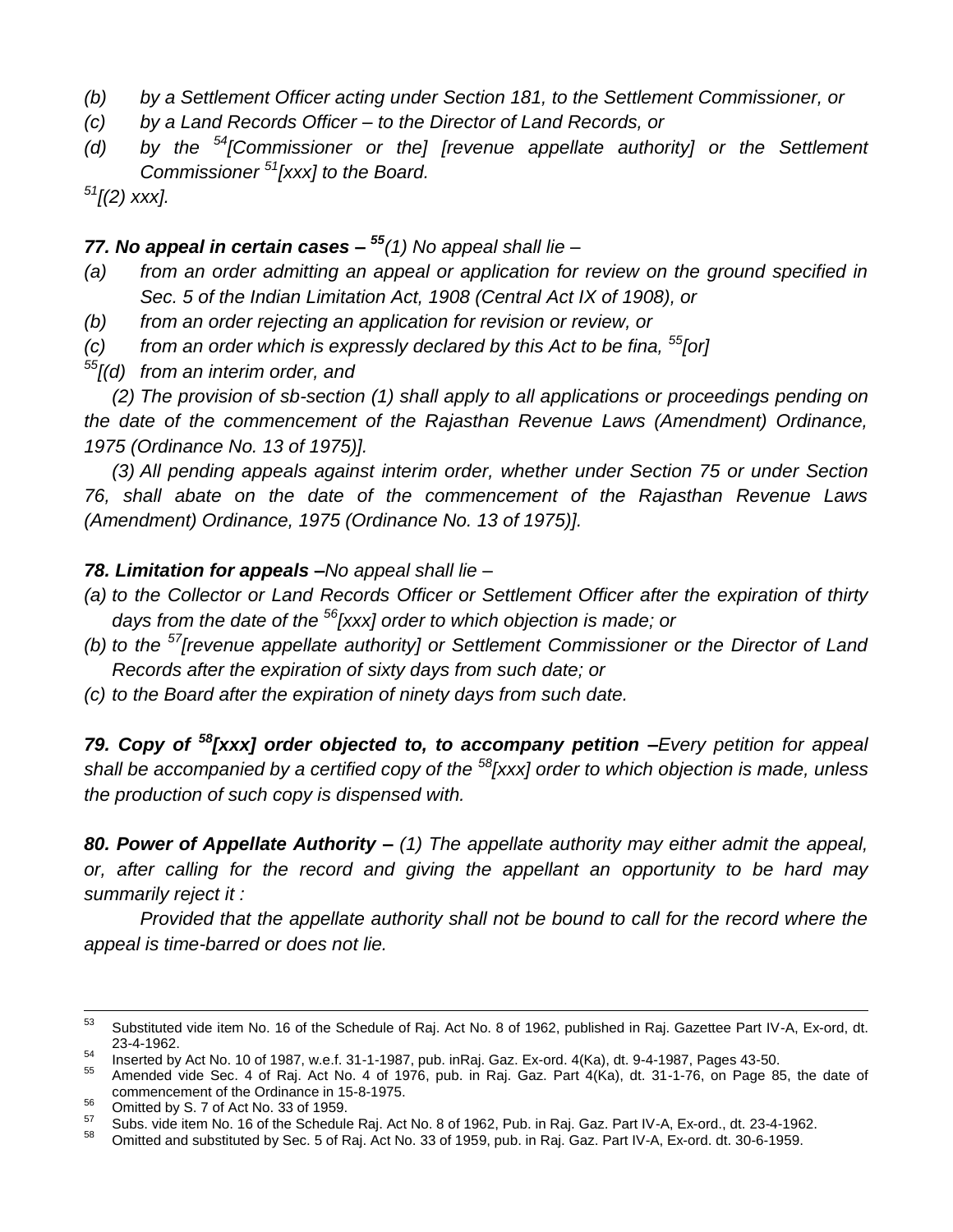*(b) by a Settlement Officer acting under Section 181, to the Settlement Commissioner, or*

*(c) by a Land Records Officer – to the Director of Land Records, or*

*(d) by the [54][Commissioner or the] [revenue appellate authority] or the Settlement Commissioner [51][xxx] to the Board.*

*[51][(2) xxx].*

***77. No appeal in certain cases –** [55](1) No appeal shall lie –*

*(a) from an order admitting an appeal or application for review on the ground specified in Sec. 5 of the Indian Limitation Act, 1908 (Central Act IX of 1908), or*

*(b) from an order rejecting an application for revision or review, or*

*(c) from an order which is expressly declared by this Act to be fina, [55][or]*

*[55][(d) from an interim order, and*

*(2) The provision of sb-section (1) shall apply to all applications or proceedings pending on the date of the commencement of the Rajasthan Revenue Laws (Amendment) Ordinance, 1975 (Ordinance No. 13 of 1975)].*

*(3) All pending appeals against interim order, whether under Section 75 or under Section 76, shall abate on the date of the commencement of the Rajasthan Revenue Laws (Amendment) Ordinance, 1975 (Ordinance No. 13 of 1975)].*

***78. Limitation for appeals –**No appeal shall lie –*

*(a) to the Collector or Land Records Officer or Settlement Officer after the expiration of thirty days from the date of the [56][xxx] order to which objection is made; or*

*(b) to the [57][revenue appellate authority] or Settlement Commissioner or the Director of Land Records after the expiration of sixty days from such date; or*

*(c) to the Board after the expiration of ninety days from such date.*

***79. Copy of [58][xxx] order objected to, to accompany petition –**Every petition for appeal shall be accompanied by a certified copy of the [58][xxx] order to which objection is made, unless the production of such copy is dispensed with.*

***80. Power of Appellate Authority –** (1) The appellate authority may either admit the appeal, or, after calling for the record and giving the appellant an opportunity to be hard may summarily reject it :*

*Provided that the appellate authority shall not be bound to call for the record where the appeal is time-barred or does not lie.*

---

[53] Substituted vide item No. 16 of the Schedule of Raj. Act No. 8 of 1962, published in Raj. Gazettee Part IV-A, Ex-ord, dt. 23-4-1962.

[54] Inserted by Act No. 10 of 1987, w.e.f. 31-1-1987, pub. inRaj. Gaz. Ex-ord. 4(Ka), dt. 9-4-1987, Pages 43-50.

[55] Amended vide Sec. 4 of Raj. Act No. 4 of 1976, pub. in Raj. Gaz. Part 4(Ka), dt. 31-1-76, on Page 85, the date of commencement of the Ordinance in 15-8-1975.

[56] Omitted by S. 7 of Act No. 33 of 1959.

[57] Subs. vide item No. 16 of the Schedule Raj. Act No. 8 of 1962, Pub. in Raj. Gaz. Part IV-A, Ex-ord., dt. 23-4-1962.

[58] Omitted and substituted by Sec. 5 of Raj. Act No. 33 of 1959, pub. in Raj. Gaz. Part IV-A, Ex-ord. dt. 30-6-1959.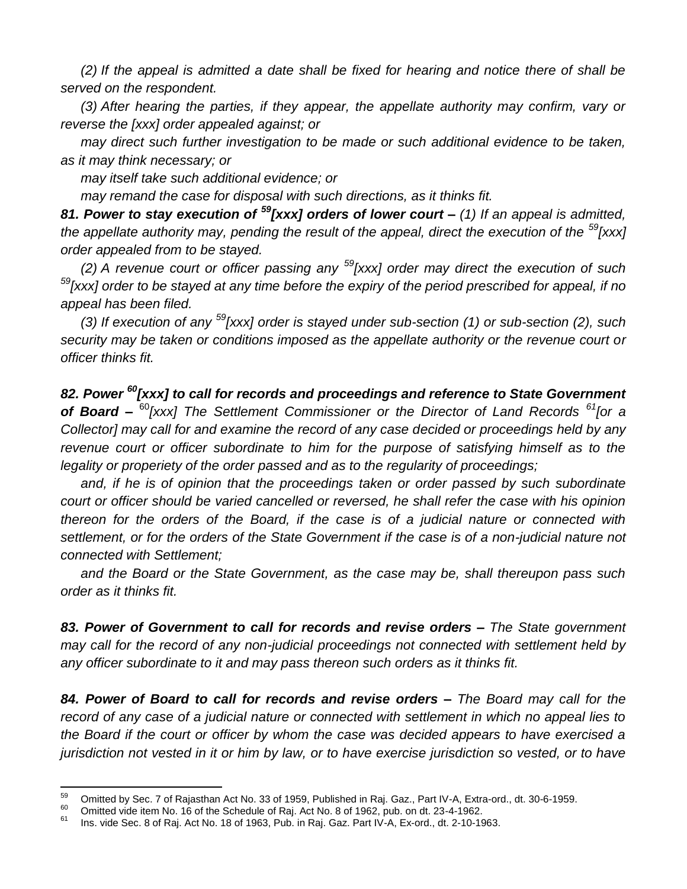*(2) If the appeal is admitted a date shall be fixed for hearing and notice there of shall be served on the respondent.*

*(3) After hearing the parties, if they appear, the appellate authority may confirm, vary or reverse the [xxx] order appealed against; or*

*may direct such further investigation to be made or such additional evidence to be taken, as it may think necessary; or*

*may itself take such additional evidence; or*

*may remand the case for disposal with such directions, as it thinks fit.*

***81. Power to stay execution of [59][xxx] orders of lower court –*** *(1) If an appeal is admitted, the appellate authority may, pending the result of the appeal, direct the execution of the [59][xxx] order appealed from to be stayed.*

*(2) A revenue court or officer passing any [59][xxx] order may direct the execution of such [59][xxx] order to be stayed at any time before the expiry of the period prescribed for appeal, if no appeal has been filed.*

*(3) If execution of any [59][xxx] order is stayed under sub-section (1) or sub-section (2), such security may be taken or conditions imposed as the appellate authority or the revenue court or officer thinks fit.*

***82. Power [60][xxx] to call for records and proceedings and reference to State Government of Board –*** *[60][xxx] The Settlement Commissioner or the Director of Land Records [61][or a Collector] may call for and examine the record of any case decided or proceedings held by any revenue court or officer subordinate to him for the purpose of satisfying himself as to the legality or properiety of the order passed and as to the regularity of proceedings;*

*and, if he is of opinion that the proceedings taken or order passed by such subordinate court or officer should be varied cancelled or reversed, he shall refer the case with his opinion thereon for the orders of the Board, if the case is of a judicial nature or connected with settlement, or for the orders of the State Government if the case is of a non-judicial nature not connected with Settlement;*

*and the Board or the State Government, as the case may be, shall thereupon pass such order as it thinks fit.*

***83. Power of Government to call for records and revise orders –*** *The State government may call for the record of any non-judicial proceedings not connected with settlement held by any officer subordinate to it and may pass thereon such orders as it thinks fit.*

***84. Power of Board to call for records and revise orders –*** *The Board may call for the record of any case of a judicial nature or connected with settlement in which no appeal lies to the Board if the court or officer by whom the case was decided appears to have exercised a jurisdiction not vested in it or him by law, or to have exercise jurisdiction so vested, or to have*

---

[59] Omitted by Sec. 7 of Rajasthan Act No. 33 of 1959, Published in Raj. Gaz., Part IV-A, Extra-ord., dt. 30-6-1959.

[60] Omitted vide item No. 16 of the Schedule of Raj. Act No. 8 of 1962, pub. on dt. 23-4-1962.

[61] Ins. vide Sec. 8 of Raj. Act No. 18 of 1963, Pub. in Raj. Gaz. Part IV-A, Ex-ord., dt. 2-10-1963.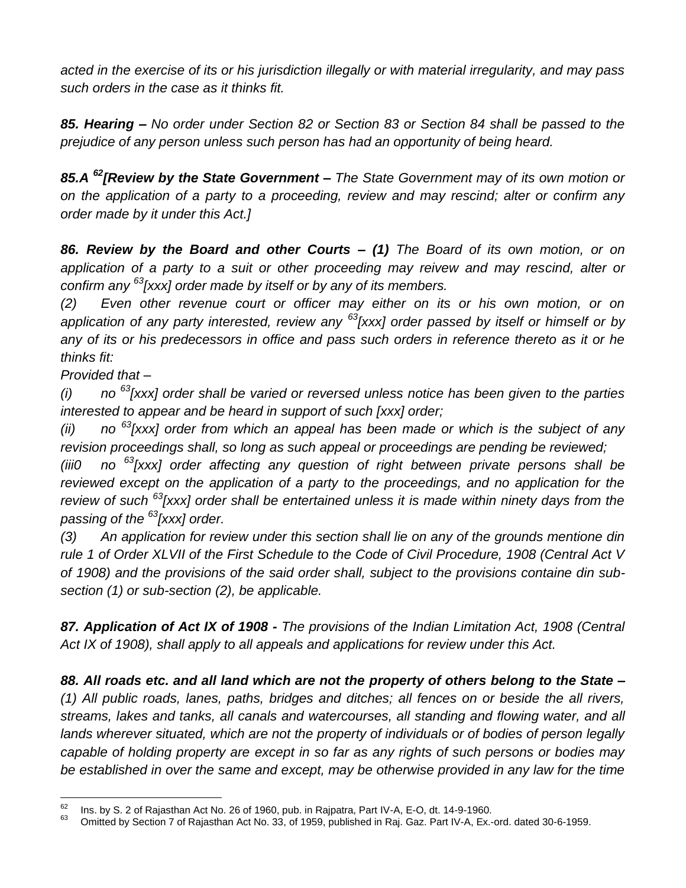*acted in the exercise of its or his jurisdiction illegally or with material irregularity, and may pass such orders in the case as it thinks fit.*

***85. Hearing –*** *No order under Section 82 or Section 83 or Section 84 shall be passed to the prejudice of any person unless such person has had an opportunity of being heard.*

***85.A [62][Review by the State Government –*** *The State Government may of its own motion or on the application of a party to a proceeding, review and may rescind; alter or confirm any order made by it under this Act.]*

***86. Review by the Board and other Courts – (1)*** *The Board of its own motion, or on application of a party to a suit or other proceeding may reivew and may rescind, alter or confirm any [63][xxx] order made by itself or by any of its members.*

*(2) Even other revenue court or officer may either on its or his own motion, or on application of any party interested, review any [63][xxx] order passed by itself or himself or by any of its or his predecessors in office and pass such orders in reference thereto as it or he thinks fit:*

*Provided that –*

*(i) no [63][xxx] order shall be varied or reversed unless notice has been given to the parties interested to appear and be heard in support of such [xxx] order;*

*(ii) no [63][xxx] order from which an appeal has been made or which is the subject of any revision proceedings shall, so long as such appeal or proceedings are pending be reviewed;*

*(iii0 no [63][xxx] order affecting any question of right between private persons shall be reviewed except on the application of a party to the proceedings, and no application for the review of such [63][xxx] order shall be entertained unless it is made within ninety days from the passing of the [63][xxx] order.*

*(3) An application for review under this section shall lie on any of the grounds mentione din rule 1 of Order XLVII of the First Schedule to the Code of Civil Procedure, 1908 (Central Act V of 1908) and the provisions of the said order shall, subject to the provisions containe din sub-section (1) or sub-section (2), be applicable.*

***87. Application of Act IX of 1908 -*** *The provisions of the Indian Limitation Act, 1908 (Central Act IX of 1908), shall apply to all appeals and applications for review under this Act.*

***88. All roads etc. and all land which are not the property of others belong to the State –***
*(1) All public roads, lanes, paths, bridges and ditches; all fences on or beside the all rivers, streams, lakes and tanks, all canals and watercourses, all standing and flowing water, and all lands wherever situated, which are not the property of individuals or of bodies of person legally capable of holding property are except in so far as any rights of such persons or bodies may be established in over the same and except, may be otherwise provided in any law for the time*

---

[62] Ins. by S. 2 of Rajasthan Act No. 26 of 1960, pub. in Rajpatra, Part IV-A, E-O, dt. 14-9-1960.

[63] Omitted by Section 7 of Rajasthan Act No. 33, of 1959, published in Raj. Gaz. Part IV-A, Ex.-ord. dated 30-6-1959.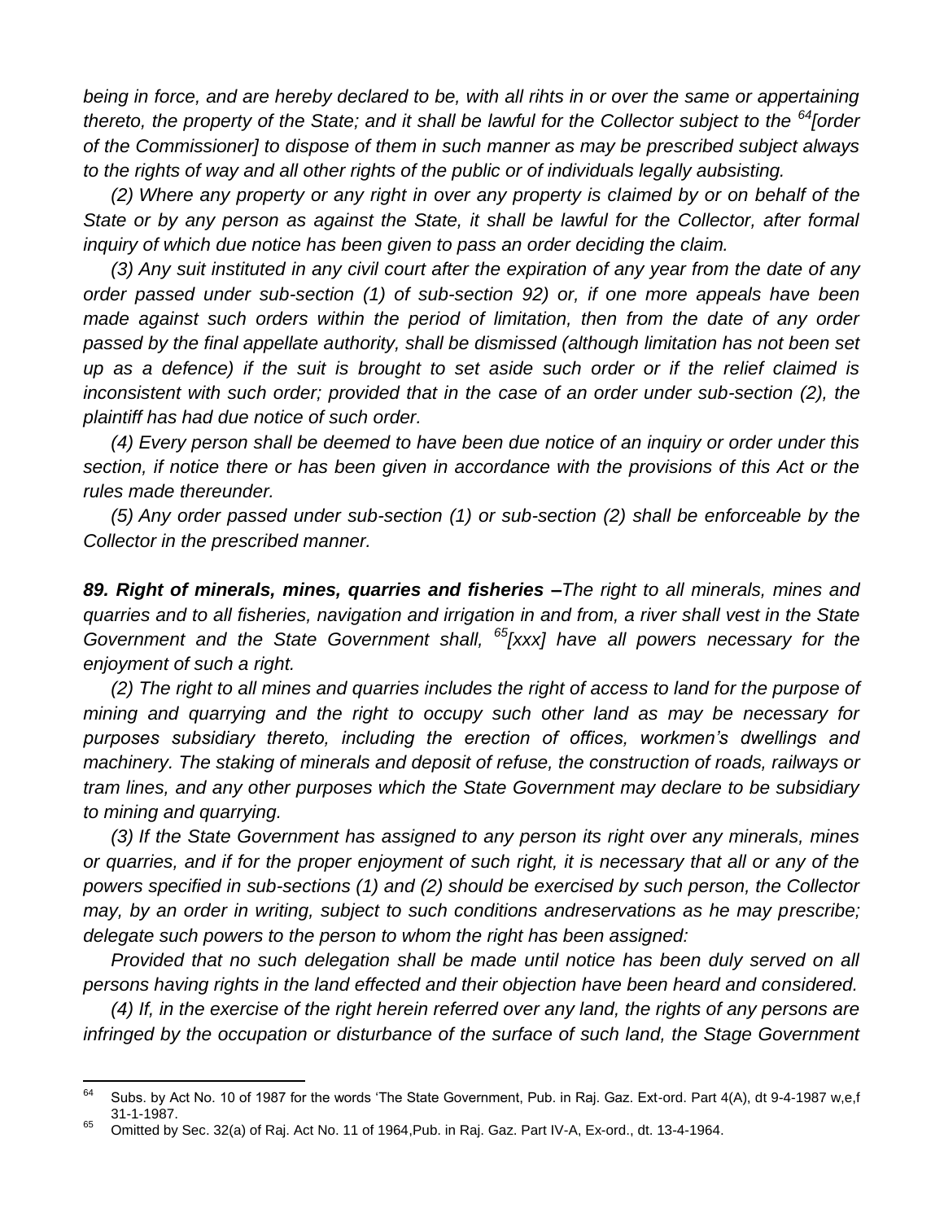*being in force, and are hereby declared to be, with all rihts in or over the same or appertaining thereto, the property of the State; and it shall be lawful for the Collector subject to the [64][order of the Commissioner] to dispose of them in such manner as may be prescribed subject always to the rights of way and all other rights of the public or of individuals legally aubsisting.*

*(2) Where any property or any right in over any property is claimed by or on behalf of the State or by any person as against the State, it shall be lawful for the Collector, after formal inquiry of which due notice has been given to pass an order deciding the claim.*

*(3) Any suit instituted in any civil court after the expiration of any year from the date of any order passed under sub-section (1) of sub-section 92) or, if one more appeals have been made against such orders within the period of limitation, then from the date of any order passed by the final appellate authority, shall be dismissed (although limitation has not been set up as a defence) if the suit is brought to set aside such order or if the relief claimed is inconsistent with such order; provided that in the case of an order under sub-section (2), the plaintiff has had due notice of such order.*

*(4) Every person shall be deemed to have been due notice of an inquiry or order under this section, if notice there or has been given in accordance with the provisions of this Act or the rules made thereunder.*

*(5) Any order passed under sub-section (1) or sub-section (2) shall be enforceable by the Collector in the prescribed manner.*

***89. Right of minerals, mines, quarries and fisheries –****The right to all minerals, mines and quarries and to all fisheries, navigation and irrigation in and from, a river shall vest in the State Government and the State Government shall, [65][xxx] have all powers necessary for the enjoyment of such a right.*

*(2) The right to all mines and quarries includes the right of access to land for the purpose of mining and quarrying and the right to occupy such other land as may be necessary for purposes subsidiary thereto, including the erection of offices, workmen's dwellings and machinery. The staking of minerals and deposit of refuse, the construction of roads, railways or tram lines, and any other purposes which the State Government may declare to be subsidiary to mining and quarrying.*

*(3) If the State Government has assigned to any person its right over any minerals, mines or quarries, and if for the proper enjoyment of such right, it is necessary that all or any of the powers specified in sub-sections (1) and (2) should be exercised by such person, the Collector may, by an order in writing, subject to such conditions andreservations as he may prescribe; delegate such powers to the person to whom the right has been assigned:*

*Provided that no such delegation shall be made until notice has been duly served on all persons having rights in the land effected and their objection have been heard and considered.*

*(4) If, in the exercise of the right herein referred over any land, the rights of any persons are infringed by the occupation or disturbance of the surface of such land, the Stage Government*

---

[64] Subs. by Act No. 10 of 1987 for the words 'The State Government, Pub. in Raj. Gaz. Ext-ord. Part 4(A), dt 9-4-1987 w,e,f 31-1-1987.

[65] Omitted by Sec. 32(a) of Raj. Act No. 11 of 1964,Pub. in Raj. Gaz. Part IV-A, Ex-ord., dt. 13-4-1964.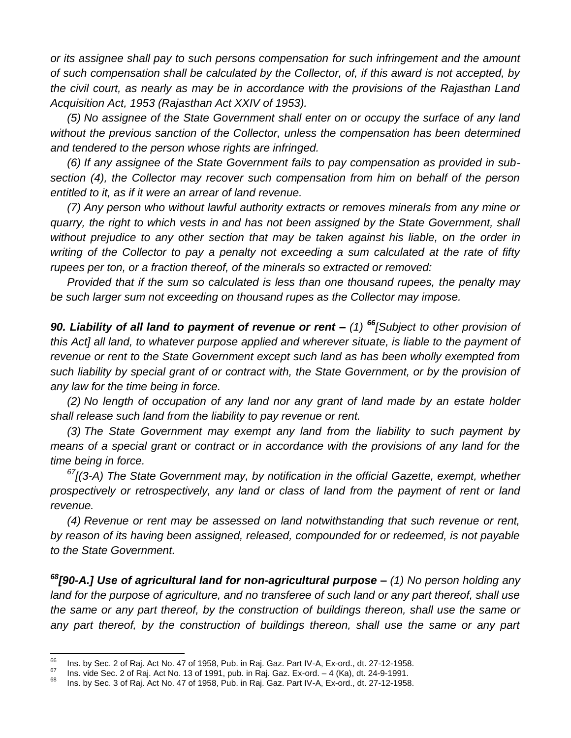*or its assignee shall pay to such persons compensation for such infringement and the amount of such compensation shall be calculated by the Collector, of, if this award is not accepted, by the civil court, as nearly as may be in accordance with the provisions of the Rajasthan Land Acquisition Act, 1953 (Rajasthan Act XXIV of 1953).*

*(5) No assignee of the State Government shall enter on or occupy the surface of any land without the previous sanction of the Collector, unless the compensation has been determined and tendered to the person whose rights are infringed.*

*(6) If any assignee of the State Government fails to pay compensation as provided in sub-section (4), the Collector may recover such compensation from him on behalf of the person entitled to it, as if it were an arrear of land revenue.*

*(7) Any person who without lawful authority extracts or removes minerals from any mine or quarry, the right to which vests in and has not been assigned by the State Government, shall without prejudice to any other section that may be taken against his liable, on the order in writing of the Collector to pay a penalty not exceeding a sum calculated at the rate of fifty rupees per ton, or a fraction thereof, of the minerals so extracted or removed:*

*Provided that if the sum so calculated is less than one thousand rupees, the penalty may be such larger sum not exceeding on thousand rupes as the Collector may impose.*

***90. Liability of all land to payment of revenue or rent –*** *(1) [66][Subject to other provision of this Act] all land, to whatever purpose applied and wherever situate, is liable to the payment of revenue or rent to the State Government except such land as has been wholly exempted from such liability by special grant of or contract with, the State Government, or by the provision of any law for the time being in force.*

*(2) No length of occupation of any land nor any grant of land made by an estate holder shall release such land from the liability to pay revenue or rent.*

*(3) The State Government may exempt any land from the liability to such payment by means of a special grant or contract or in accordance with the provisions of any land for the time being in force.*

*[67][(3-A) The State Government may, by notification in the official Gazette, exempt, whether prospectively or retrospectively, any land or class of land from the payment of rent or land revenue.*

*(4) Revenue or rent may be assessed on land notwithstanding that such revenue or rent, by reason of its having been assigned, released, compounded for or redeemed, is not payable to the State Government.*

***[68][90-A.] Use of agricultural land for non-agricultural purpose –*** *(1) No person holding any land for the purpose of agriculture, and no transferee of such land or any part thereof, shall use the same or any part thereof, by the construction of buildings thereon, shall use the same or any part thereof, by the construction of buildings thereon, shall use the same or any part*

---

[66] Ins. by Sec. 2 of Raj. Act No. 47 of 1958, Pub. in Raj. Gaz. Part IV-A, Ex-ord., dt. 27-12-1958.

[67] Ins. vide Sec. 2 of Raj. Act No. 13 of 1991, pub. in Raj. Gaz. Ex-ord. – 4 (Ka), dt. 24-9-1991.

[68] Ins. by Sec. 3 of Raj. Act No. 47 of 1958, Pub. in Raj. Gaz. Part IV-A, Ex-ord., dt. 27-12-1958.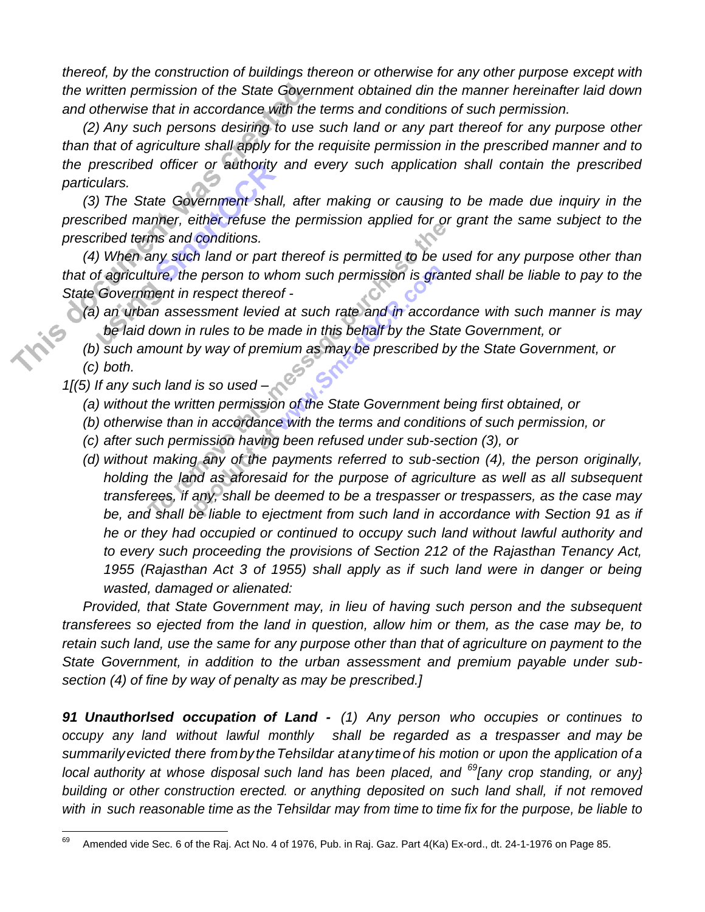*thereof, by the construction of buildings thereon or otherwise for any other purpose except with the written permission of the State Government obtained din the manner hereinafter laid down and otherwise that in accordance with the terms and conditions of such permission.*

*(2) Any such persons desiring to use such land or any part thereof for any purpose other than that of agriculture shall apply for the requisite permission in the prescribed manner and to the prescribed officer or authority and every such application shall contain the prescribed particulars.*

*(3) The State Government shall, after making or causing to be made due inquiry in the prescribed manner, either refuse the permission applied for or grant the same subject to the prescribed terms and conditions.*

*(4) When any such land or part thereof is permitted to be used for any purpose other than that of agriculture, the person to whom such permission is granted shall be liable to pay to the State Government in respect thereof -*

*(a) an urban assessment levied at such rate and in accordance with such manner is may be laid down in rules to be made in this behalf by the State Government, or*

*(b) such amount by way of premium as may be prescribed by the State Government, or*

*(c) both.*

*1[(5) If any such land is so used –*

*(a) without the written permission of the State Government being first obtained, or*

*(b) otherwise than in accordance with the terms and conditions of such permission, or*

*(c) after such permission having been refused under sub-section (3), or*

*(d) without making any of the payments referred to sub-section (4), the person originally, holding the land as aforesaid for the purpose of agriculture as well as all subsequent transferees, if any, shall be deemed to be a trespasser or trespassers, as the case may be, and shall be liable to ejectment from such land in accordance with Section 91 as if he or they had occupied or continued to occupy such land without lawful authority and to every such proceeding the provisions of Section 212 of the Rajasthan Tenancy Act, 1955 (Rajasthan Act 3 of 1955) shall apply as if such land were in danger or being wasted, damaged or alienated:*

*Provided, that State Government may, in lieu of having such person and the subsequent transferees so ejected from the land in question, allow him or them, as the case may be, to retain such land, use the same for any purpose other than that of agriculture on payment to the State Government, in addition to the urban assessment and premium payable under sub-section (4) of fine by way of penalty as may be prescribed.]*

***91 Unauthorlsed occupation of Land -*** *(1) Any person who occupies or continues to occupy any land without lawful monthly shall be regarded as a trespasser and may be summarily evicted there from by the Tehsildar at any time of his motion or upon the application of a local authority at whose disposal such land has been placed, and [69][any crop standing, or any} building or other construction erected. or anything deposited on such land shall, if not removed with in such reasonable time as the Tehsildar may from time to time fix for the purpose, be liable to*

---

[69] Amended vide Sec. 6 of the Raj. Act No. 4 of 1976, Pub. in Raj. Gaz. Part 4(Ka) Ex-ord., dt. 24-1-1976 on Page 85.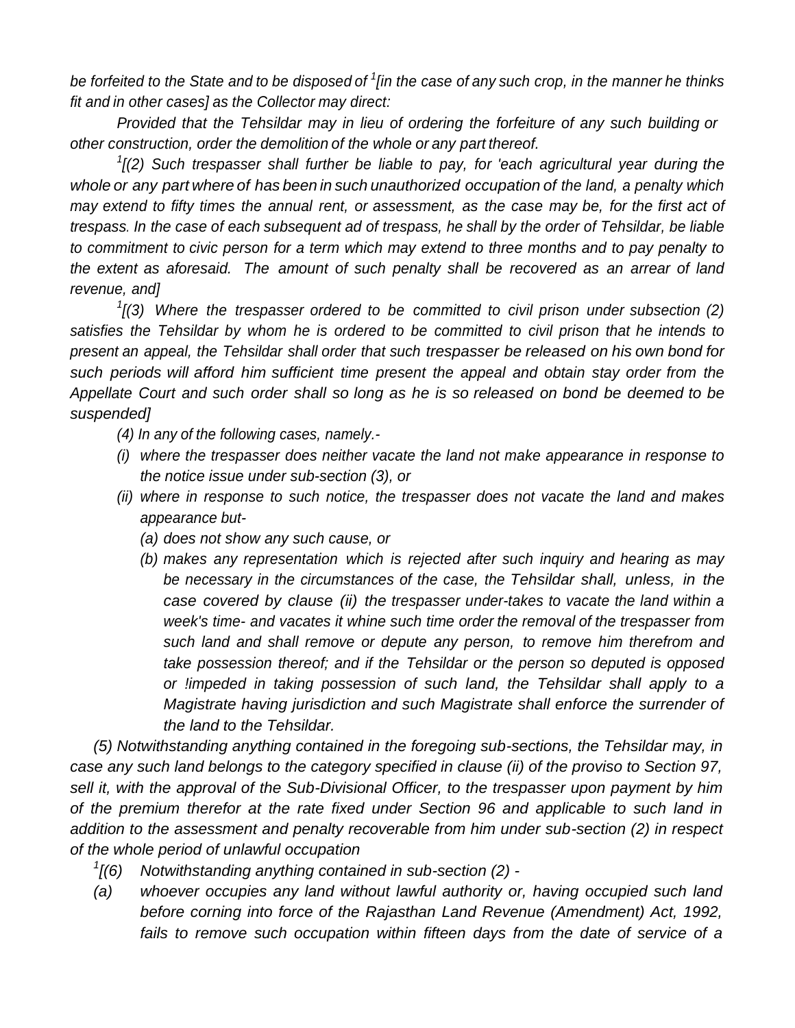*be forfeited to the State and to be disposed of [1][in the case of any such crop, in the manner he thinks fit and in other cases] as the Collector may direct:*

*Provided that the Tehsildar may in lieu of ordering the forfeiture of any such building or other construction, order the demolition of the whole or any part thereof.*

*[1][(2) Such trespasser shall further be liable to pay, for 'each agricultural year during the whole or any part where of has been in such unauthorized occupation of the land, a penalty which may extend to fifty times the annual rent, or assessment, as the case may be, for the first act of trespass. In the case of each subsequent ad of trespass, he shall by the order of Tehsildar, be liable to commitment to civic person for a term which may extend to three months and to pay penalty to the extent as aforesaid. The amount of such penalty shall be recovered as an arrear of land revenue, and]*

*[1][(3) Where the trespasser ordered to be committed to civil prison under subsection (2) satisfies the Tehsildar by whom he is ordered to be committed to civil prison that he intends to present an appeal, the Tehsildar shall order that such trespasser be released on his own bond for such periods will afford him sufficient time present the appeal and obtain stay order from the Appellate Court and such order shall so long as he is so released on bond be deemed to be suspended]*

*(4) In any of the following cases, namely.-*

- *(i) where the trespasser does neither vacate the land not make appearance in response to the notice issue under sub-section (3), or*
- *(ii) where in response to such notice, the trespasser does not vacate the land and makes appearance but-*
  - *(a) does not show any such cause, or*
  - *(b) makes any representation which is rejected after such inquiry and hearing as may be necessary in the circumstances of the case, the Tehsildar shall, unless, in the case covered by clause (ii) the trespasser under-takes to vacate the land within a week's time- and vacates it whine such time order the removal of the trespasser from such land and shall remove or depute any person, to remove him therefrom and take possession thereof; and if the Tehsildar or the person so deputed is opposed or !impeded in taking possession of such land, the Tehsildar shall apply to a Magistrate having jurisdiction and such Magistrate shall enforce the surrender of the land to the Tehsildar.*

*(5) Notwithstanding anything contained in the foregoing sub-sections, the Tehsildar may, in case any such land belongs to the category specified in clause (ii) of the proviso to Section 97, sell it, with the approval of the Sub-Divisional Officer, to the trespasser upon payment by him of the premium therefor at the rate fixed under Section 96 and applicable to such land in addition to the assessment and penalty recoverable from him under sub-section (2) in respect of the whole period of unlawful occupation*

*[1][(6) Notwithstanding anything contained in sub-section (2) -*

*(a) whoever occupies any land without lawful authority or, having occupied such land before corning into force of the Rajasthan Land Revenue (Amendment) Act, 1992, fails to remove such occupation within fifteen days from the date of service of a*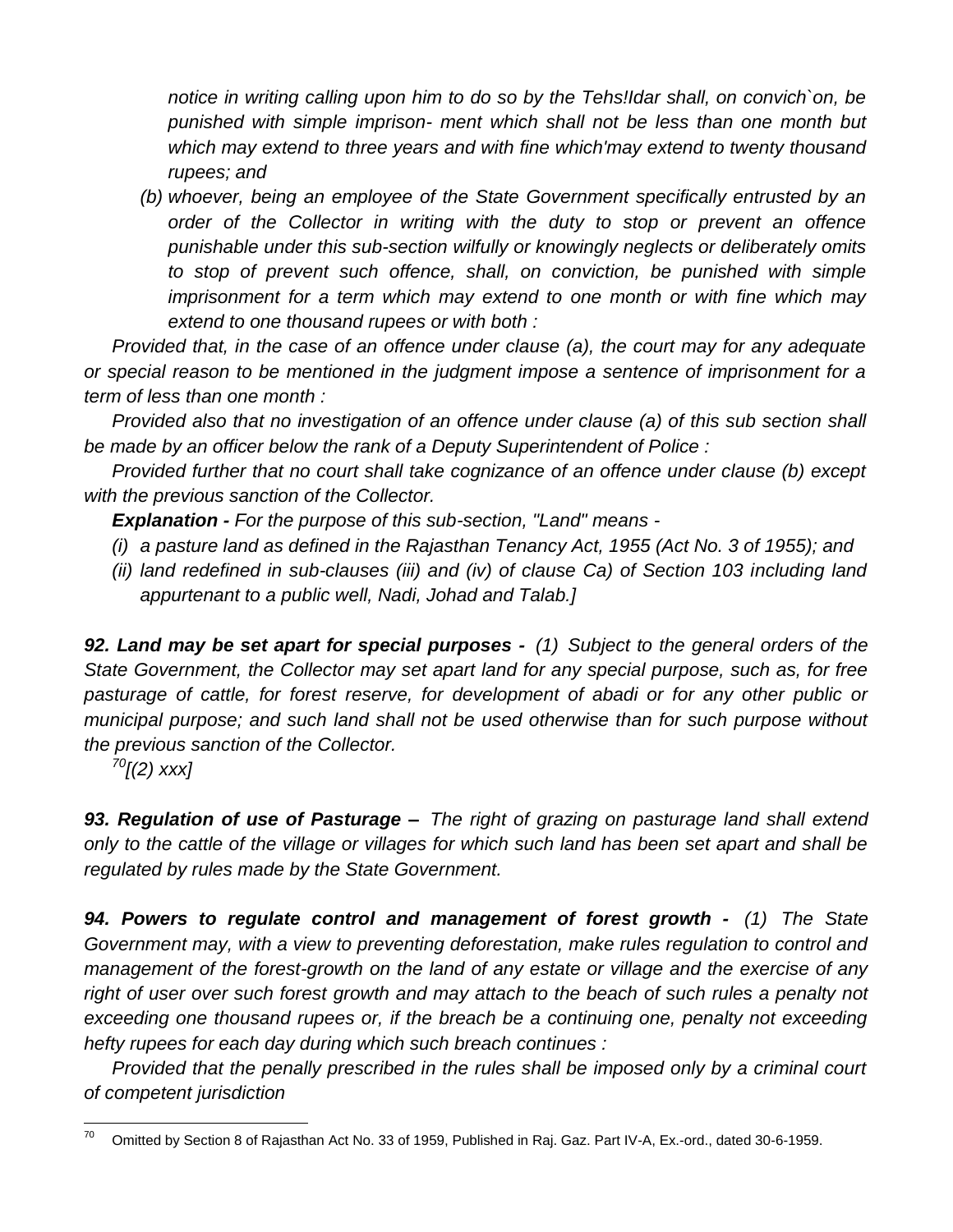*notice in writing calling upon him to do so by the Tehs!ldar shall, on convich`on, be punished with simple imprison- ment which shall not be less than one month but which may extend to three years and with fine which'may extend to twenty thousand rupees; and*

*(b) whoever, being an employee of the State Government specifically entrusted by an order of the Collector in writing with the duty to stop or prevent an offence punishable under this sub-section wilfully or knowingly neglects or deliberately omits to stop of prevent such offence, shall, on conviction, be punished with simple imprisonment for a term which may extend to one month or with fine which may extend to one thousand rupees or with both :*

*Provided that, in the case of an offence under clause (a), the court may for any adequate or special reason to be mentioned in the judgment impose a sentence of imprisonment for a term of less than one month :*

*Provided also that no investigation of an offence under clause (a) of this sub section shall be made by an officer below the rank of a Deputy Superintendent of Police :*

*Provided further that no court shall take cognizance of an offence under clause (b) except with the previous sanction of the Collector.*

***Explanation -** For the purpose of this sub-section, "Land" means -*

*(i) a pasture land as defined in the Rajasthan Tenancy Act, 1955 (Act No. 3 of 1955); and*

*(ii) land redefined in sub-clauses (iii) and (iv) of clause Ca) of Section 103 including land appurtenant to a public well, Nadi, Johad and Talab.]*

***92. Land may be set apart for special purposes -** (1) Subject to the general orders of the State Government, the Collector may set apart land for any special purpose, such as, for free pasturage of cattle, for forest reserve, for development of abadi or for any other public or municipal purpose; and such land shall not be used otherwise than for such purpose without the previous sanction of the Collector.*

*[70][(2) xxx]*

***93. Regulation of use of Pasturage –** The right of grazing on pasturage land shall extend only to the cattle of the village or villages for which such land has been set apart and shall be regulated by rules made by the State Government.*

***94. Powers to regulate control and management of forest growth -** (1) The State Government may, with a view to preventing deforestation, make rules regulation to control and management of the forest-growth on the land of any estate or village and the exercise of any right of user over such forest growth and may attach to the beach of such rules a penalty not exceeding one thousand rupees or, if the breach be a continuing one, penalty not exceeding hefty rupees for each day during which such breach continues :*

*Provided that the penally prescribed in the rules shall be imposed only by a criminal court of competent jurisdiction*

---

[70] Omitted by Section 8 of Rajasthan Act No. 33 of 1959, Published in Raj. Gaz. Part IV-A, Ex.-ord., dated 30-6-1959.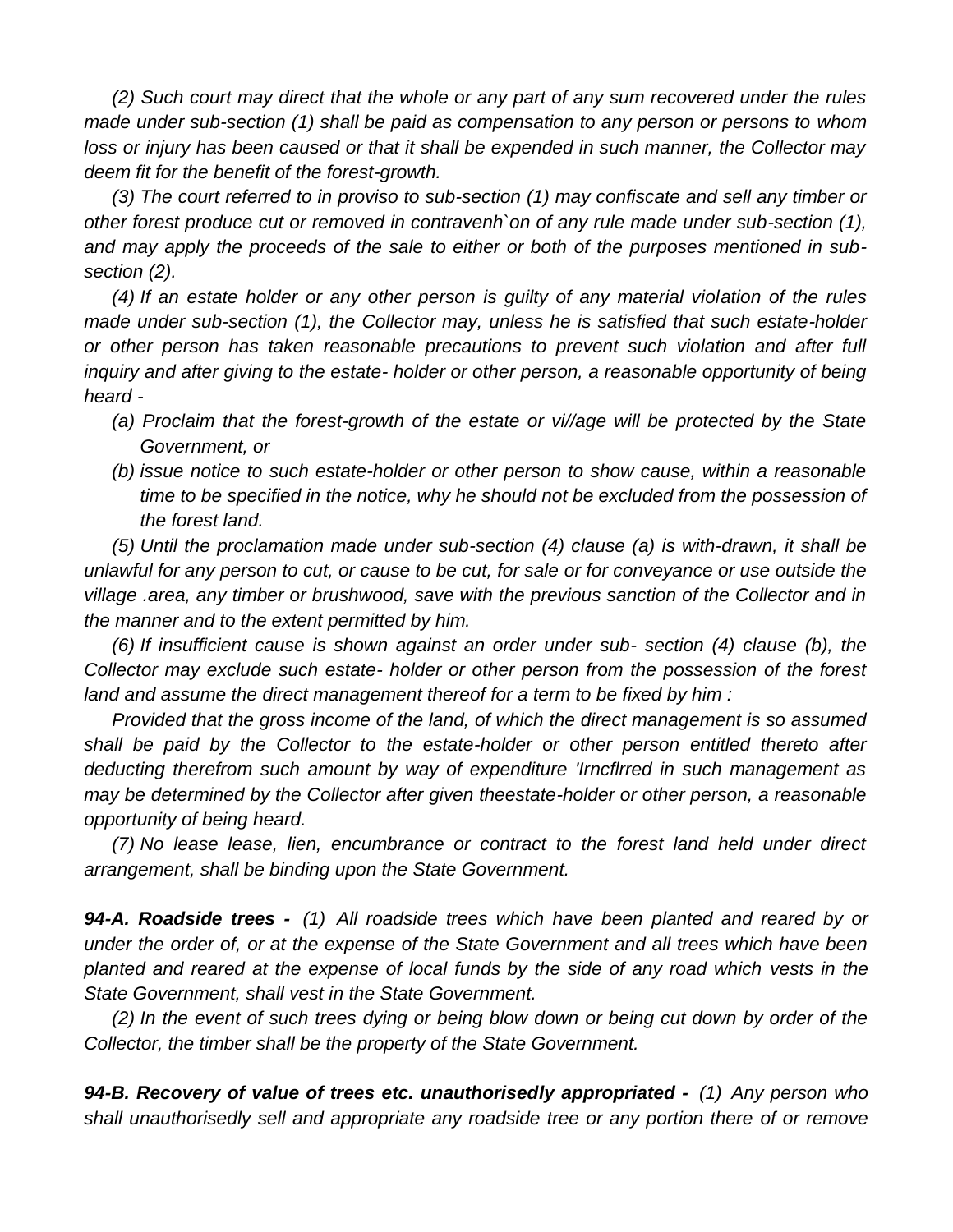*(2) Such court may direct that the whole or any part of any sum recovered under the rules made under sub-section (1) shall be paid as compensation to any person or persons to whom loss or injury has been caused or that it shall be expended in such manner, the Collector may deem fit for the benefit of the forest-growth.*

*(3) The court referred to in proviso to sub-section (1) may confiscate and sell any timber or other forest produce cut or removed in contravenh`on of any rule made under sub-section (1), and may apply the proceeds of the sale to either or both of the purposes mentioned in sub-section (2).*

*(4) If an estate holder or any other person is guilty of any material violation of the rules made under sub-section (1), the Collector may, unless he is satisfied that such estate-holder or other person has taken reasonable precautions to prevent such violation and after full inquiry and after giving to the estate- holder or other person, a reasonable opportunity of being heard -*

- *(a) Proclaim that the forest-growth of the estate or vi//age will be protected by the State Government, or*
- *(b) issue notice to such estate-holder or other person to show cause, within a reasonable time to be specified in the notice, why he should not be excluded from the possession of the forest land.*

*(5) Until the proclamation made under sub-section (4) clause (a) is with-drawn, it shall be unlawful for any person to cut, or cause to be cut, for sale or for conveyance or use outside the village .area, any timber or brushwood, save with the previous sanction of the Collector and in the manner and to the extent permitted by him.*

*(6) If insufficient cause is shown against an order under sub- section (4) clause (b), the Collector may exclude such estate- holder or other person from the possession of the forest land and assume the direct management thereof for a term to be fixed by him :*

*Provided that the gross income of the land, of which the direct management is so assumed shall be paid by the Collector to the estate-holder or other person entitled thereto after deducting therefrom such amount by way of expenditure 'Irncflrred in such management as may be determined by the Collector after given theestate-holder or other person, a reasonable opportunity of being heard.*

*(7) No lease lease, lien, encumbrance or contract to the forest land held under direct arrangement, shall be binding upon the State Government.*

***94-A. Roadside trees -*** *(1) All roadside trees which have been planted and reared by or under the order of, or at the expense of the State Government and all trees which have been planted and reared at the expense of local funds by the side of any road which vests in the State Government, shall vest in the State Government.*

*(2) In the event of such trees dying or being blow down or being cut down by order of the Collector, the timber shall be the property of the State Government.*

***94-B. Recovery of value of trees etc. unauthorisedly appropriated -*** *(1) Any person who shall unauthorisedly sell and appropriate any roadside tree or any portion there of or remove*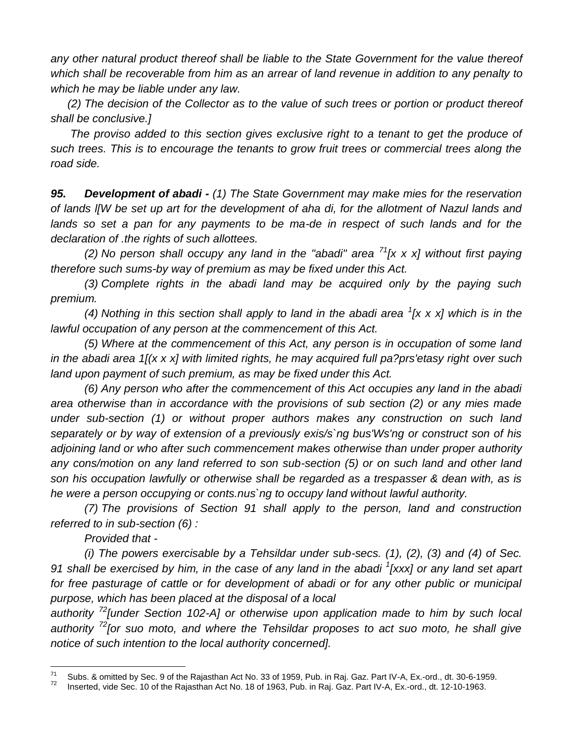*any other natural product thereof shall be liable to the State Government for the value thereof which shall be recoverable from him as an arrear of land revenue in addition to any penalty to which he may be liable under any law.*

*(2) The decision of the Collector as to the value of such trees or portion or product thereof shall be conclusive.]*

*The proviso added to this section gives exclusive right to a tenant to get the produce of such trees. This is to encourage the tenants to grow fruit trees or commercial trees along the road side.*

***95. Development of abadi -*** *(1) The State Government may make mies for the reservation of lands l[W be set up art for the development of aha di, for the allotment of Nazul lands and lands so set a pan for any payments to be ma-de in respect of such lands and for the declaration of .the rights of such allottees.*

*(2) No person shall occupy any land in the "abadi" area [71][x x x] without first paying therefore such sums-by way of premium as may be fixed under this Act.*

*(3) Complete rights in the abadi land may be acquired only by the paying such premium.*

*(4) Nothing in this section shall apply to land in the abadi area [1][x x x] which is in the lawful occupation of any person at the commencement of this Act.*

*(5) Where at the commencement of this Act, any person is in occupation of some land in the abadi area 1[(x x x] with limited rights, he may acquired full pa?prs'etasy right over such land upon payment of such premium, as may be fixed under this Act.*

*(6) Any person who after the commencement of this Act occupies any land in the abadi area otherwise than in accordance with the provisions of sub section (2) or any mies made under sub-section (1) or without proper authors makes any construction on such land separately or by way of extension of a previously exis/s`ng bus'Ws'ng or construct son of his adjoining land or who after such commencement makes otherwise than under proper authority any cons/motion on any land referred to son sub-section (5) or on such land and other land son his occupation lawfully or otherwise shall be regarded as a trespasser & dean with, as is he were a person occupying or conts.nus`ng to occupy land without lawful authority.*

*(7) The provisions of Section 91 shall apply to the person, land and construction referred to in sub-section (6) :*

*Provided that -*

*(i) The powers exercisable by a Tehsildar under sub-secs. (1), (2), (3) and (4) of Sec. 91 shall be exercised by him, in the case of any land in the abadi [1][xxx] or any land set apart for free pasturage of cattle or for development of abadi or for any other public or municipal purpose, which has been placed at the disposal of a local authority [72][under Section 102-A] or otherwise upon application made to him by such local authority [72][or suo moto, and where the Tehsildar proposes to act suo moto, he shall give notice of such intention to the local authority concerned].*

---

[71] Subs. & omitted by Sec. 9 of the Rajasthan Act No. 33 of 1959, Pub. in Raj. Gaz. Part IV-A, Ex.-ord., dt. 30-6-1959.

[72] Inserted, vide Sec. 10 of the Rajasthan Act No. 18 of 1963, Pub. in Raj. Gaz. Part IV-A, Ex.-ord., dt. 12-10-1963.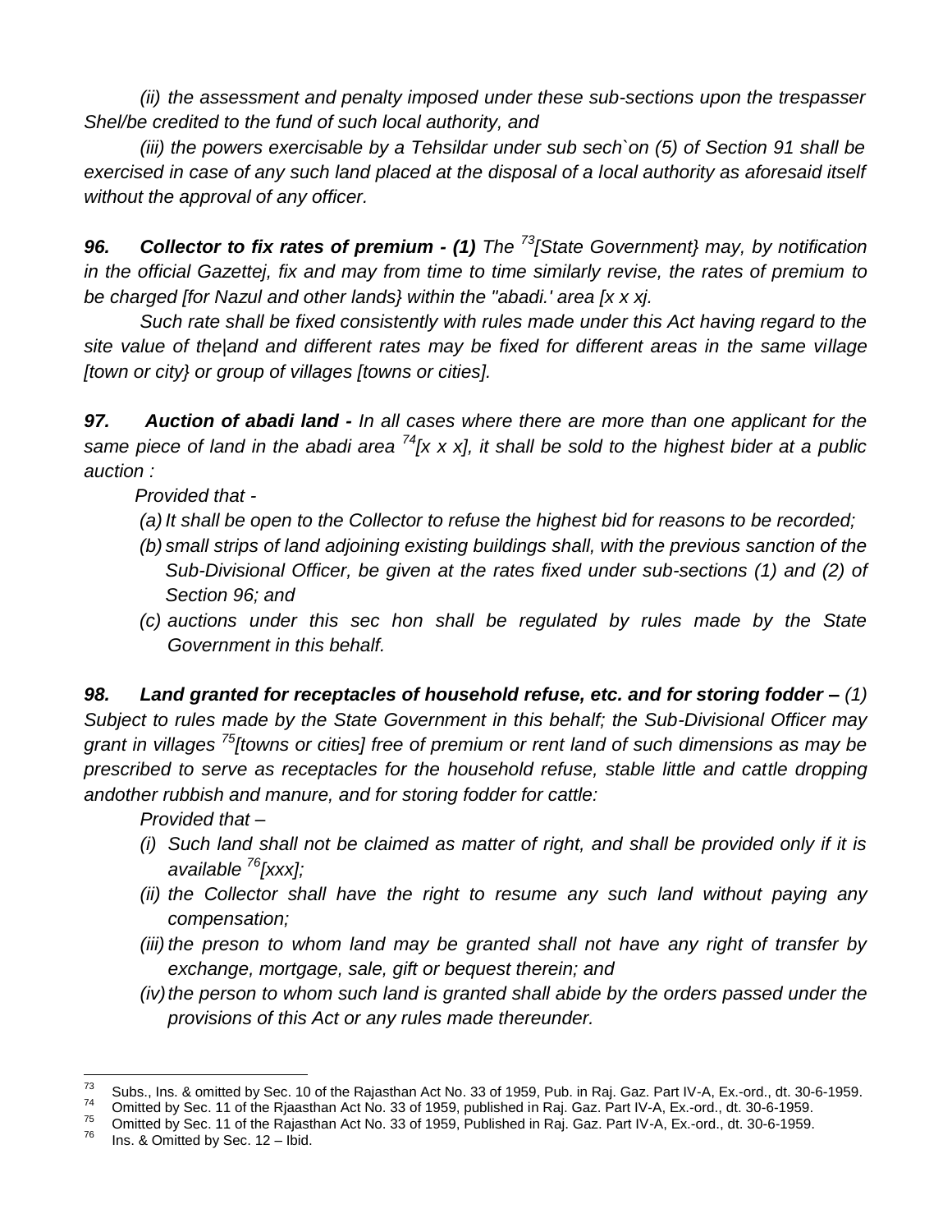*(ii) the assessment and penalty imposed under these sub-sections upon the trespasser Shel/be credited to the fund of such local authority, and*

*(iii) the powers exercisable by a Tehsildar under sub sech`on (5) of Section 91 shall be exercised in case of any such land placed at the disposal of a local authority as aforesaid itself without the approval of any officer.*

***96. Collector to fix rates of premium - (1)*** *The [73][State Government} may, by notification in the official Gazettej, fix and may from time to time similarly revise, the rates of premium to be charged [for Nazul and other lands} within the "abadi.' area [x x xj.*

*Such rate shall be fixed consistently with rules made under this Act having regard to the site value of the|and and different rates may be fixed for different areas in the same village [town or city} or group of villages [towns or cities].*

***97. Auction of abadi land -*** *In all cases where there are more than one applicant for the same piece of land in the abadi area [74][x x x], it shall be sold to the highest bider at a public auction :*

*Provided that -*

*(a) It shall be open to the Collector to refuse the highest bid for reasons to be recorded;*

*(b) small strips of land adjoining existing buildings shall, with the previous sanction of the Sub-Divisional Officer, be given at the rates fixed under sub-sections (1) and (2) of Section 96; and*

*(c) auctions under this sec hon shall be regulated by rules made by the State Government in this behalf.*

***98. Land granted for receptacles of household refuse, etc. and for storing fodder –*** *(1) Subject to rules made by the State Government in this behalf; the Sub-Divisional Officer may grant in villages [75][towns or cities] free of premium or rent land of such dimensions as may be prescribed to serve as receptacles for the household refuse, stable little and cattle dropping andother rubbish and manure, and for storing fodder for cattle:*

*Provided that –*

*(i) Such land shall not be claimed as matter of right, and shall be provided only if it is available [76][xxx];*

*(ii) the Collector shall have the right to resume any such land without paying any compensation;*

*(iii) the preson to whom land may be granted shall not have any right of transfer by exchange, mortgage, sale, gift or bequest therein; and*

*(iv) the person to whom such land is granted shall abide by the orders passed under the provisions of this Act or any rules made thereunder.*

---

[73] Subs., Ins. & omitted by Sec. 10 of the Rajasthan Act No. 33 of 1959, Pub. in Raj. Gaz. Part IV-A, Ex.-ord., dt. 30-6-1959.

[74] Omitted by Sec. 11 of the Rjaasthan Act No. 33 of 1959, published in Raj. Gaz. Part IV-A, Ex.-ord., dt. 30-6-1959.

[75] Omitted by Sec. 11 of the Rajasthan Act No. 33 of 1959, Published in Raj. Gaz. Part IV-A, Ex.-ord., dt. 30-6-1959.

[76] Ins. & Omitted by Sec. 12 – Ibid.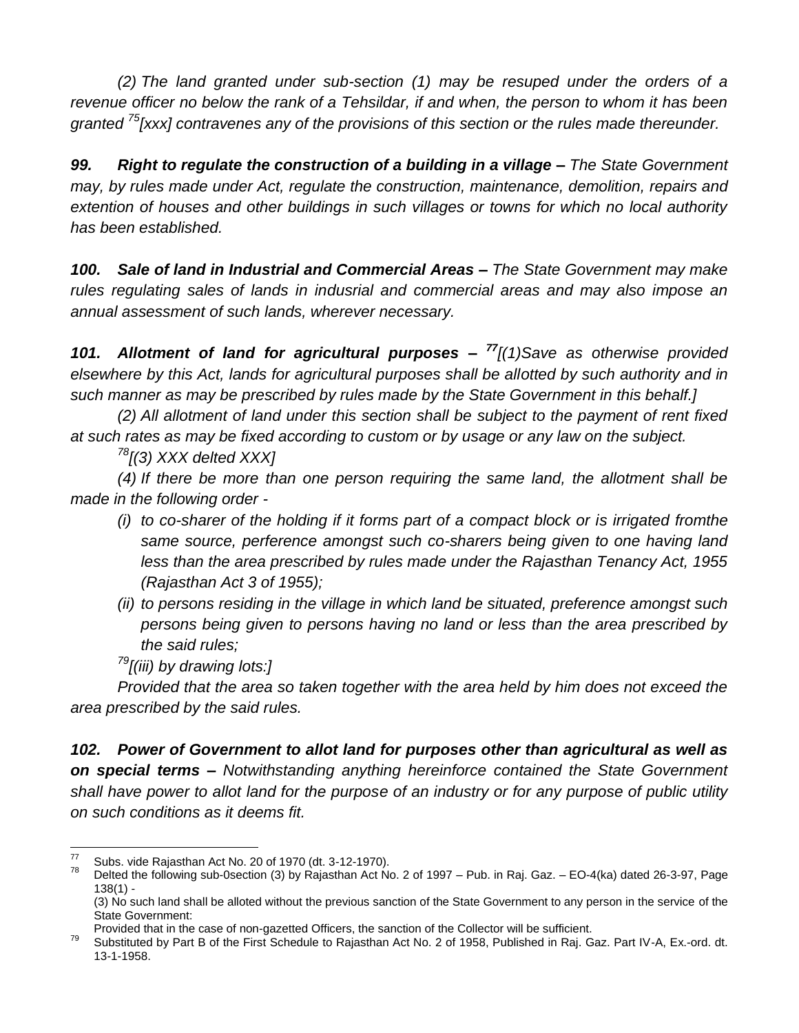*(2) The land granted under sub-section (1) may be resuped under the orders of a revenue officer no below the rank of a Tehsildar, if and when, the person to whom it has been granted [75][xxx] contravenes any of the provisions of this section or the rules made thereunder.*

***99. Right to regulate the construction of a building in a village –*** *The State Government may, by rules made under Act, regulate the construction, maintenance, demolition, repairs and extention of houses and other buildings in such villages or towns for which no local authority has been established.*

***100. Sale of land in Industrial and Commercial Areas –*** *The State Government may make rules regulating sales of lands in indusrial and commercial areas and may also impose an annual assessment of such lands, wherever necessary.*

***101. Allotment of land for agricultural purposes –*** *[77][(1)Save as otherwise provided elsewhere by this Act, lands for agricultural purposes shall be allotted by such authority and in such manner as may be prescribed by rules made by the State Government in this behalf.]*

*(2) All allotment of land under this section shall be subject to the payment of rent fixed at such rates as may be fixed according to custom or by usage or any law on the subject.*

*[78][(3) XXX delted XXX]*

*(4) If there be more than one person requiring the same land, the allotment shall be made in the following order -*

- *(i) to co-sharer of the holding if it forms part of a compact block or is irrigated fromthe same source, perference amongst such co-sharers being given to one having land less than the area prescribed by rules made under the Rajasthan Tenancy Act, 1955 (Rajasthan Act 3 of 1955);*
- *(ii) to persons residing in the village in which land be situated, preference amongst such persons being given to persons having no land or less than the area prescribed by the said rules;*
- *[79][(iii) by drawing lots:]*

*Provided that the area so taken together with the area held by him does not exceed the area prescribed by the said rules.*

***102. Power of Government to allot land for purposes other than agricultural as well as on special terms –*** *Notwithstanding anything hereinforce contained the State Government shall have power to allot land for the purpose of an industry or for any purpose of public utility on such conditions as it deems fit.*

---

[77] Subs. vide Rajasthan Act No. 20 of 1970 (dt. 3-12-1970).

[78] Delted the following sub-0section (3) by Rajasthan Act No. 2 of 1997 – Pub. in Raj. Gaz. – EO-4(ka) dated 26-3-97, Page 138(1) -

(3) No such land shall be alloted without the previous sanction of the State Government to any person in the service of the State Government:

Provided that in the case of non-gazetted Officers, the sanction of the Collector will be sufficient.

[79] Substituted by Part B of the First Schedule to Rajasthan Act No. 2 of 1958, Published in Raj. Gaz. Part IV-A, Ex.-ord. dt. 13-1-1958.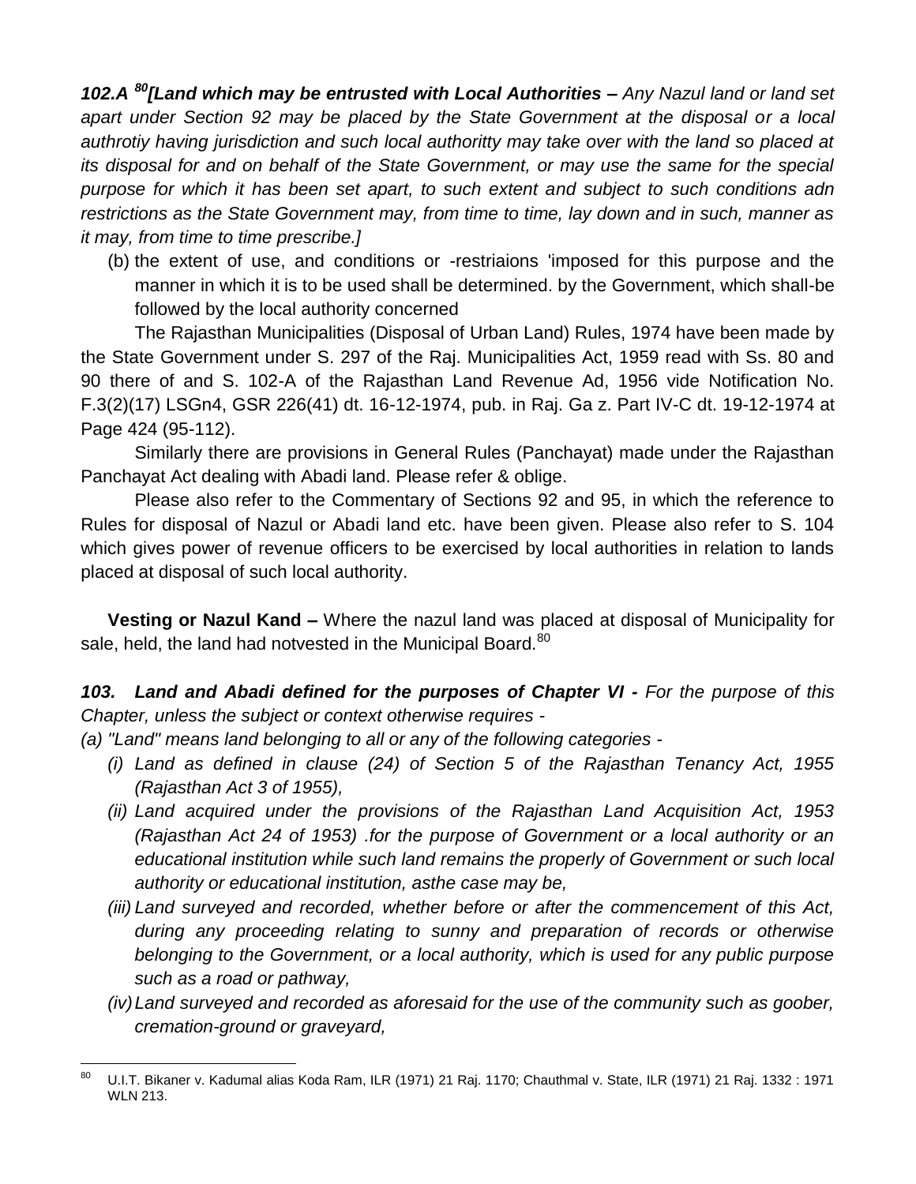***102.A [80][Land which may be entrusted with Local Authorities –*** *Any Nazul land or land set apart under Section 92 may be placed by the State Government at the disposal or a local authrotiy having jurisdiction and such local authoritty may take over with the land so placed at its disposal for and on behalf of the State Government, or may use the same for the special purpose for which it has been set apart, to such extent and subject to such conditions adn restrictions as the State Government may, from time to time, lay down and in such, manner as it may, from time to time prescribe.]*

(b) the extent of use, and conditions or -restriaions 'imposed for this purpose and the manner in which it is to be used shall be determined. by the Government, which shall-be followed by the local authority concerned

The Rajasthan Municipalities (Disposal of Urban Land) Rules, 1974 have been made by the State Government under S. 297 of the Raj. Municipalities Act, 1959 read with Ss. 80 and 90 there of and S. 102-A of the Rajasthan Land Revenue Ad, 1956 vide Notification No. F.3(2)(17) LSGn4, GSR 226(41) dt. 16-12-1974, pub. in Raj. Ga z. Part IV-C dt. 19-12-1974 at Page 424 (95-112).

Similarly there are provisions in General Rules (Panchayat) made under the Rajasthan Panchayat Act dealing with Abadi land. Please refer & oblige.

Please also refer to the Commentary of Sections 92 and 95, in which the reference to Rules for disposal of Nazul or Abadi land etc. have been given. Please also refer to S. 104 which gives power of revenue officers to be exercised by local authorities in relation to lands placed at disposal of such local authority.

**Vesting or Nazul Kand –** Where the nazul land was placed at disposal of Municipality for sale, held, the land had notvested in the Municipal Board.[80]

***103. Land and Abadi defined for the purposes of Chapter VI -*** *For the purpose of this Chapter, unless the subject or context otherwise requires -*

*(a) "Land" means land belonging to all or any of the following categories -*

*(i) Land as defined in clause (24) of Section 5 of the Rajasthan Tenancy Act, 1955 (Rajasthan Act 3 of 1955),*

*(ii) Land acquired under the provisions of the Rajasthan Land Acquisition Act, 1953 (Rajasthan Act 24 of 1953) .for the purpose of Government or a local authority or an educational institution while such land remains the properly of Government or such local authority or educational institution, asthe case may be,*

*(iii) Land surveyed and recorded, whether before or after the commencement of this Act, during any proceeding relating to sunny and preparation of records or otherwise belonging to the Government, or a local authority, which is used for any public purpose such as a road or pathway,*

*(iv) Land surveyed and recorded as aforesaid for the use of the community such as goober, cremation-ground or graveyard,*

---

[80] U.I.T. Bikaner v. Kadumal alias Koda Ram, ILR (1971) 21 Raj. 1170; Chauthmal v. State, ILR (1971) 21 Raj. 1332 : 1971 WLN 213.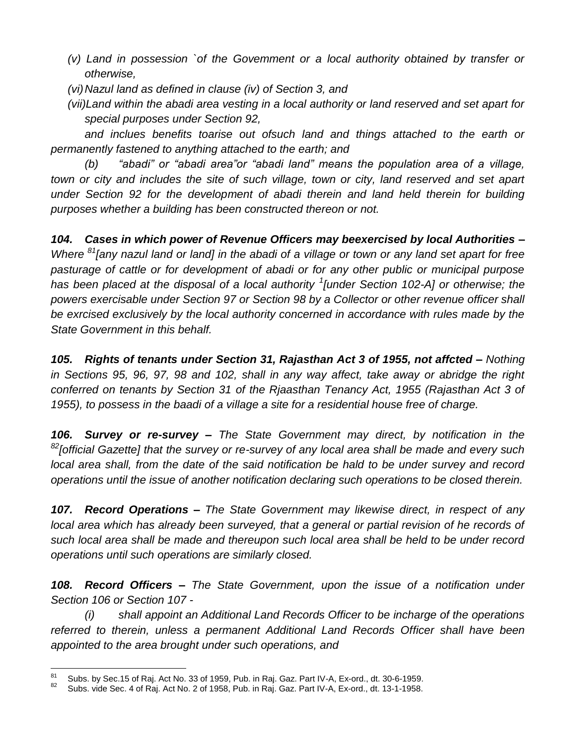*(v) Land in possession `of the Govemment or a local authority obtained by transfer or otherwise,*

*(vi) Nazul land as defined in clause (iv) of Section 3, and*

*(vii) Land within the abadi area vesting in a local authority or land reserved and set apart for special purposes under Section 92,*

*and inclues benefits toarise out ofsuch land and things attached to the earth or permanently fastened to anything attached to the earth; and*

*(b) "abadi" or "abadi area"or "abadi land" means the population area of a village, town or city and includes the site of such village, town or city, land reserved and set apart under Section 92 for the development of abadi therein and land held therein for building purposes whether a building has been constructed thereon or not.*

***104. Cases in which power of Revenue Officers may beexercised by local Authorities –*** *Where [81][any nazul land or land] in the abadi of a village or town or any land set apart for free pasturage of cattle or for development of abadi or for any other public or municipal purpose has been placed at the disposal of a local authority [1][under Section 102-A] or otherwise; the powers exercisable under Section 97 or Section 98 by a Collector or other revenue officer shall be exrcised exclusively by the local authority concerned in accordance with rules made by the State Government in this behalf.*

***105. Rights of tenants under Section 31, Rajasthan Act 3 of 1955, not affcted –*** *Nothing in Sections 95, 96, 97, 98 and 102, shall in any way affect, take away or abridge the right conferred on tenants by Section 31 of the Rjaasthan Tenancy Act, 1955 (Rajasthan Act 3 of 1955), to possess in the baadi of a village a site for a residential house free of charge.*

***106. Survey or re-survey –*** *The State Government may direct, by notification in the [82][official Gazette] that the survey or re-survey of any local area shall be made and every such local area shall, from the date of the said notification be hald to be under survey and record operations until the issue of another notification declaring such operations to be closed therein.*

***107. Record Operations –*** *The State Government may likewise direct, in respect of any local area which has already been surveyed, that a general or partial revision of he records of such local area shall be made and thereupon such local area shall be held to be under record operations until such operations are similarly closed.*

***108. Record Officers –*** *The State Government, upon the issue of a notification under Section 106 or Section 107 -*

*(i) shall appoint an Additional Land Records Officer to be incharge of the operations referred to therein, unless a permanent Additional Land Records Officer shall have been appointed to the area brought under such operations, and*

---

[81] Subs. by Sec.15 of Raj. Act No. 33 of 1959, Pub. in Raj. Gaz. Part IV-A, Ex-ord., dt. 30-6-1959.

[82] Subs. vide Sec. 4 of Raj. Act No. 2 of 1958, Pub. in Raj. Gaz. Part IV-A, Ex-ord., dt. 13-1-1958.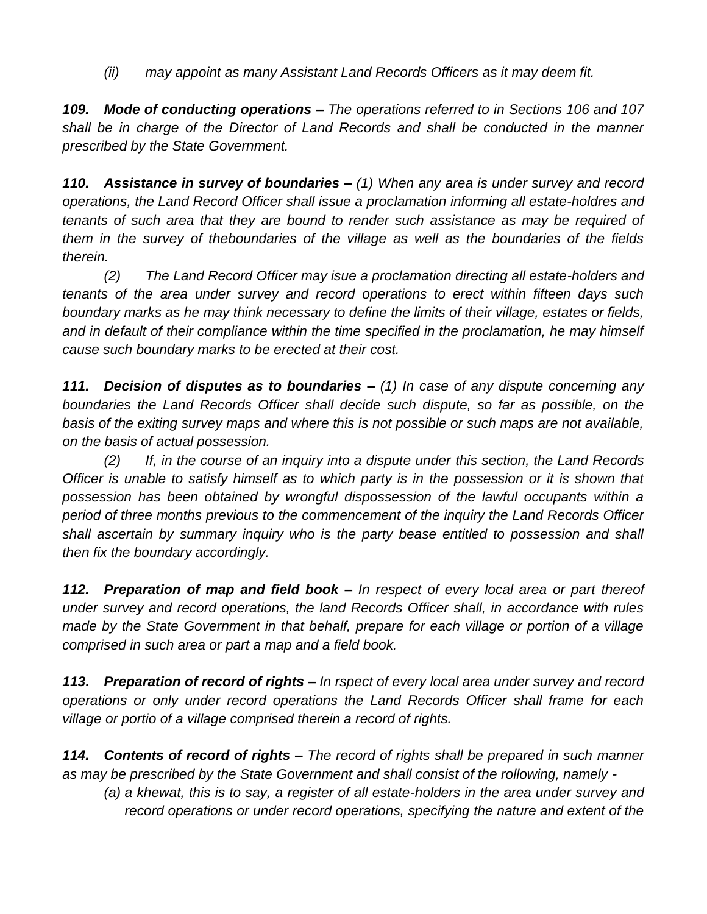*(ii) may appoint as many Assistant Land Records Officers as it may deem fit.*

***109. Mode of conducting operations –*** *The operations referred to in Sections 106 and 107 shall be in charge of the Director of Land Records and shall be conducted in the manner prescribed by the State Government.*

***110. Assistance in survey of boundaries –*** *(1) When any area is under survey and record operations, the Land Record Officer shall issue a proclamation informing all estate-holdres and tenants of such area that they are bound to render such assistance as may be required of them in the survey of theboundaries of the village as well as the boundaries of the fields therein.*

*(2) The Land Record Officer may isue a proclamation directing all estate-holders and tenants of the area under survey and record operations to erect within fifteen days such boundary marks as he may think necessary to define the limits of their village, estates or fields, and in default of their compliance within the time specified in the proclamation, he may himself cause such boundary marks to be erected at their cost.*

***111. Decision of disputes as to boundaries –*** *(1) In case of any dispute concerning any boundaries the Land Records Officer shall decide such dispute, so far as possible, on the basis of the exiting survey maps and where this is not possible or such maps are not available, on the basis of actual possession.*

*(2) If, in the course of an inquiry into a dispute under this section, the Land Records Officer is unable to satisfy himself as to which party is in the possession or it is shown that possession has been obtained by wrongful dispossession of the lawful occupants within a period of three months previous to the commencement of the inquiry the Land Records Officer shall ascertain by summary inquiry who is the party bease entitled to possession and shall then fix the boundary accordingly.*

***112. Preparation of map and field book –*** *In respect of every local area or part thereof under survey and record operations, the land Records Officer shall, in accordance with rules made by the State Government in that behalf, prepare for each village or portion of a village comprised in such area or part a map and a field book.*

***113. Preparation of record of rights –*** *In rspect of every local area under survey and record operations or only under record operations the Land Records Officer shall frame for each village or portio of a village comprised therein a record of rights.*

***114. Contents of record of rights –*** *The record of rights shall be prepared in such manner as may be prescribed by the State Government and shall consist of the rollowing, namely -*

*(a) a khewat, this is to say, a register of all estate-holders in the area under survey and record operations or under record operations, specifying the nature and extent of the*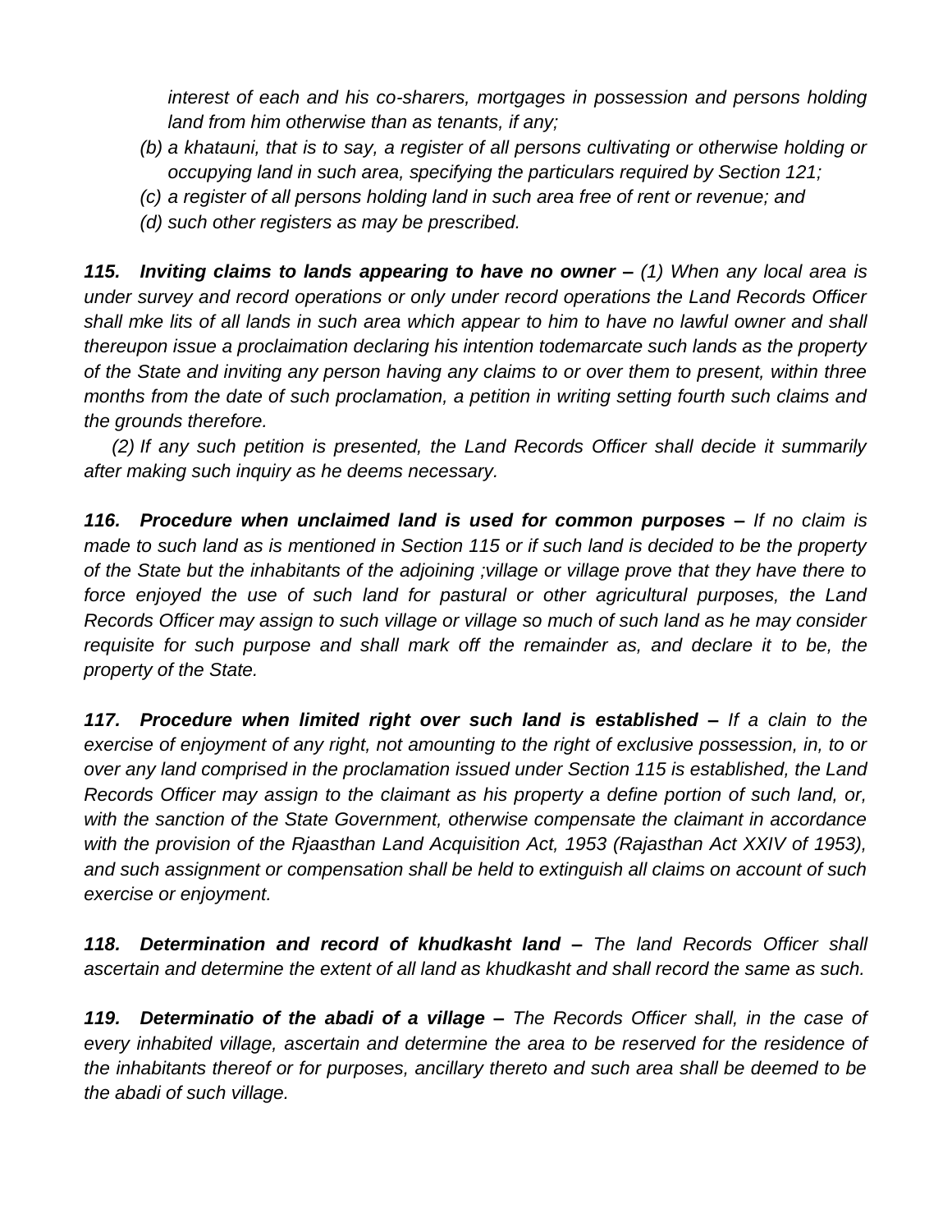*interest of each and his co-sharers, mortgages in possession and persons holding land from him otherwise than as tenants, if any;*

*(b) a khatauni, that is to say, a register of all persons cultivating or otherwise holding or occupying land in such area, specifying the particulars required by Section 121;*

*(c) a register of all persons holding land in such area free of rent or revenue; and*

*(d) such other registers as may be prescribed.*

***115. Inviting claims to lands appearing to have no owner –*** *(1) When any local area is under survey and record operations or only under record operations the Land Records Officer shall mke lits of all lands in such area which appear to him to have no lawful owner and shall thereupon issue a proclaimation declaring his intention todemarcate such lands as the property of the State and inviting any person having any claims to or over them to present, within three months from the date of such proclamation, a petition in writing setting fourth such claims and the grounds therefore.*

*(2) If any such petition is presented, the Land Records Officer shall decide it summarily after making such inquiry as he deems necessary.*

***116. Procedure when unclaimed land is used for common purposes –*** *If no claim is made to such land as is mentioned in Section 115 or if such land is decided to be the property of the State but the inhabitants of the adjoining ;village or village prove that they have there to force enjoyed the use of such land for pastural or other agricultural purposes, the Land Records Officer may assign to such village or village so much of such land as he may consider requisite for such purpose and shall mark off the remainder as, and declare it to be, the property of the State.*

***117. Procedure when limited right over such land is established –*** *If a clain to the exercise of enjoyment of any right, not amounting to the right of exclusive possession, in, to or over any land comprised in the proclamation issued under Section 115 is established, the Land Records Officer may assign to the claimant as his property a define portion of such land, or, with the sanction of the State Government, otherwise compensate the claimant in accordance with the provision of the Rjaasthan Land Acquisition Act, 1953 (Rajasthan Act XXIV of 1953), and such assignment or compensation shall be held to extinguish all claims on account of such exercise or enjoyment.*

***118. Determination and record of khudkasht land –*** *The land Records Officer shall ascertain and determine the extent of all land as khudkasht and shall record the same as such.*

***119. Determinatio of the abadi of a village –*** *The Records Officer shall, in the case of every inhabited village, ascertain and determine the area to be reserved for the residence of the inhabitants thereof or for purposes, ancillary thereto and such area shall be deemed to be the abadi of such village.*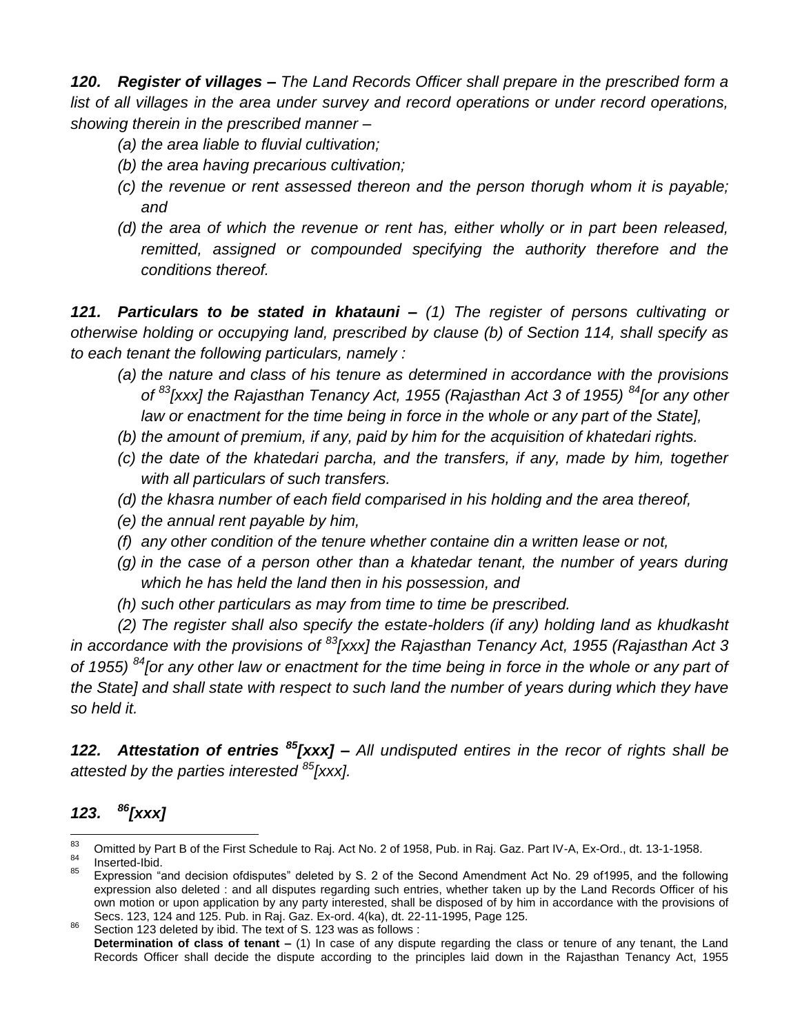***120. Register of villages –*** *The Land Records Officer shall prepare in the prescribed form a list of all villages in the area under survey and record operations or under record operations, showing therein in the prescribed manner –*

*(a) the area liable to fluvial cultivation;*

*(b) the area having precarious cultivation;*

*(c) the revenue or rent assessed thereon and the person thorugh whom it is payable; and*

*(d) the area of which the revenue or rent has, either wholly or in part been released, remitted, assigned or compounded specifying the authority therefore and the conditions thereof.*

***121. Particulars to be stated in khatauni –*** *(1) The register of persons cultivating or otherwise holding or occupying land, prescribed by clause (b) of Section 114, shall specify as to each tenant the following particulars, namely :*

*(a) the nature and class of his tenure as determined in accordance with the provisions of [83][xxx] the Rajasthan Tenancy Act, 1955 (Rajasthan Act 3 of 1955) [84][or any other law or enactment for the time being in force in the whole or any part of the State],*

*(b) the amount of premium, if any, paid by him for the acquisition of khatedari rights.*

*(c) the date of the khatedari parcha, and the transfers, if any, made by him, together with all particulars of such transfers.*

*(d) the khasra number of each field comparised in his holding and the area thereof,*

*(e) the annual rent payable by him,*

*(f) any other condition of the tenure whether containe din a written lease or not,*

*(g) in the case of a person other than a khatedar tenant, the number of years during which he has held the land then in his possession, and*

*(h) such other particulars as may from time to time be prescribed.*

*(2) The register shall also specify the estate-holders (if any) holding land as khudkasht in accordance with the provisions of [83][xxx] the Rajasthan Tenancy Act, 1955 (Rajasthan Act 3 of 1955) [84][or any other law or enactment for the time being in force in the whole or any part of the State] and shall state with respect to such land the number of years during which they have so held it.*

***122. Attestation of entries [85][xxx] –*** *All undisputed entires in the recor of rights shall be attested by the parties interested [85][xxx].*

***123. [86][xxx]***

---

[83] Omitted by Part B of the First Schedule to Raj. Act No. 2 of 1958, Pub. in Raj. Gaz. Part IV-A, Ex-Ord., dt. 13-1-1958.

[84] Inserted-Ibid.

[85] Expression "and decision ofdisputes" deleted by S. 2 of the Second Amendment Act No. 29 of1995, and the following expression also deleted : and all disputes regarding such entries, whether taken up by the Land Records Officer of his own motion or upon application by any party interested, shall be disposed of by him in accordance with the provisions of Secs. 123, 124 and 125. Pub. in Raj. Gaz. Ex-ord. 4(ka), dt. 22-11-1995, Page 125.

[86] Section 123 deleted by ibid. The text of S. 123 was as follows :
**Determination of class of tenant –** (1) In case of any dispute regarding the class or tenure of any tenant, the Land Records Officer shall decide the dispute according to the principles laid down in the Rajasthan Tenancy Act, 1955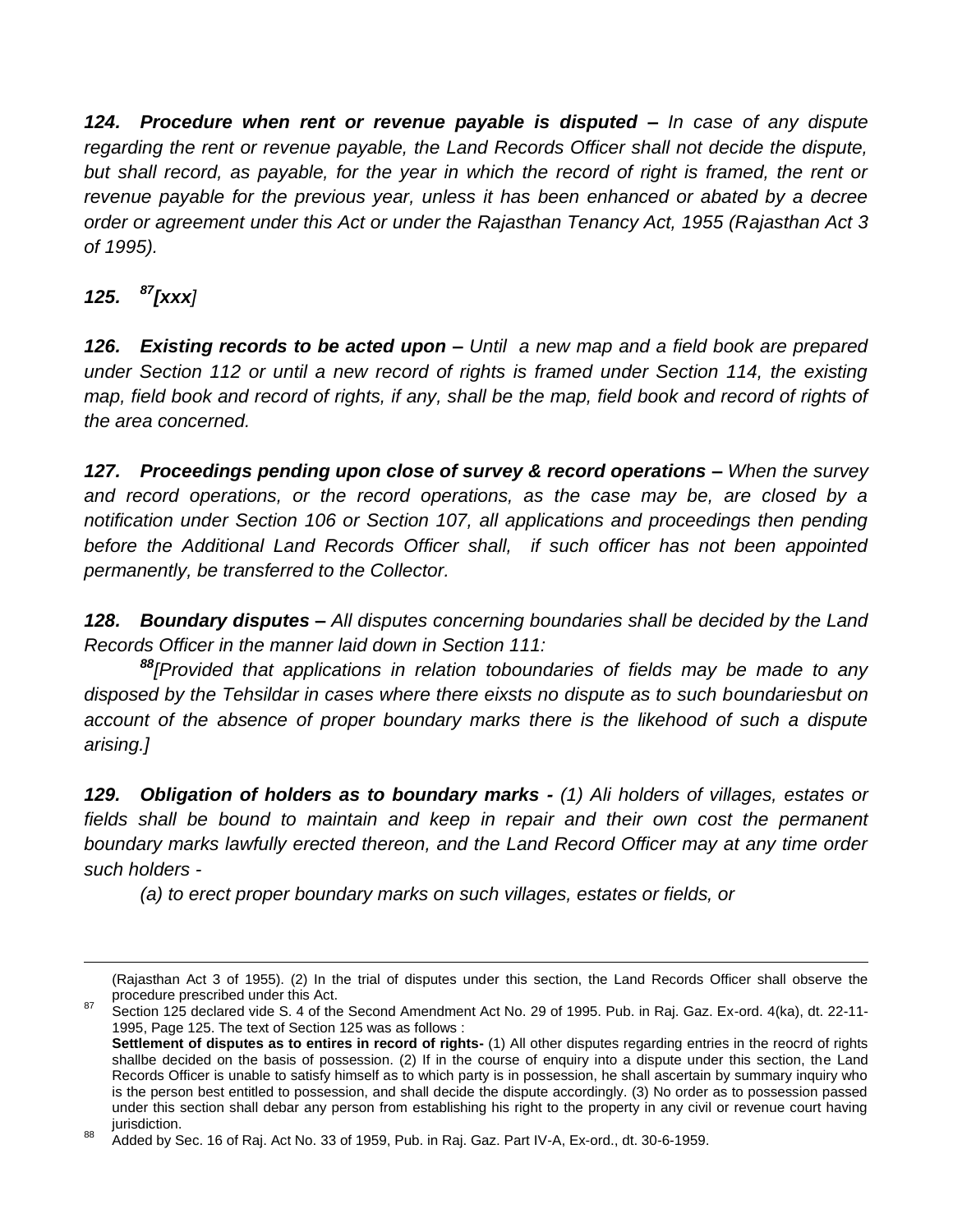***124. Procedure when rent or revenue payable is disputed –*** *In case of any dispute regarding the rent or revenue payable, the Land Records Officer shall not decide the dispute, but shall record, as payable, for the year in which the record of right is framed, the rent or revenue payable for the previous year, unless it has been enhanced or abated by a decree order or agreement under this Act or under the Rajasthan Tenancy Act, 1955 (Rajasthan Act 3 of 1995).*

***125. [87][xxx]***

***126. Existing records to be acted upon –*** *Until a new map and a field book are prepared under Section 112 or until a new record of rights is framed under Section 114, the existing map, field book and record of rights, if any, shall be the map, field book and record of rights of the area concerned.*

***127. Proceedings pending upon close of survey & record operations –*** *When the survey and record operations, or the record operations, as the case may be, are closed by a notification under Section 106 or Section 107, all applications and proceedings then pending before the Additional Land Records Officer shall, if such officer has not been appointed permanently, be transferred to the Collector.*

***128. Boundary disputes –*** *All disputes concerning boundaries shall be decided by the Land Records Officer in the manner laid down in Section 111:*

*[88][Provided that applications in relation toboundaries of fields may be made to any disposed by the Tehsildar in cases where there eixsts no dispute as to such boundariesbut on account of the absence of proper boundary marks there is the likehood of such a dispute arising.]*

***129. Obligation of holders as to boundary marks -*** *(1) Ali holders of villages, estates or fields shall be bound to maintain and keep in repair and their own cost the permanent boundary marks lawfully erected thereon, and the Land Record Officer may at any time order such holders -*

*(a) to erect proper boundary marks on such villages, estates or fields, or*

---

(Rajasthan Act 3 of 1955). (2) In the trial of disputes under this section, the Land Records Officer shall observe the procedure prescribed under this Act.

[87] Section 125 declared vide S. 4 of the Second Amendment Act No. 29 of 1995. Pub. in Raj. Gaz. Ex-ord. 4(ka), dt. 22-11-1995, Page 125. The text of Section 125 was as follows :
**Settlement of disputes as to entires in record of rights-** (1) All other disputes regarding entries in the reocrd of rights shallbe decided on the basis of possession. (2) If in the course of enquiry into a dispute under this section, the Land Records Officer is unable to satisfy himself as to which party is in possession, he shall ascertain by summary inquiry who is the person best entitled to possession, and shall decide the dispute accordingly. (3) No order as to possession passed under this section shall debar any person from establishing his right to the property in any civil or revenue court having jurisdiction.

[88] Added by Sec. 16 of Raj. Act No. 33 of 1959, Pub. in Raj. Gaz. Part IV-A, Ex-ord., dt. 30-6-1959.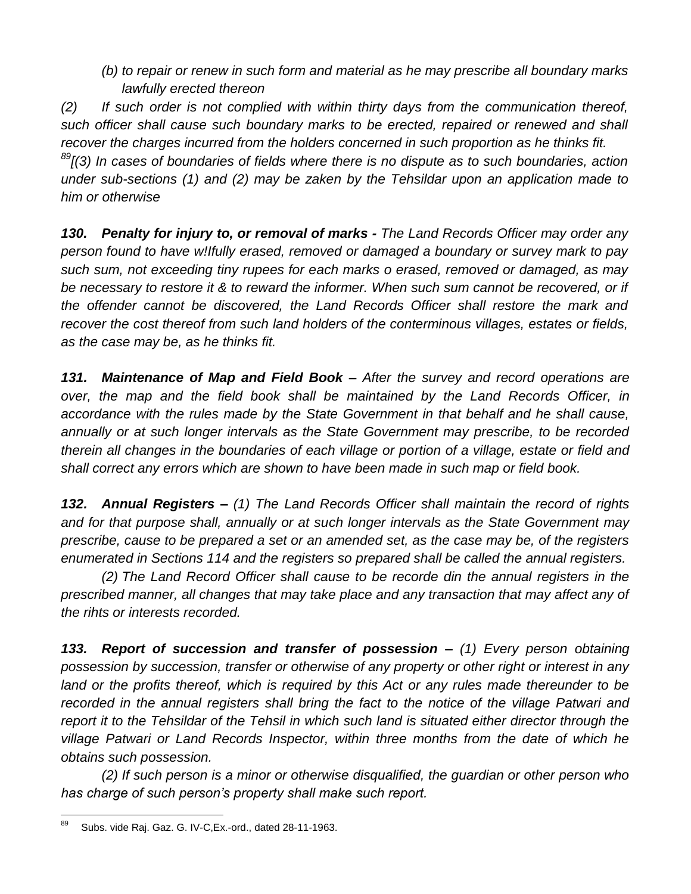*(b) to repair or renew in such form and material as he may prescribe all boundary marks lawfully erected thereon*

*(2) If such order is not complied with within thirty days from the communication thereof, such officer shall cause such boundary marks to be erected, repaired or renewed and shall recover the charges incurred from the holders concerned in such proportion as he thinks fit.*

[89]*[(3) In cases of boundaries of fields where there is no dispute as to such boundaries, action under sub-sections (1) and (2) may be zaken by the Tehsildar upon an application made to him or otherwise*

***130. Penalty for injury to, or removal of marks -*** *The Land Records Officer may order any person found to have w!Ifully erased, removed or damaged a boundary or survey mark to pay such sum, not exceeding tiny rupees for each marks o erased, removed or damaged, as may be necessary to restore it & to reward the informer. When such sum cannot be recovered, or if the offender cannot be discovered, the Land Records Officer shall restore the mark and recover the cost thereof from such land holders of the conterminous villages, estates or fields, as the case may be, as he thinks fit.*

***131. Maintenance of Map and Field Book –*** *After the survey and record operations are over, the map and the field book shall be maintained by the Land Records Officer, in accordance with the rules made by the State Government in that behalf and he shall cause, annually or at such longer intervals as the State Government may prescribe, to be recorded therein all changes in the boundaries of each village or portion of a village, estate or field and shall correct any errors which are shown to have been made in such map or field book.*

***132. Annual Registers –*** *(1) The Land Records Officer shall maintain the record of rights and for that purpose shall, annually or at such longer intervals as the State Government may prescribe, cause to be prepared a set or an amended set, as the case may be, of the registers enumerated in Sections 114 and the registers so prepared shall be called the annual registers.*

*(2) The Land Record Officer shall cause to be recorde din the annual registers in the prescribed manner, all changes that may take place and any transaction that may affect any of the rihts or interests recorded.*

***133. Report of succession and transfer of possession –*** *(1) Every person obtaining possession by succession, transfer or otherwise of any property or other right or interest in any land or the profits thereof, which is required by this Act or any rules made thereunder to be recorded in the annual registers shall bring the fact to the notice of the village Patwari and report it to the Tehsildar of the Tehsil in which such land is situated either director through the village Patwari or Land Records Inspector, within three months from the date of which he obtains such possession.*

*(2) If such person is a minor or otherwise disqualified, the guardian or other person who has charge of such person's property shall make such report.*

---

[89] Subs. vide Raj. Gaz. G. IV-C,Ex.-ord., dated 28-11-1963.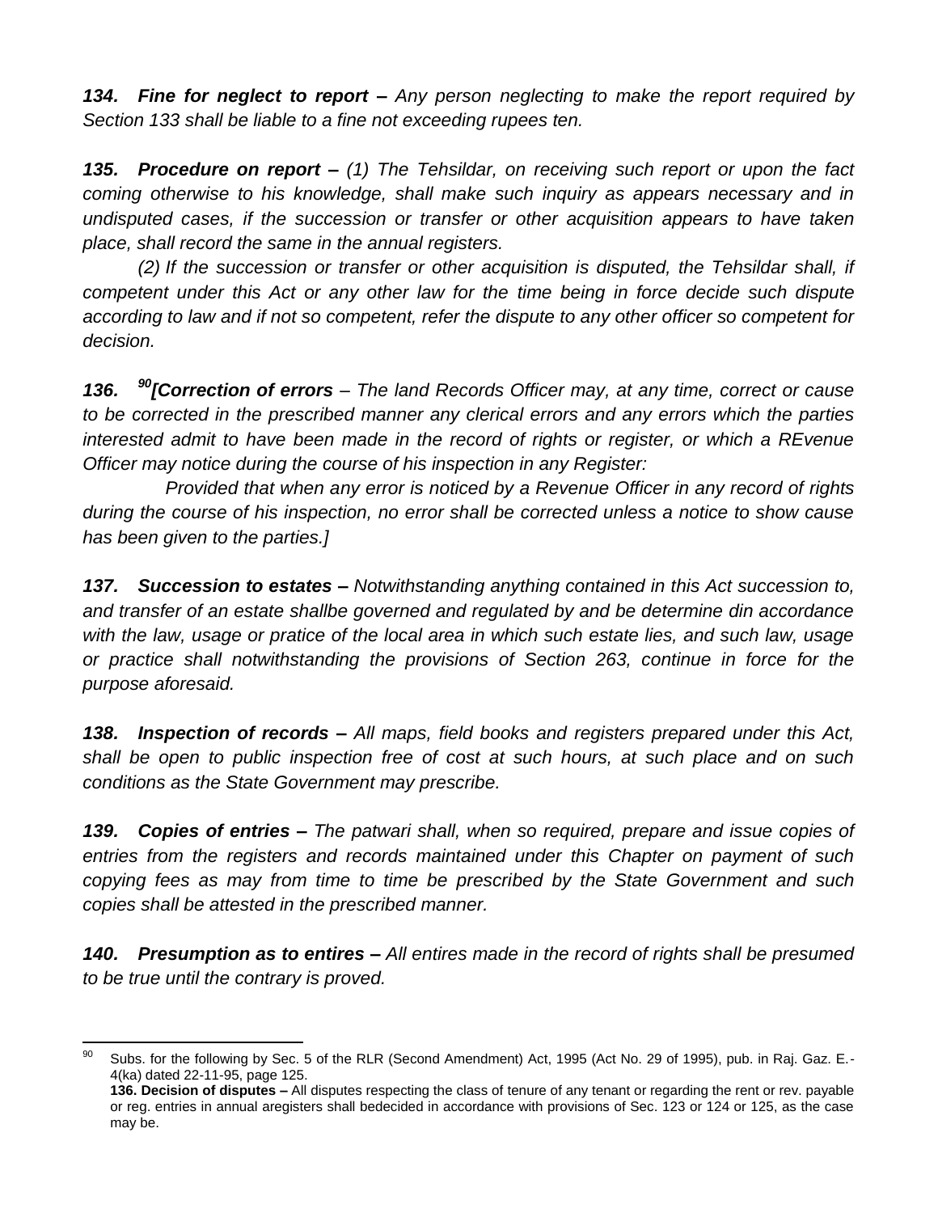***134. Fine for neglect to report –*** *Any person neglecting to make the report required by Section 133 shall be liable to a fine not exceeding rupees ten.*

***135. Procedure on report –*** *(1) The Tehsildar, on receiving such report or upon the fact coming otherwise to his knowledge, shall make such inquiry as appears necessary and in undisputed cases, if the succession or transfer or other acquisition appears to have taken place, shall record the same in the annual registers.*

*(2) If the succession or transfer or other acquisition is disputed, the Tehsildar shall, if competent under this Act or any other law for the time being in force decide such dispute according to law and if not so competent, refer the dispute to any other officer so competent for decision.*

***136. [90][Correction of errors*** *– The land Records Officer may, at any time, correct or cause to be corrected in the prescribed manner any clerical errors and any errors which the parties interested admit to have been made in the record of rights or register, or which a REvenue Officer may notice during the course of his inspection in any Register:*

*Provided that when any error is noticed by a Revenue Officer in any record of rights during the course of his inspection, no error shall be corrected unless a notice to show cause has been given to the parties.]*

***137. Succession to estates –*** *Notwithstanding anything contained in this Act succession to, and transfer of an estate shallbe governed and regulated by and be determine din accordance with the law, usage or pratice of the local area in which such estate lies, and such law, usage or practice shall notwithstanding the provisions of Section 263, continue in force for the purpose aforesaid.*

***138. Inspection of records –*** *All maps, field books and registers prepared under this Act, shall be open to public inspection free of cost at such hours, at such place and on such conditions as the State Government may prescribe.*

***139. Copies of entries –*** *The patwari shall, when so required, prepare and issue copies of entries from the registers and records maintained under this Chapter on payment of such copying fees as may from time to time be prescribed by the State Government and such copies shall be attested in the prescribed manner.*

***140. Presumption as to entires –*** *All entires made in the record of rights shall be presumed to be true until the contrary is proved.*

---

[90] Subs. for the following by Sec. 5 of the RLR (Second Amendment) Act, 1995 (Act No. 29 of 1995), pub. in Raj. Gaz. E.-4(ka) dated 22-11-95, page 125.
**136. Decision of disputes –** All disputes respecting the class of tenure of any tenant or regarding the rent or rev. payable or reg. entries in annual aregisters shall bedecided in accordance with provisions of Sec. 123 or 124 or 125, as the case may be.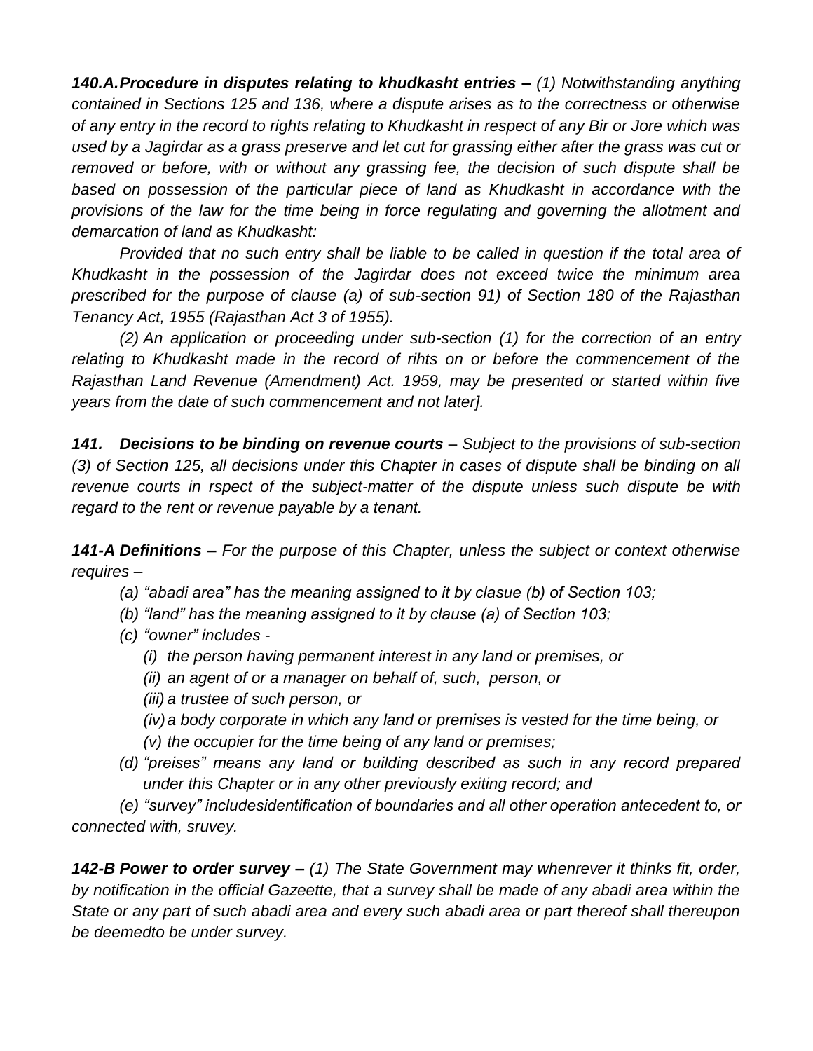***140.A.Procedure in disputes relating to khudkasht entries –*** *(1) Notwithstanding anything contained in Sections 125 and 136, where a dispute arises as to the correctness or otherwise of any entry in the record to rights relating to Khudkasht in respect of any Bir or Jore which was used by a Jagirdar as a grass preserve and let cut for grassing either after the grass was cut or removed or before, with or without any grassing fee, the decision of such dispute shall be based on possession of the particular piece of land as Khudkasht in accordance with the provisions of the law for the time being in force regulating and governing the allotment and demarcation of land as Khudkasht:*

*Provided that no such entry shall be liable to be called in question if the total area of Khudkasht in the possession of the Jagirdar does not exceed twice the minimum area prescribed for the purpose of clause (a) of sub-section 91) of Section 180 of the Rajasthan Tenancy Act, 1955 (Rajasthan Act 3 of 1955).*

*(2) An application or proceeding under sub-section (1) for the correction of an entry relating to Khudkasht made in the record of rihts on or before the commencement of the Rajasthan Land Revenue (Amendment) Act. 1959, may be presented or started within five years from the date of such commencement and not later].*

***141. Decisions to be binding on revenue courts*** *– Subject to the provisions of sub-section (3) of Section 125, all decisions under this Chapter in cases of dispute shall be binding on all revenue courts in rspect of the subject-matter of the dispute unless such dispute be with regard to the rent or revenue payable by a tenant.*

***141-A Definitions –*** *For the purpose of this Chapter, unless the subject or context otherwise requires –*

- *(a) "abadi area" has the meaning assigned to it by clasue (b) of Section 103;*
- *(b) "land" has the meaning assigned to it by clause (a) of Section 103;*
- *(c) "owner" includes -*
  - *(i) the person having permanent interest in any land or premises, or*
  - *(ii) an agent of or a manager on behalf of, such, person, or*
  - *(iii) a trustee of such person, or*
  - *(iv) a body corporate in which any land or premises is vested for the time being, or*
  - *(v) the occupier for the time being of any land or premises;*
- *(d) "preises" means any land or building described as such in any record prepared under this Chapter or in any other previously exiting record; and*

*(e) "survey" includesidentification of boundaries and all other operation antecedent to, or connected with, sruvey.*

***142-B Power to order survey –*** *(1) The State Government may whenrever it thinks fit, order, by notification in the official Gazeette, that a survey shall be made of any abadi area within the State or any part of such abadi area and every such abadi area or part thereof shall thereupon be deemedto be under survey.*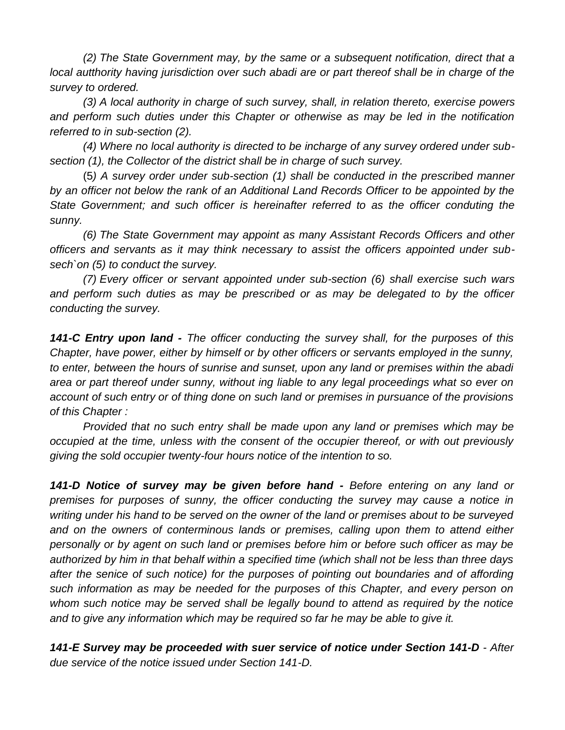*(2) The State Government may, by the same or a subsequent notification, direct that a local autthority having jurisdiction over such abadi are or part thereof shall be in charge of the survey to ordered.*

*(3) A local authority in charge of such survey, shall, in relation thereto, exercise powers and perform such duties under this Chapter or otherwise as may be led in the notification referred to in sub-section (2).*

*(4) Where no local authority is directed to be incharge of any survey ordered under sub-section (1), the Collector of the district shall be in charge of such survey.*

(5*) A survey order under sub-section (1) shall be conducted in the prescribed manner by an officer not below the rank of an Additional Land Records Officer to be appointed by the State Government; and such officer is hereinafter referred to as the officer conduting the sunny.*

*(6) The State Government may appoint as many Assistant Records Officers and other officers and servants as it may think necessary to assist the officers appointed under sub-sech`on (5) to conduct the survey.*

*(7) Every officer or servant appointed under sub-section (6) shall exercise such wars and perform such duties as may be prescribed or as may be delegated to by the officer conducting the survey.*

***141-C Entry upon land -*** *The officer conducting the survey shall, for the purposes of this Chapter, have power, either by himself or by other officers or servants employed in the sunny, to enter, between the hours of sunrise and sunset, upon any land or premises within the abadi area or part thereof under sunny, without ing liable to any legal proceedings what so ever on account of such entry or of thing done on such land or premises in pursuance of the provisions of this Chapter :*

*Provided that no such entry shall be made upon any land or premises which may be occupied at the time, unless with the consent of the occupier thereof, or with out previously giving the sold occupier twenty-four hours notice of the intention to so.*

***141-D Notice of survey may be given before hand -*** *Before entering on any land or premises for purposes of sunny, the officer conducting the survey may cause a notice in writing under his hand to be served on the owner of the land or premises about to be surveyed and on the owners of conterminous lands or premises, calling upon them to attend either personally or by agent on such land or premises before him or before such officer as may be authorized by him in that behalf within a specified time (which shall not be less than three days after the senice of such notice) for the purposes of pointing out boundaries and of affording such information as may be needed for the purposes of this Chapter, and every person on whom such notice may be served shall be legally bound to attend as required by the notice and to give any information which may be required so far he may be able to give it.*

***141-E Survey may be proceeded with suer service of notice under Section 141-D*** *- After due service of the notice issued under Section 141-D.*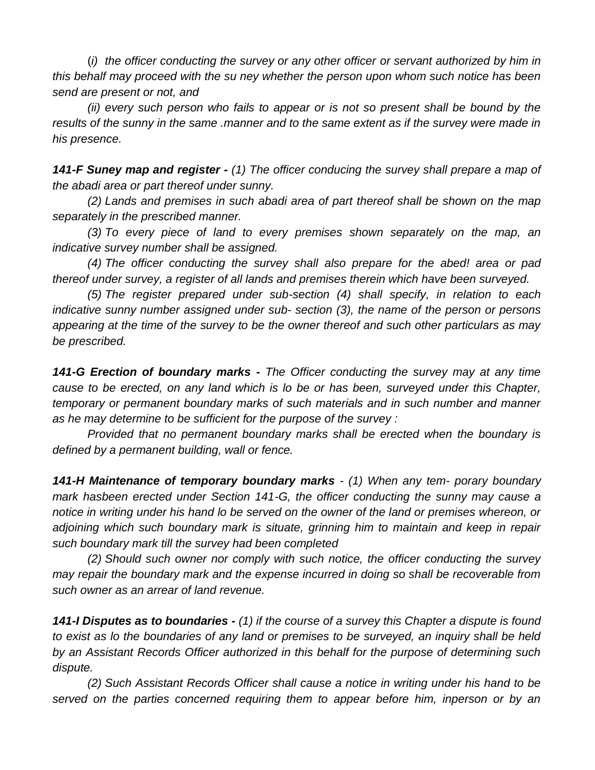*(i) the officer conducting the survey or any other officer or servant authorized by him in this behalf may proceed with the su ney whether the person upon whom such notice has been send are present or not, and*

*(ii) every such person who fails to appear or is not so present shall be bound by the results of the sunny in the same .manner and to the same extent as if the survey were made in his presence.*

***141-F Suney map and register -*** *(1) The officer conducing the survey shall prepare a map of the abadi area or part thereof under sunny.*

*(2) Lands and premises in such abadi area of part thereof shall be shown on the map separately in the prescribed manner.*

*(3) To every piece of land to every premises shown separately on the map, an indicative survey number shall be assigned.*

*(4) The officer conducting the survey shall also prepare for the abed! area or pad thereof under survey, a register of all lands and premises therein which have been surveyed.*

*(5) The register prepared under sub-section (4) shall specify, in relation to each indicative sunny number assigned under sub- section (3), the name of the person or persons appearing at the time of the survey to be the owner thereof and such other particulars as may be prescribed.*

***141-G Erection of boundary marks -*** *The Officer conducting the survey may at any time cause to be erected, on any land which is lo be or has been, surveyed under this Chapter, temporary or permanent boundary marks of such materials and in such number and manner as he may determine to be sufficient for the purpose of the survey :*

*Provided that no permanent boundary marks shall be erected when the boundary is defined by a permanent building, wall or fence.*

***141-H Maintenance of temporary boundary marks*** *- (1) When any tem- porary boundary mark hasbeen erected under Section 141-G, the officer conducting the sunny may cause a notice in writing under his hand lo be served on the owner of the land or premises whereon, or adjoining which such boundary mark is situate, grinning him to maintain and keep in repair such boundary mark till the survey had been completed*

*(2) Should such owner nor comply with such notice, the officer conducting the survey may repair the boundary mark and the expense incurred in doing so shall be recoverable from such owner as an arrear of land revenue.*

***141-I Disputes as to boundaries -*** *(1) if the course of a survey this Chapter a dispute is found to exist as lo the boundaries of any land or premises to be surveyed, an inquiry shall be held by an Assistant Records Officer authorized in this behalf for the purpose of determining such dispute.*

*(2) Such Assistant Records Officer shall cause a notice in writing under his hand to be served on the parties concerned requiring them to appear before him, inperson or by an*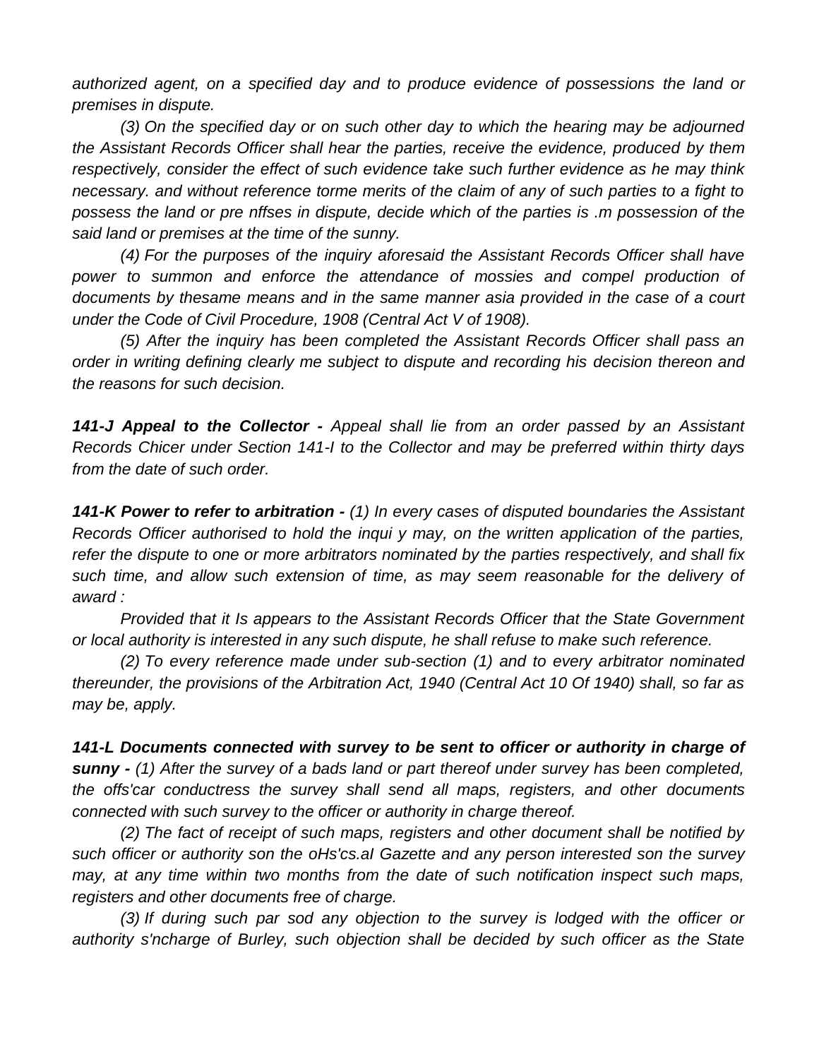*authorized agent, on a specified day and to produce evidence of possessions the land or premises in dispute.*

*(3) On the specified day or on such other day to which the hearing may be adjourned the Assistant Records Officer shall hear the parties, receive the evidence, produced by them respectively, consider the effect of such evidence take such further evidence as he may think necessary. and without reference torme merits of the claim of any of such parties to a fight to possess the land or pre nffses in dispute, decide which of the parties is .m possession of the said land or premises at the time of the sunny.*

*(4) For the purposes of the inquiry aforesaid the Assistant Records Officer shall have power to summon and enforce the attendance of mossies and compel production of documents by thesame means and in the same manner asia provided in the case of a court under the Code of Civil Procedure, 1908 (Central Act V of 1908).*

*(5) After the inquiry has been completed the Assistant Records Officer shall pass an order in writing defining clearly me subject to dispute and recording his decision thereon and the reasons for such decision.*

***141-J Appeal to the Collector -*** *Appeal shall lie from an order passed by an Assistant Records Chicer under Section 141-I to the Collector and may be preferred within thirty days from the date of such order.*

***141-K Power to refer to arbitration -*** *(1) In every cases of disputed boundaries the Assistant Records Officer authorised to hold the inqui y may, on the written application of the parties, refer the dispute to one or more arbitrators nominated by the parties respectively, and shall fix such time, and allow such extension of time, as may seem reasonable for the delivery of award :*

*Provided that it Is appears to the Assistant Records Officer that the State Government or local authority is interested in any such dispute, he shall refuse to make such reference.*

*(2) To every reference made under sub-section (1) and to every arbitrator nominated thereunder, the provisions of the Arbitration Act, 1940 (Central Act 10 Of 1940) shall, so far as may be, apply.*

***141-L Documents connected with survey to be sent to officer or authority in charge of sunny -*** *(1) After the survey of a bads land or part thereof under survey has been completed, the offs'car conductress the survey shall send all maps, registers, and other documents connected with such survey to the officer or authority in charge thereof.*

*(2) The fact of receipt of such maps, registers and other document shall be notified by such officer or authority son the oHs'cs.al Gazette and any person interested son the survey may, at any time within two months from the date of such notification inspect such maps, registers and other documents free of charge.*

*(3) If during such par sod any objection to the survey is lodged with the officer or authority s'ncharge of Burley, such objection shall be decided by such officer as the State*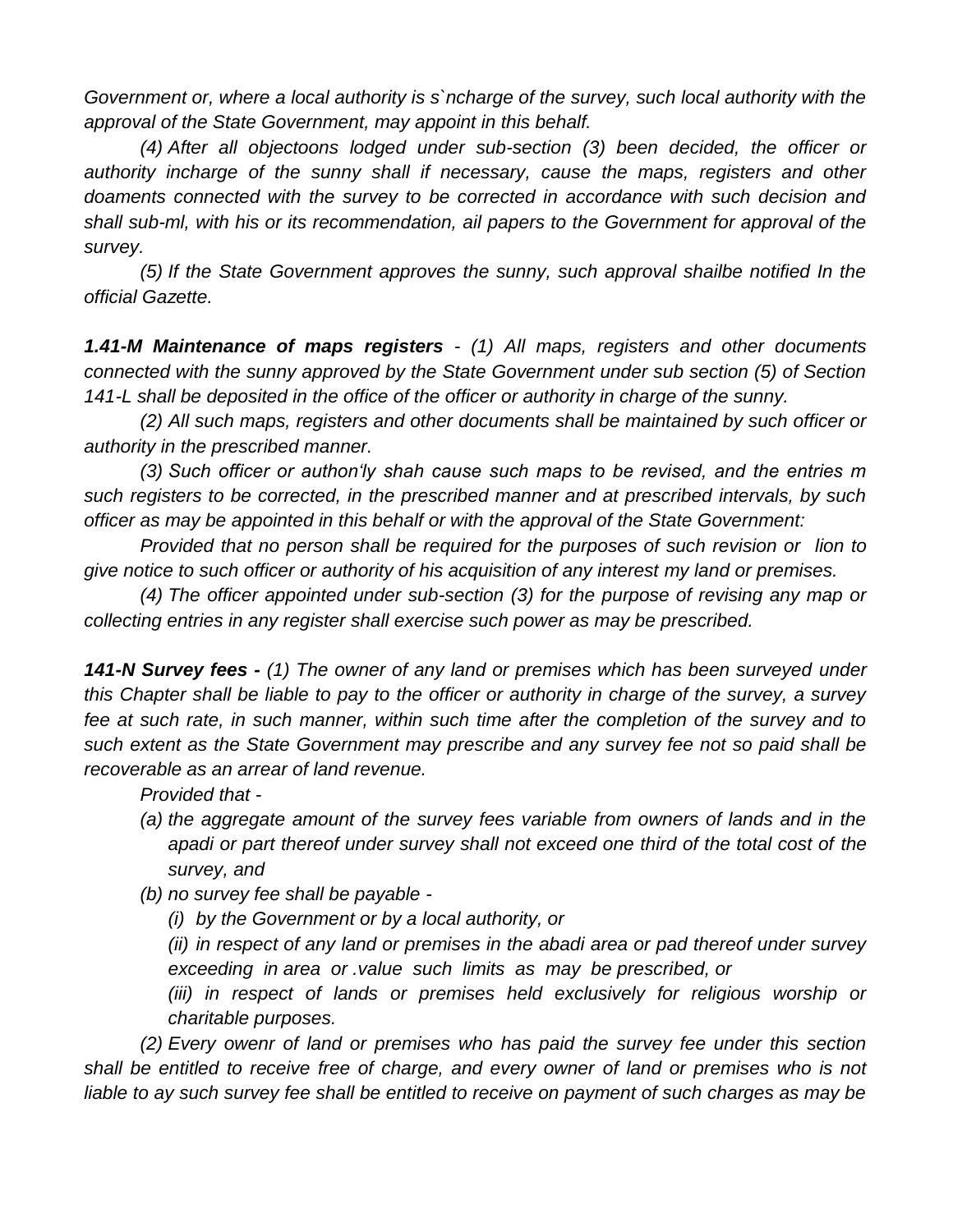*Government or, where a local authority is s`ncharge of the survey, such local authority with the approval of the State Government, may appoint in this behalf.*

*(4) After all objectoons lodged under sub-section (3) been decided, the officer or authority incharge of the sunny shall if necessary, cause the maps, registers and other doaments connected with the survey to be corrected in accordance with such decision and shall sub-ml, with his or its recommendation, ail papers to the Government for approval of the survey.*

*(5) If the State Government approves the sunny, such approval shailbe notified In the official Gazette.*

***1.41-M Maintenance of maps registers** - (1) All maps, registers and other documents connected with the sunny approved by the State Government under sub section (5) of Section 141-L shall be deposited in the office of the officer or authority in charge of the sunny.*

*(2) All such maps, registers and other documents shall be maintained by such officer or authority in the prescribed manner.*

*(3) Such officer or authon'ly shah cause such maps to be revised, and the entries m such registers to be corrected, in the prescribed manner and at prescribed intervals, by such officer as may be appointed in this behalf or with the approval of the State Government:*

*Provided that no person shall be required for the purposes of such revision or lion to give notice to such officer or authority of his acquisition of any interest my land or premises.*

*(4) The officer appointed under sub-section (3) for the purpose of revising any map or collecting entries in any register shall exercise such power as may be prescribed.*

***141-N Survey fees -** (1) The owner of any land or premises which has been surveyed under this Chapter shall be liable to pay to the officer or authority in charge of the survey, a survey fee at such rate, in such manner, within such time after the completion of the survey and to such extent as the State Government may prescribe and any survey fee not so paid shall be recoverable as an arrear of land revenue.*

*Provided that -*

*(a) the aggregate amount of the survey fees variable from owners of lands and in the apadi or part thereof under survey shall not exceed one third of the total cost of the survey, and*

*(b) no survey fee shall be payable -*

*(i) by the Government or by a local authority, or*

*(ii) in respect of any land or premises in the abadi area or pad thereof under survey exceeding in area or .value such limits as may be prescribed, or*

*(iii) in respect of lands or premises held exclusively for religious worship or charitable purposes.*

*(2) Every owenr of land or premises who has paid the survey fee under this section shall be entitled to receive free of charge, and every owner of land or premises who is not liable to ay such survey fee shall be entitled to receive on payment of such charges as may be*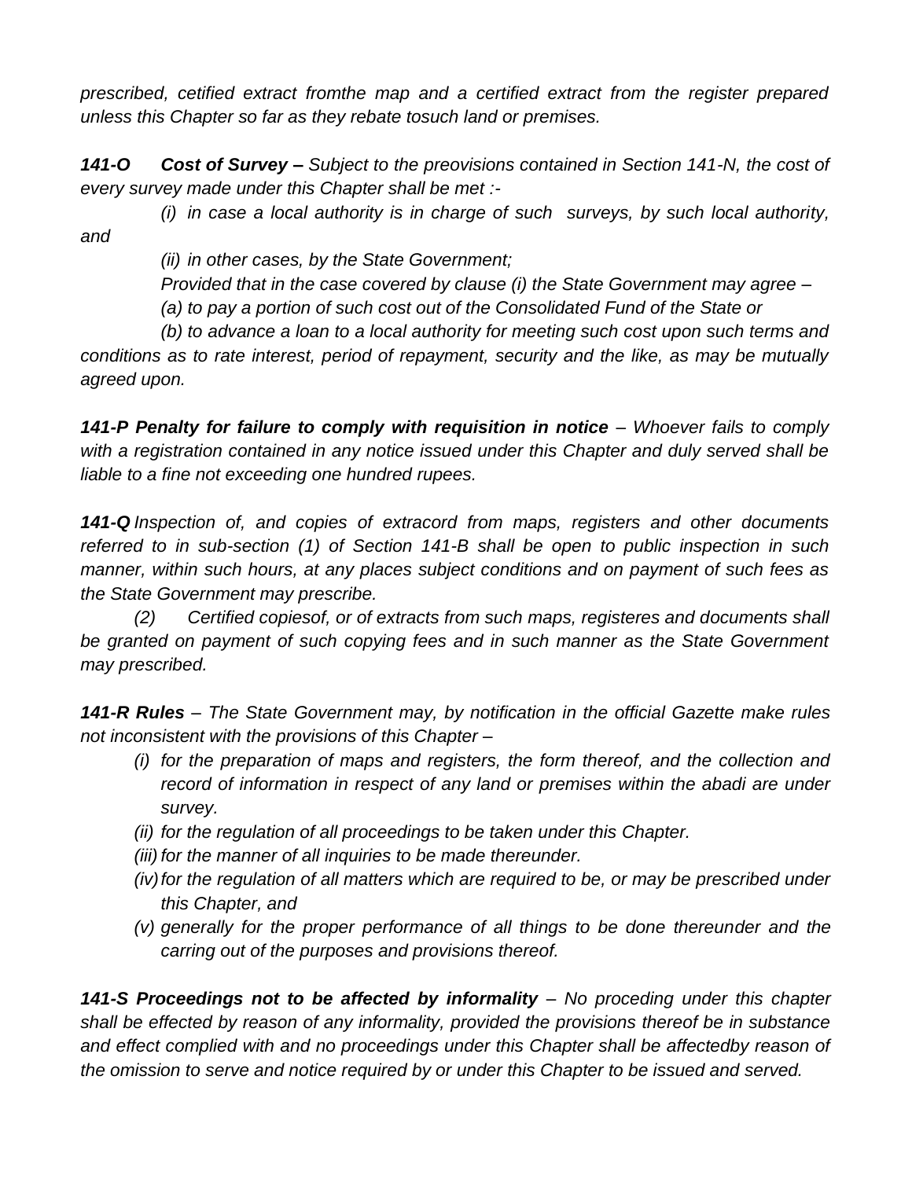*prescribed, cetified extract fromthe map and a certified extract from the register prepared unless this Chapter so far as they rebate tosuch land or premises.*

***141-O Cost of Survey –*** *Subject to the preovisions contained in Section 141-N, the cost of every survey made under this Chapter shall be met :-*

*(i) in case a local authority is in charge of such surveys, by such local authority, and*

*(ii) in other cases, by the State Government;*

*Provided that in the case covered by clause (i) the State Government may agree –*

*(a) to pay a portion of such cost out of the Consolidated Fund of the State or*

*(b) to advance a loan to a local authority for meeting such cost upon such terms and conditions as to rate interest, period of repayment, security and the like, as may be mutually agreed upon.*

***141-P Penalty for failure to comply with requisition in notice*** *– Whoever fails to comply with a registration contained in any notice issued under this Chapter and duly served shall be liable to a fine not exceeding one hundred rupees.*

***141-Q*** *Inspection of, and copies of extracord from maps, registers and other documents referred to in sub-section (1) of Section 141-B shall be open to public inspection in such manner, within such hours, at any places subject conditions and on payment of such fees as the State Government may prescribe.*

*(2) Certified copiesof, or of extracts from such maps, registeres and documents shall be granted on payment of such copying fees and in such manner as the State Government may prescribed.*

***141-R Rules*** *– The State Government may, by notification in the official Gazette make rules not inconsistent with the provisions of this Chapter –*

- *(i) for the preparation of maps and registers, the form thereof, and the collection and record of information in respect of any land or premises within the abadi are under survey.*
- *(ii) for the regulation of all proceedings to be taken under this Chapter.*
- *(iii) for the manner of all inquiries to be made thereunder.*
- *(iv) for the regulation of all matters which are required to be, or may be prescribed under this Chapter, and*
- *(v) generally for the proper performance of all things to be done thereunder and the carring out of the purposes and provisions thereof.*

***141-S Proceedings not to be affected by informality*** *– No proceding under this chapter shall be effected by reason of any informality, provided the provisions thereof be in substance and effect complied with and no proceedings under this Chapter shall be affectedby reason of the omission to serve and notice required by or under this Chapter to be issued and served.*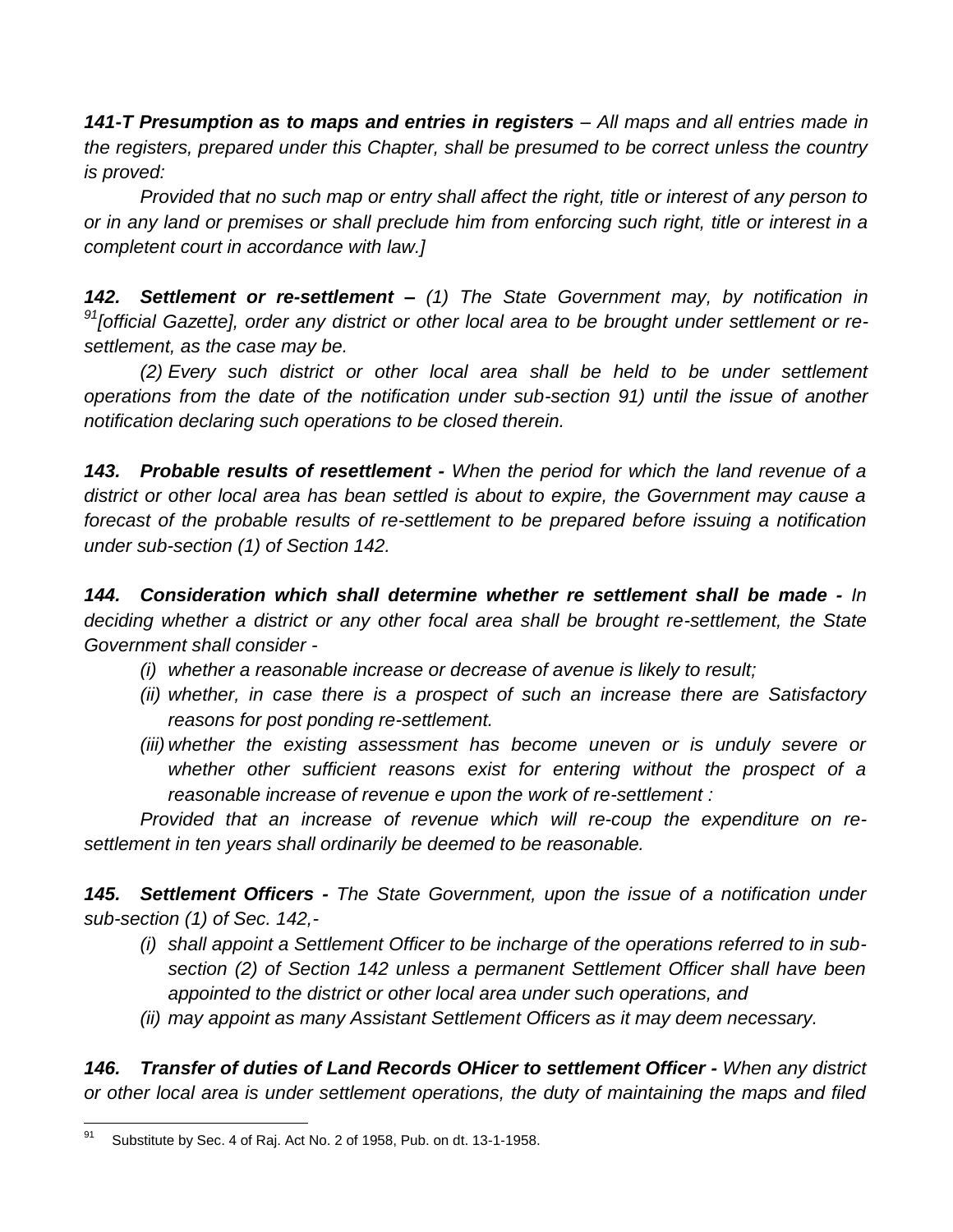***141-T Presumption as to maps and entries in registers** – All maps and all entries made in the registers, prepared under this Chapter, shall be presumed to be correct unless the country is proved:*

*Provided that no such map or entry shall affect the right, title or interest of any person to or in any land or premises or shall preclude him from enforcing such right, title or interest in a completent court in accordance with law.]*

***142. Settlement or re-settlement –** (1) The State Government may, by notification in [91][official Gazette], order any district or other local area to be brought under settlement or re-settlement, as the case may be.*

*(2) Every such district or other local area shall be held to be under settlement operations from the date of the notification under sub-section 91) until the issue of another notification declaring such operations to be closed therein.*

***143. Probable results of resettlement -** When the period for which the land revenue of a district or other local area has bean settled is about to expire, the Government may cause a forecast of the probable results of re-settlement to be prepared before issuing a notification under sub-section (1) of Section 142.*

***144. Consideration which shall determine whether re settlement shall be made -** In deciding whether a district or any other focal area shall be brought re-settlement, the State Government shall consider -*

- *(i) whether a reasonable increase or decrease of avenue is likely to result;*
- *(ii) whether, in case there is a prospect of such an increase there are Satisfactory reasons for post ponding re-settlement.*
- *(iii) whether the existing assessment has become uneven or is unduly severe or whether other sufficient reasons exist for entering without the prospect of a reasonable increase of revenue e upon the work of re-settlement :*

*Provided that an increase of revenue which will re-coup the expenditure on re-settlement in ten years shall ordinarily be deemed to be reasonable.*

***145. Settlement Officers -** The State Government, upon the issue of a notification under sub-section (1) of Sec. 142,-*

- *(i) shall appoint a Settlement Officer to be incharge of the operations referred to in sub-section (2) of Section 142 unless a permanent Settlement Officer shall have been appointed to the district or other local area under such operations, and*
- *(ii) may appoint as many Assistant Settlement Officers as it may deem necessary.*

***146. Transfer of duties of Land Records OHicer to settlement Officer -** When any district or other local area is under settlement operations, the duty of maintaining the maps and filed*

---

[91] Substitute by Sec. 4 of Raj. Act No. 2 of 1958, Pub. on dt. 13-1-1958.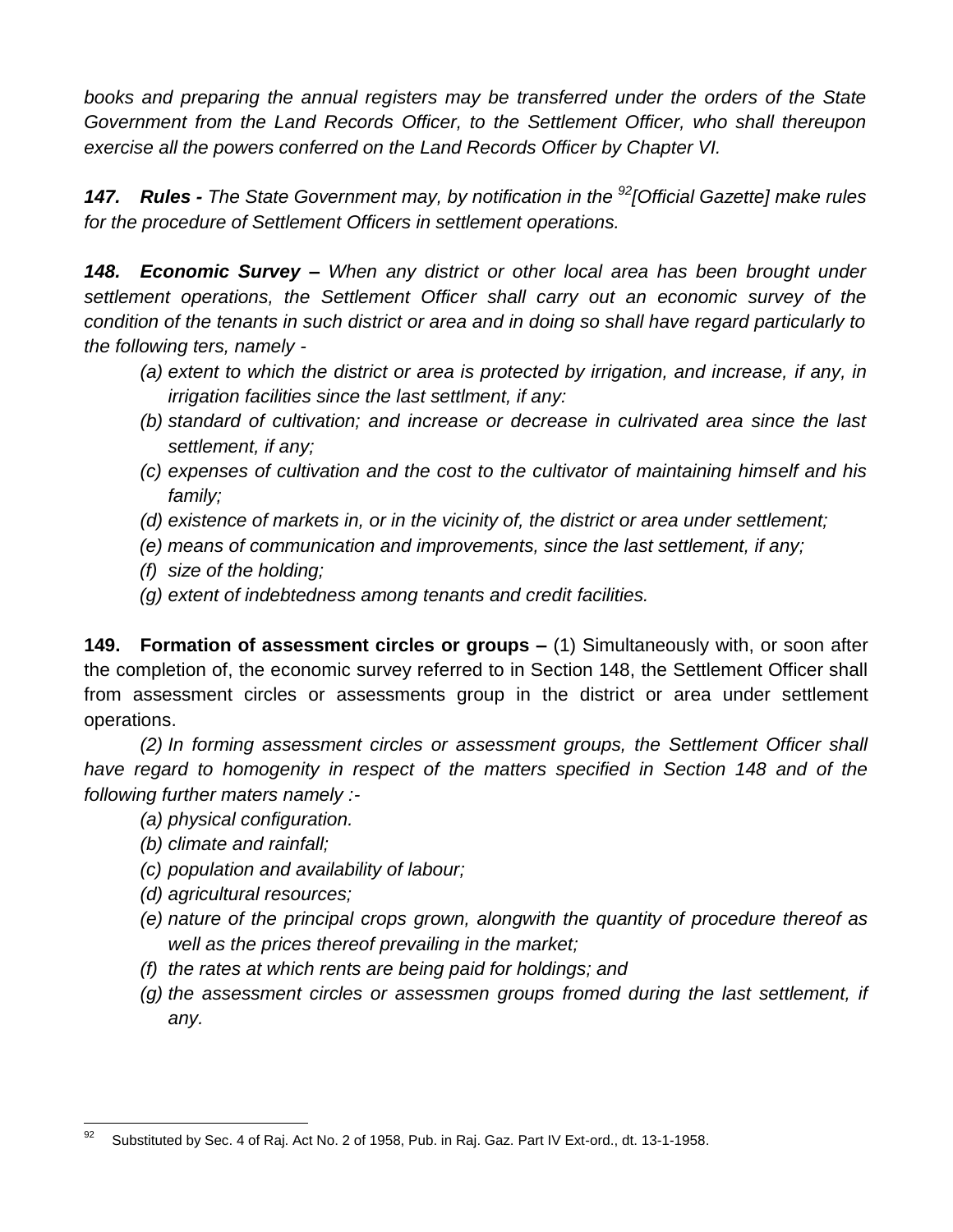*books and preparing the annual registers may be transferred under the orders of the State Government from the Land Records Officer, to the Settlement Officer, who shall thereupon exercise all the powers conferred on the Land Records Officer by Chapter VI.*

***147. Rules -*** *The State Government may, by notification in the* [92]*[Official Gazette] make rules for the procedure of Settlement Officers in settlement operations.*

***148. Economic Survey –*** *When any district or other local area has been brought under settlement operations, the Settlement Officer shall carry out an economic survey of the condition of the tenants in such district or area and in doing so shall have regard particularly to the following ters, namely -*

*(a) extent to which the district or area is protected by irrigation, and increase, if any, in irrigation facilities since the last settlment, if any:*

*(b) standard of cultivation; and increase or decrease in culrivated area since the last settlement, if any;*

*(c) expenses of cultivation and the cost to the cultivator of maintaining himself and his family;*

*(d) existence of markets in, or in the vicinity of, the district or area under settlement;*

*(e) means of communication and improvements, since the last settlement, if any;*

*(f) size of the holding;*

*(g) extent of indebtedness among tenants and credit facilities.*

**149. Formation of assessment circles or groups –** (1) Simultaneously with, or soon after the completion of, the economic survey referred to in Section 148, the Settlement Officer shall from assessment circles or assessments group in the district or area under settlement operations.

*(2) In forming assessment circles or assessment groups, the Settlement Officer shall have regard to homogenity in respect of the matters specified in Section 148 and of the following further maters namely :-*

*(a) physical configuration.*

*(b) climate and rainfall;*

*(c) population and availability of labour;*

*(d) agricultural resources;*

*(e) nature of the principal crops grown, alongwith the quantity of procedure thereof as well as the prices thereof prevailing in the market;*

*(f) the rates at which rents are being paid for holdings; and*

*(g) the assessment circles or assessmen groups fromed during the last settlement, if any.*

---

[92] Substituted by Sec. 4 of Raj. Act No. 2 of 1958, Pub. in Raj. Gaz. Part IV Ext-ord., dt. 13-1-1958.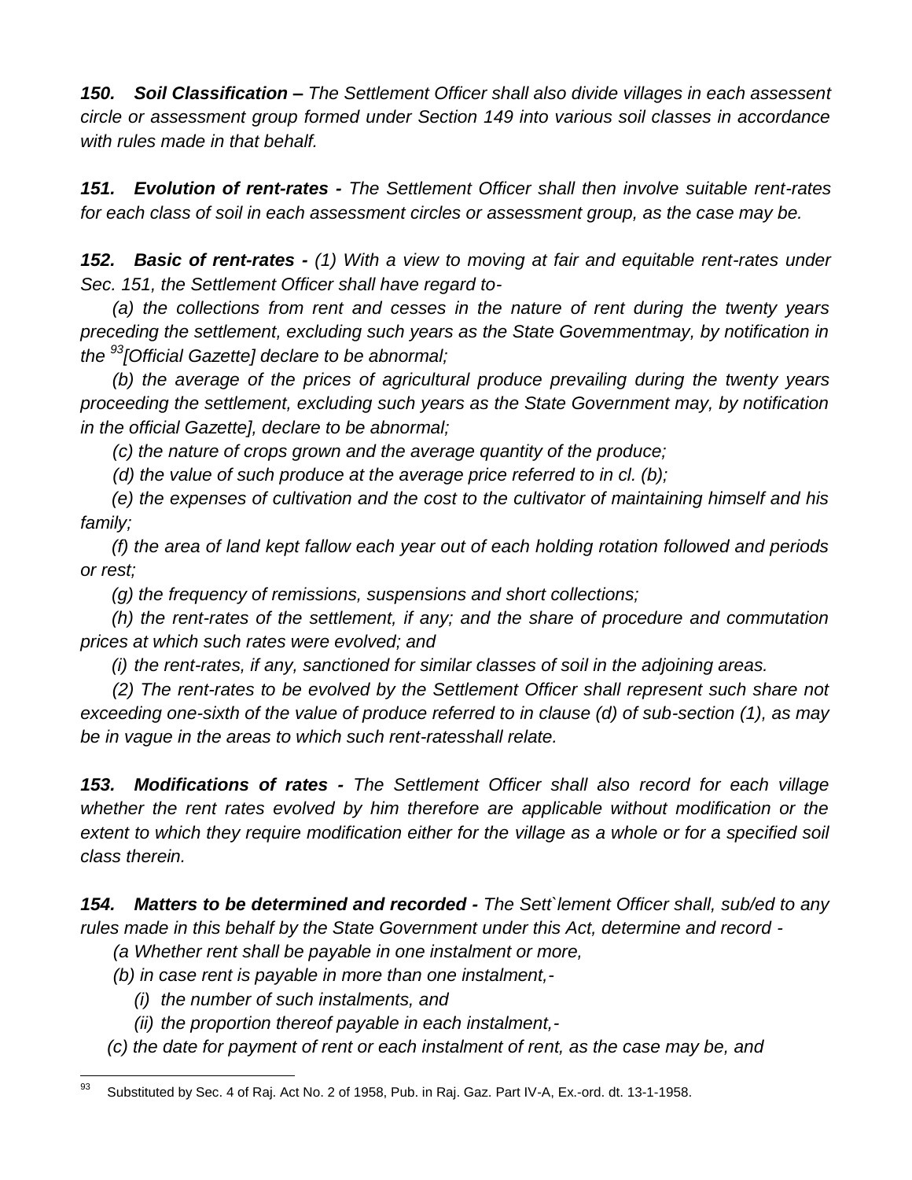***150. Soil Classification –*** *The Settlement Officer shall also divide villages in each assessent circle or assessment group formed under Section 149 into various soil classes in accordance with rules made in that behalf.*

***151. Evolution of rent-rates -*** *The Settlement Officer shall then involve suitable rent-rates for each class of soil in each assessment circles or assessment group, as the case may be.*

***152. Basic of rent-rates -*** *(1) With a view to moving at fair and equitable rent-rates under Sec. 151, the Settlement Officer shall have regard to-*

*(a) the collections from rent and cesses in the nature of rent during the twenty years preceding the settlement, excluding such years as the State Govemmentmay, by notification in the* [93]*[Official Gazette] declare to be abnormal;*

*(b) the average of the prices of agricultural produce prevailing during the twenty years proceeding the settlement, excluding such years as the State Government may, by notification in the official Gazette], declare to be abnormal;*

*(c) the nature of crops grown and the average quantity of the produce;*

*(d) the value of such produce at the average price referred to in cl. (b);*

*(e) the expenses of cultivation and the cost to the cultivator of maintaining himself and his family;*

*(f) the area of land kept fallow each year out of each holding rotation followed and periods or rest;*

*(g) the frequency of remissions, suspensions and short collections;*

*(h) the rent-rates of the settlement, if any; and the share of procedure and commutation prices at which such rates were evolved; and*

*(i) the rent-rates, if any, sanctioned for similar classes of soil in the adjoining areas.*

*(2) The rent-rates to be evolved by the Settlement Officer shall represent such share not exceeding one-sixth of the value of produce referred to in clause (d) of sub-section (1), as may be in vague in the areas to which such rent-ratesshall relate.*

***153. Modifications of rates -*** *The Settlement Officer shall also record for each village whether the rent rates evolved by him therefore are applicable without modification or the extent to which they require modification either for the village as a whole or for a specified soil class therein.*

***154. Matters to be determined and recorded -*** *The Sett`lement Officer shall, sub/ed to any rules made in this behalf by the State Government under this Act, determine and record -*

*(a Whether rent shall be payable in one instalment or more,*

*(b) in case rent is payable in more than one instalment,-*

*(i) the number of such instalments, and*

*(ii) the proportion thereof payable in each instalment,-*

*(c) the date for payment of rent or each instalment of rent, as the case may be, and*

---

[93] Substituted by Sec. 4 of Raj. Act No. 2 of 1958, Pub. in Raj. Gaz. Part IV-A, Ex.-ord. dt. 13-1-1958.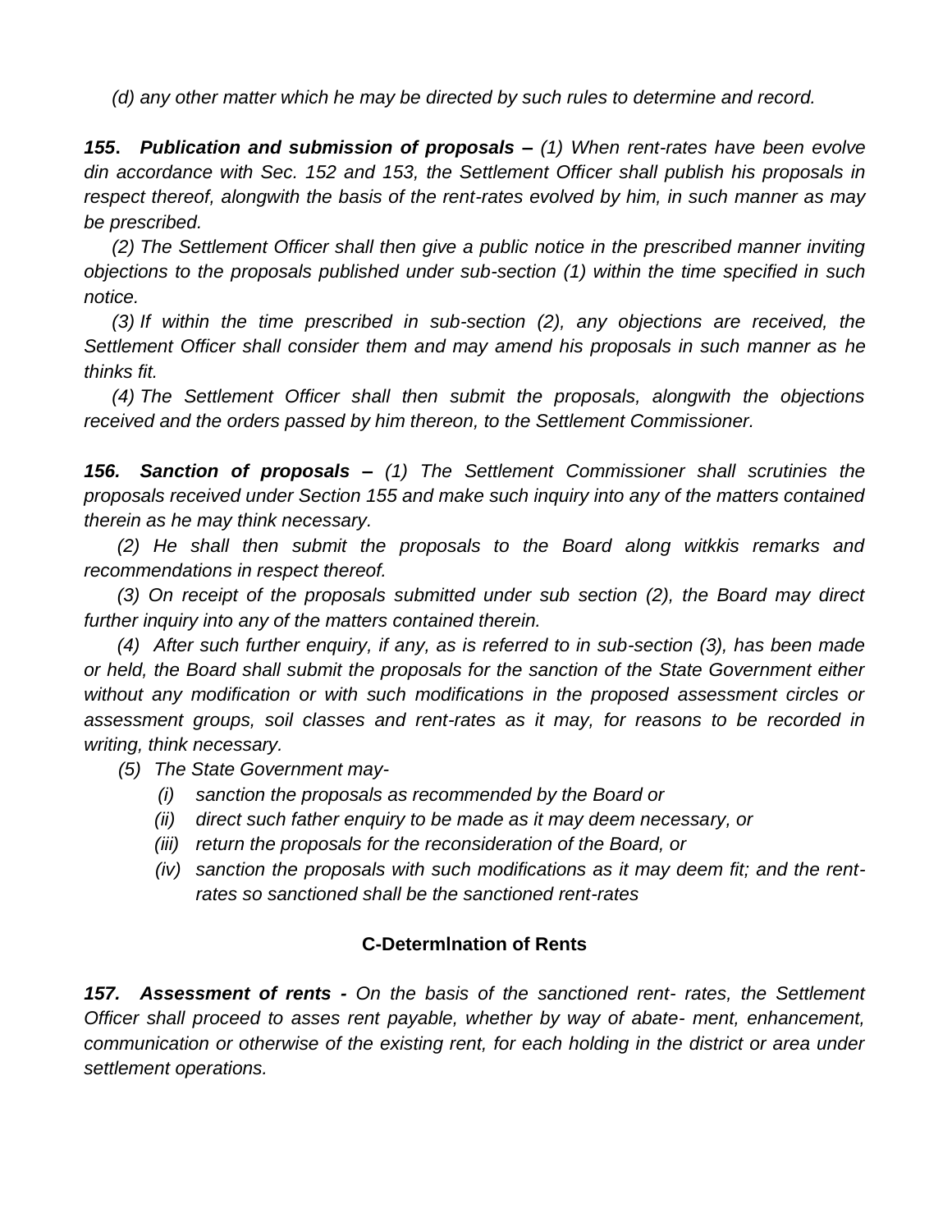*(d) any other matter which he may be directed by such rules to determine and record.*

***155. Publication and submission of proposals –*** *(1) When rent-rates have been evolve din accordance with Sec. 152 and 153, the Settlement Officer shall publish his proposals in respect thereof, alongwith the basis of the rent-rates evolved by him, in such manner as may be prescribed.*

*(2) The Settlement Officer shall then give a public notice in the prescribed manner inviting objections to the proposals published under sub-section (1) within the time specified in such notice.*

*(3) If within the time prescribed in sub-section (2), any objections are received, the Settlement Officer shall consider them and may amend his proposals in such manner as he thinks fit.*

*(4) The Settlement Officer shall then submit the proposals, alongwith the objections received and the orders passed by him thereon, to the Settlement Commissioner.*

***156. Sanction of proposals –*** *(1) The Settlement Commissioner shall scrutinies the proposals received under Section 155 and make such inquiry into any of the matters contained therein as he may think necessary.*

*(2) He shall then submit the proposals to the Board along witkkis remarks and recommendations in respect thereof.*

*(3) On receipt of the proposals submitted under sub section (2), the Board may direct further inquiry into any of the matters contained therein.*

*(4) After such further enquiry, if any, as is referred to in sub-section (3), has been made or held, the Board shall submit the proposals for the sanction of the State Government either without any modification or with such modifications in the proposed assessment circles or assessment groups, soil classes and rent-rates as it may, for reasons to be recorded in writing, think necessary.*

*(5) The State Government may-*

- *(i) sanction the proposals as recommended by the Board or*
- *(ii) direct such father enquiry to be made as it may deem necessary, or*
- *(iii) return the proposals for the reconsideration of the Board, or*
- *(iv) sanction the proposals with such modifications as it may deem fit; and the rent-rates so sanctioned shall be the sanctioned rent-rates*

### C-Determlnation of Rents

***157. Assessment of rents -*** *On the basis of the sanctioned rent- rates, the Settlement Officer shall proceed to asses rent payable, whether by way of abate- ment, enhancement, communication or otherwise of the existing rent, for each holding in the district or area under settlement operations.*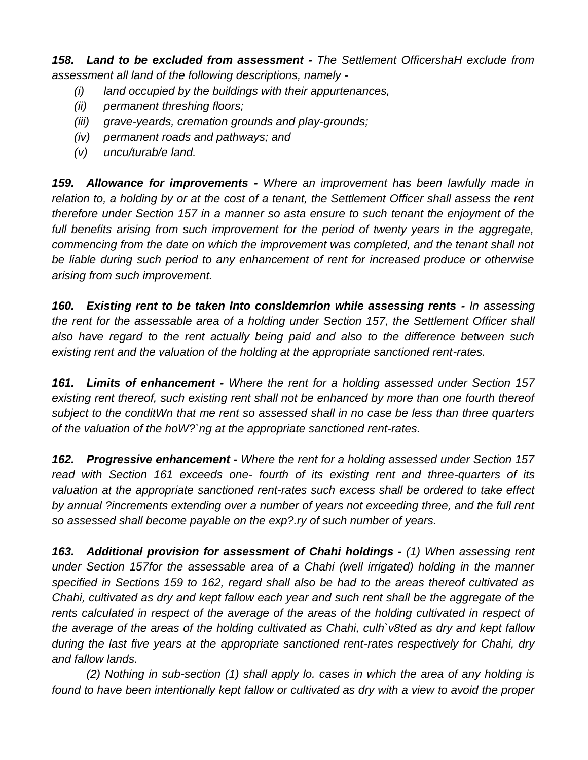***158. Land to be excluded from assessment -*** *The Settlement OfficershaH exclude from assessment all land of the following descriptions, namely -*

*(i) land occupied by the buildings with their appurtenances,*

*(ii) permanent threshing floors;*

*(iii) grave-yeards, cremation grounds and play-grounds;*

*(iv) permanent roads and pathways; and*

*(v) uncu/turab/e land.*

***159. Allowance for improvements -*** *Where an improvement has been lawfully made in relation to, a holding by or at the cost of a tenant, the Settlement Officer shall assess the rent therefore under Section 157 in a manner so asta ensure to such tenant the enjoyment of the full benefits arising from such improvement for the period of twenty years in the aggregate, commencing from the date on which the improvement was completed, and the tenant shall not be liable during such period to any enhancement of rent for increased produce or otherwise arising from such improvement.*

***160. Existing rent to be taken Into consldemrlon while assessing rents -*** *In assessing the rent for the assessable area of a holding under Section 157, the Settlement Officer shall also have regard to the rent actually being paid and also to the difference between such existing rent and the valuation of the holding at the appropriate sanctioned rent-rates.*

***161. Limits of enhancement -*** *Where the rent for a holding assessed under Section 157 existing rent thereof, such existing rent shall not be enhanced by more than one fourth thereof subject to the conditWn that me rent so assessed shall in no case be less than three quarters of the valuation of the hoW?`ng at the appropriate sanctioned rent-rates.*

***162. Progressive enhancement -*** *Where the rent for a holding assessed under Section 157 read with Section 161 exceeds one- fourth of its existing rent and three-quarters of its valuation at the appropriate sanctioned rent-rates such excess shall be ordered to take effect by annual ?increments extending over a number of years not exceeding three, and the full rent so assessed shall become payable on the exp?.ry of such number of years.*

***163. Additional provision for assessment of Chahi holdings -*** *(1) When assessing rent under Section 157for the assessable area of a Chahi (well irrigated) holding in the manner specified in Sections 159 to 162, regard shall also be had to the areas thereof cultivated as Chahi, cultivated as dry and kept fallow each year and such rent shall be the aggregate of the rents calculated in respect of the average of the areas of the holding cultivated in respect of the average of the areas of the holding cultivated as Chahi, culh`v8ted as dry and kept fallow during the last five years at the appropriate sanctioned rent-rates respectively for Chahi, dry and fallow lands.*

*(2) Nothing in sub-section (1) shall apply lo. cases in which the area of any holding is found to have been intentionally kept fallow or cultivated as dry with a view to avoid the proper*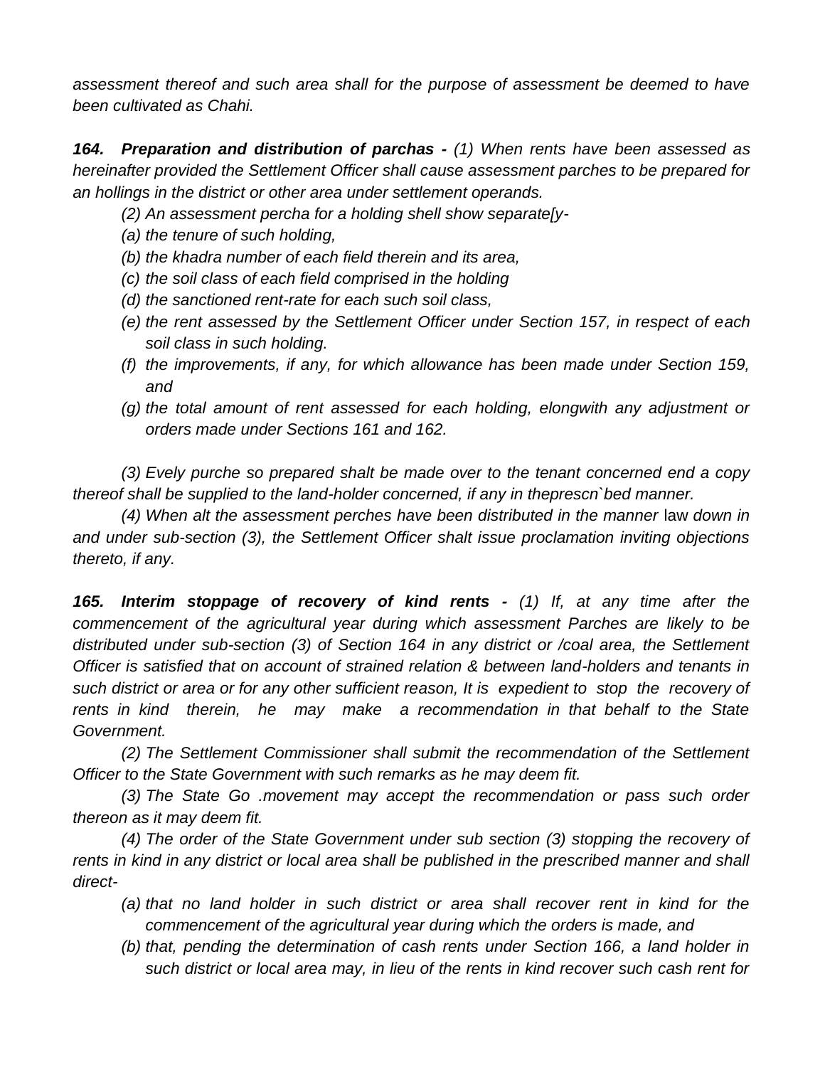*assessment thereof and such area shall for the purpose of assessment be deemed to have been cultivated as Chahi.*

***164. Preparation and distribution of parchas -*** *(1) When rents have been assessed as hereinafter provided the Settlement Officer shall cause assessment parches to be prepared for an hollings in the district or other area under settlement operands.*

*(2) An assessment percha for a holding shell show separate[y-*

*(a) the tenure of such holding,*

*(b) the khadra number of each field therein and its area,*

*(c) the soil class of each field comprised in the holding*

*(d) the sanctioned rent-rate for each such soil class,*

*(e) the rent assessed by the Settlement Officer under Section 157, in respect of each soil class in such holding.*

*(f) the improvements, if any, for which allowance has been made under Section 159, and*

*(g) the total amount of rent assessed for each holding, elongwith any adjustment or orders made under Sections 161 and 162.*

*(3) Evely purche so prepared shalt be made over to the tenant concerned end a copy thereof shall be supplied to the land-holder concerned, if any in theprescn`bed manner.*

*(4) When alt the assessment perches have been distributed in the manner* law *down in and under sub-section (3), the Settlement Officer shalt issue proclamation inviting objections thereto, if any.*

***165. Interim stoppage of recovery of kind rents -*** *(1) If, at any time after the commencement of the agricultural year during which assessment Parches are likely to be distributed under sub-section (3) of Section 164 in any district or /coal area, the Settlement Officer is satisfied that on account of strained relation & between land-holders and tenants in such district or area or for any other sufficient reason, It is expedient to stop the recovery of rents in kind therein, he may make a recommendation in that behalf to the State Government.*

*(2) The Settlement Commissioner shall submit the recommendation of the Settlement Officer to the State Government with such remarks as he may deem fit.*

*(3) The State Go .movement may accept the recommendation or pass such order thereon as it may deem fit.*

*(4) The order of the State Government under sub section (3) stopping the recovery of rents in kind in any district or local area shall be published in the prescribed manner and shall direct-*

*(a) that no land holder in such district or area shall recover rent in kind for the commencement of the agricultural year during which the orders is made, and*

*(b) that, pending the determination of cash rents under Section 166, a land holder in such district or local area may, in lieu of the rents in kind recover such cash rent for*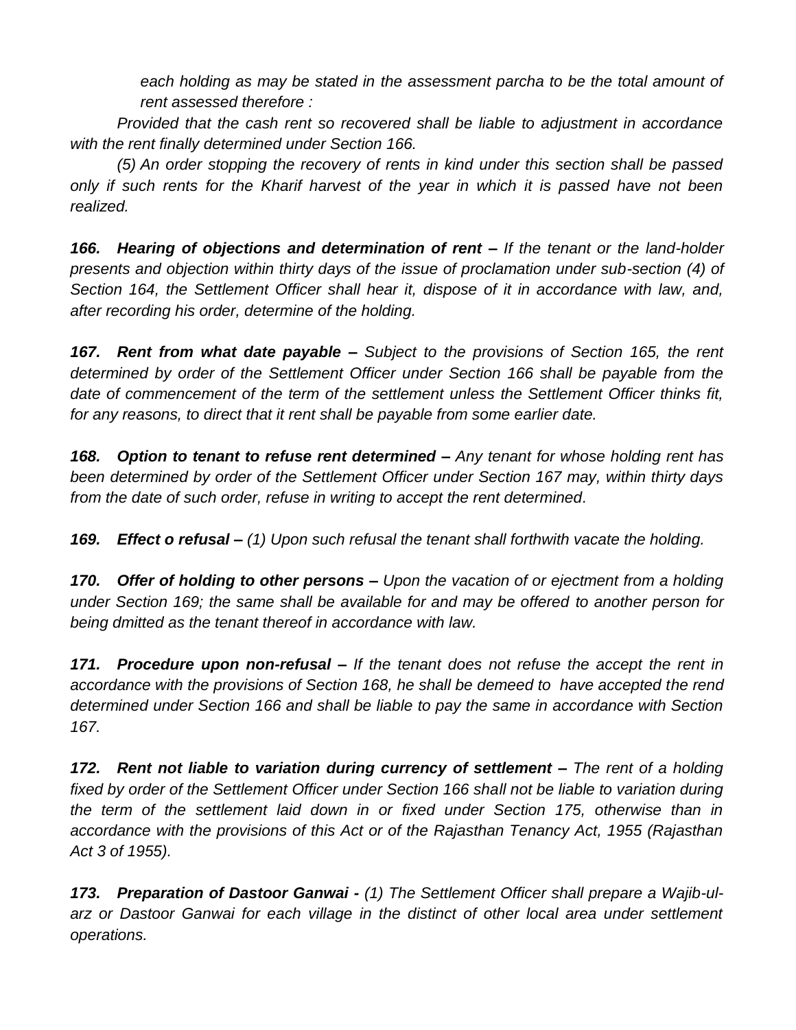*each holding as may be stated in the assessment parcha to be the total amount of rent assessed therefore :*

*Provided that the cash rent so recovered shall be liable to adjustment in accordance with the rent finally determined under Section 166.*

*(5) An order stopping the recovery of rents in kind under this section shall be passed only if such rents for the Kharif harvest of the year in which it is passed have not been realized.*

***166. Hearing of objections and determination of rent –*** *If the tenant or the land-holder presents and objection within thirty days of the issue of proclamation under sub-section (4) of Section 164, the Settlement Officer shall hear it, dispose of it in accordance with law, and, after recording his order, determine of the holding.*

***167. Rent from what date payable –*** *Subject to the provisions of Section 165, the rent determined by order of the Settlement Officer under Section 166 shall be payable from the date of commencement of the term of the settlement unless the Settlement Officer thinks fit, for any reasons, to direct that it rent shall be payable from some earlier date.*

***168. Option to tenant to refuse rent determined –*** *Any tenant for whose holding rent has been determined by order of the Settlement Officer under Section 167 may, within thirty days from the date of such order, refuse in writing to accept the rent determined.*

***169. Effect o refusal –*** *(1) Upon such refusal the tenant shall forthwith vacate the holding.*

***170. Offer of holding to other persons –*** *Upon the vacation of or ejectment from a holding under Section 169; the same shall be available for and may be offered to another person for being dmitted as the tenant thereof in accordance with law.*

***171. Procedure upon non-refusal –*** *If the tenant does not refuse the accept the rent in accordance with the provisions of Section 168, he shall be demeed to have accepted the rend determined under Section 166 and shall be liable to pay the same in accordance with Section 167.*

***172. Rent not liable to variation during currency of settlement –*** *The rent of a holding fixed by order of the Settlement Officer under Section 166 shall not be liable to variation during the term of the settlement laid down in or fixed under Section 175, otherwise than in accordance with the provisions of this Act or of the Rajasthan Tenancy Act, 1955 (Rajasthan Act 3 of 1955).*

***173. Preparation of Dastoor Ganwai -*** *(1) The Settlement Officer shall prepare a Wajib-ul-arz or Dastoor Ganwai for each village in the distinct of other local area under settlement operations.*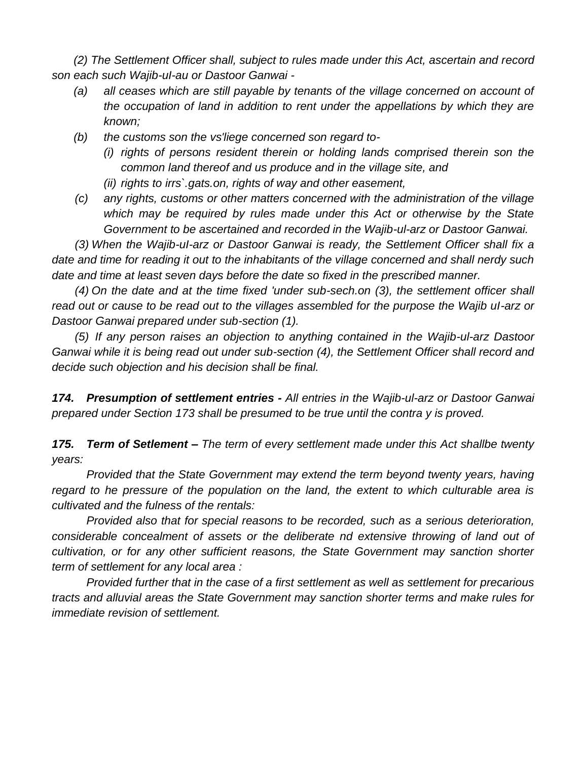*(2) The Settlement Officer shall, subject to rules made under this Act, ascertain and record son each such Wajib-uI-au or Dastoor Ganwai -*

*(a) all ceases which are still payable by tenants of the village concerned on account of the occupation of land in addition to rent under the appellations by which they are known;*

*(b) the customs son the vs'liege concerned son regard to-*

*(i) rights of persons resident therein or holding lands comprised therein son the common land thereof and us produce and in the village site, and*

*(ii) rights to irrs`.gats.on, rights of way and other easement,*

*(c) any rights, customs or other matters concerned with the administration of the village which may be required by rules made under this Act or otherwise by the State Government to be ascertained and recorded in the Wajib-ul-arz or Dastoor Ganwai.*

*(3) When the Wajib-uI-arz or Dastoor Ganwai is ready, the Settlement Officer shall fix a date and time for reading it out to the inhabitants of the village concerned and shall nerdy such date and time at least seven days before the date so fixed in the prescribed manner.*

*(4) On the date and at the time fixed 'under sub-sech.on (3), the settlement officer shall read out or cause to be read out to the villages assembled for the purpose the Wajib uI-arz or Dastoor Ganwai prepared under sub-section (1).*

*(5) If any person raises an objection to anything contained in the Wajib-ul-arz Dastoor Ganwai while it is being read out under sub-section (4), the Settlement Officer shall record and decide such objection and his decision shall be final.*

***174. Presumption of settlement entries -*** *All entries in the Wajib-ul-arz or Dastoor Ganwai prepared under Section 173 shall be presumed to be true until the contra y is proved.*

***175. Term of Setlement –*** *The term of every settlement made under this Act shallbe twenty years:*

*Provided that the State Government may extend the term beyond twenty years, having regard to he pressure of the population on the land, the extent to which culturable area is cultivated and the fulness of the rentals:*

*Provided also that for special reasons to be recorded, such as a serious deterioration, considerable concealment of assets or the deliberate nd extensive throwing of land out of cultivation, or for any other sufficient reasons, the State Government may sanction shorter term of settlement for any local area :*

*Provided further that in the case of a first settlement as well as settlement for precarious tracts and alluvial areas the State Government may sanction shorter terms and make rules for immediate revision of settlement.*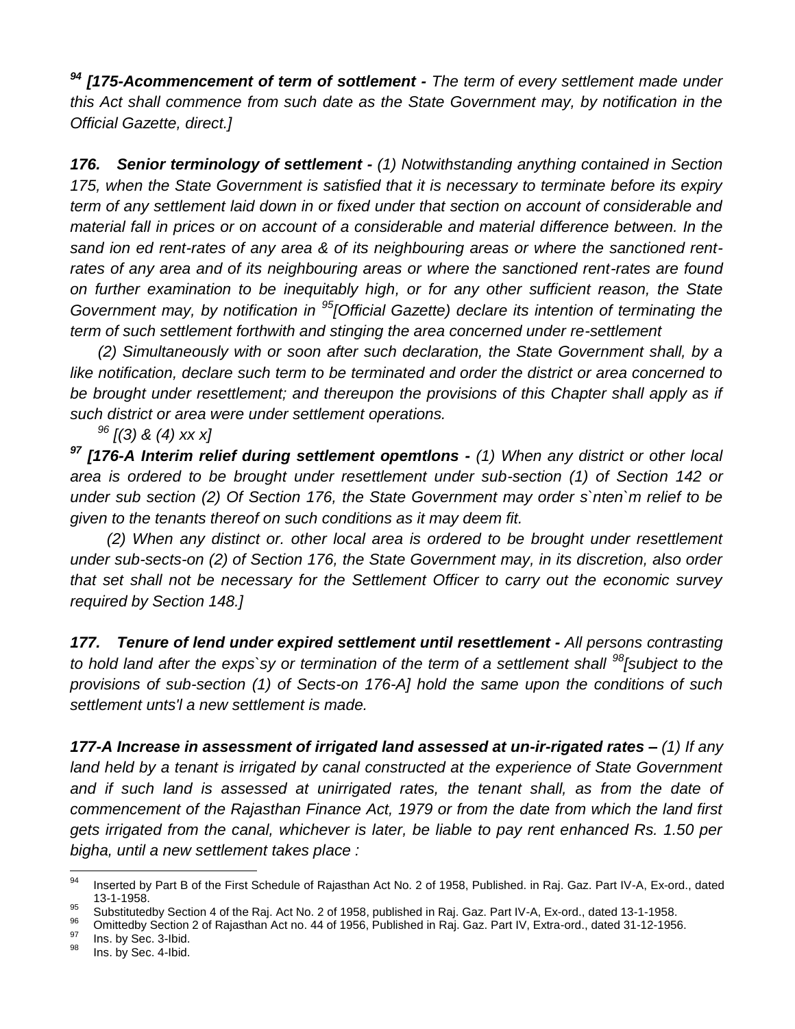[94] ***[175-Acommencement of term of sottlement -*** *The term of every settlement made under this Act shall commence from such date as the State Government may, by notification in the Official Gazette, direct.]*

***176. Senior terminology of settlement -*** *(1) Notwithstanding anything contained in Section 175, when the State Government is satisfied that it is necessary to terminate before its expiry term of any settlement laid down in or fixed under that section on account of considerable and material fall in prices or on account of a considerable and material difference between. In the sand ion ed rent-rates of any area & of its neighbouring areas or where the sanctioned rent-rates of any area and of its neighbouring areas or where the sanctioned rent-rates are found on further examination to be inequitably high, or for any other sufficient reason, the State Government may, by notification in [95][Official Gazette) declare its intention of terminating the term of such settlement forthwith and stinging the area concerned under re-settlement*

*(2) Simultaneously with or soon after such declaration, the State Government shall, by a like notification, declare such term to be terminated and order the district or area concerned to be brought under resettlement; and thereupon the provisions of this Chapter shall apply as if such district or area were under settlement operations.*

*[96] [(3) & (4) xx x]*

[97] ***[176-A Interim relief during settlement opemtlons -*** *(1) When any district or other local area is ordered to be brought under resettlement under sub-section (1) of Section 142 or under sub section (2) Of Section 176, the State Government may order s`nten`m relief to be given to the tenants thereof on such conditions as it may deem fit.*

*(2) When any distinct or. other local area is ordered to be brought under resettlement under sub-sects-on (2) of Section 176, the State Government may, in its discretion, also order that set shall not be necessary for the Settlement Officer to carry out the economic survey required by Section 148.]*

***177. Tenure of lend under expired settlement until resettlement -*** *All persons contrasting to hold land after the exps`sy or termination of the term of a settlement shall [98][subject to the provisions of sub-section (1) of Sects-on 176-A] hold the same upon the conditions of such settlement unts'l a new settlement is made.*

***177-A Increase in assessment of irrigated land assessed at un-ir-rigated rates –*** *(1) If any land held by a tenant is irrigated by canal constructed at the experience of State Government and if such land is assessed at unirrigated rates, the tenant shall, as from the date of commencement of the Rajasthan Finance Act, 1979 or from the date from which the land first gets irrigated from the canal, whichever is later, be liable to pay rent enhanced Rs. 1.50 per bigha, until a new settlement takes place :*

---

[94] Inserted by Part B of the First Schedule of Rajasthan Act No. 2 of 1958, Published. in Raj. Gaz. Part IV-A, Ex-ord., dated 13-1-1958.

[95] Substitutedby Section 4 of the Raj. Act No. 2 of 1958, published in Raj. Gaz. Part IV-A, Ex-ord., dated 13-1-1958.

[96] Omittedby Section 2 of Rajasthan Act no. 44 of 1956, Published in Raj. Gaz. Part IV, Extra-ord., dated 31-12-1956.

[97] Ins. by Sec. 3-Ibid.

[98] Ins. by Sec. 4-Ibid.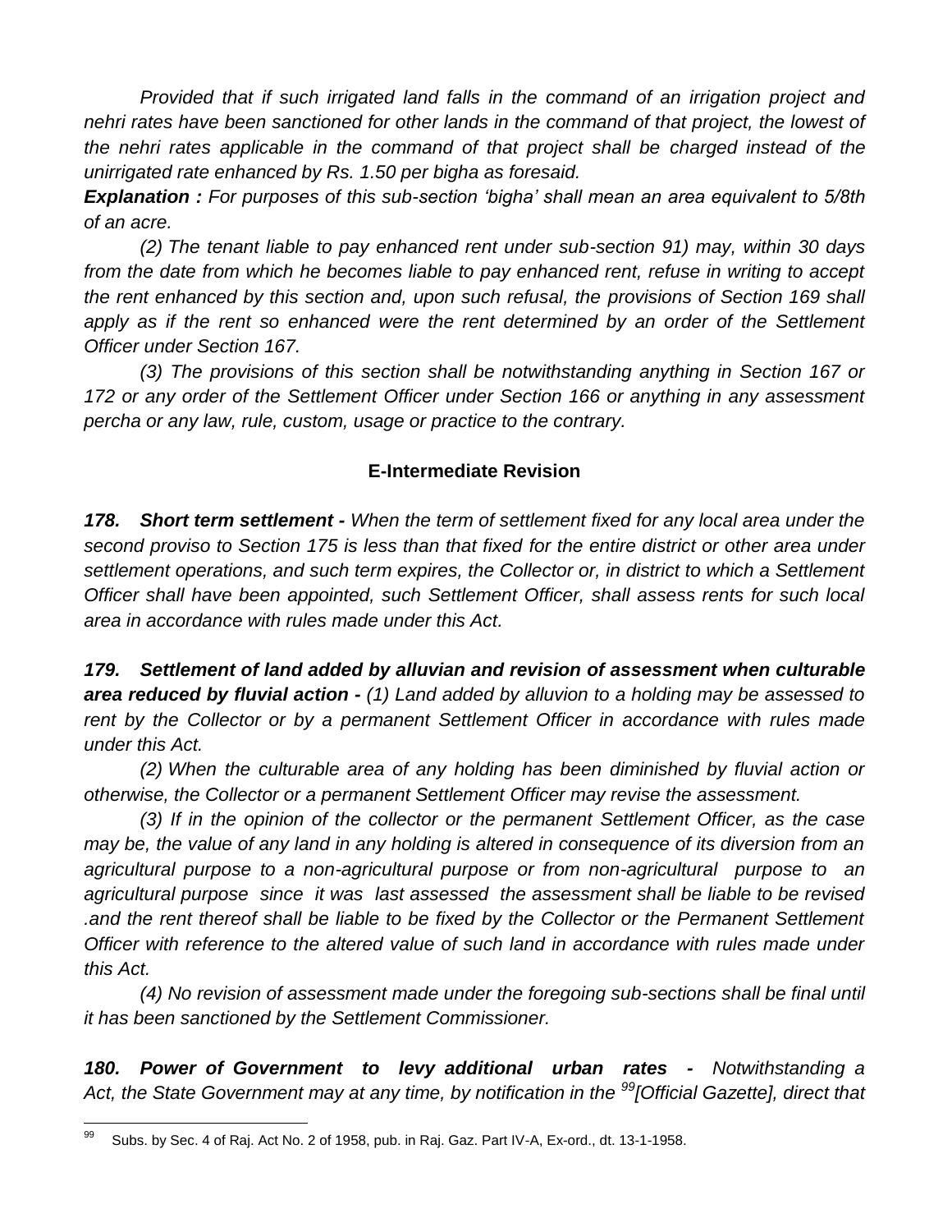*Provided that if such irrigated land falls in the command of an irrigation project and nehri rates have been sanctioned for other lands in the command of that project, the lowest of the nehri rates applicable in the command of that project shall be charged instead of the unirrigated rate enhanced by Rs. 1.50 per bigha as foresaid.*

***Explanation :*** *For purposes of this sub-section 'bigha' shall mean an area equivalent to 5/8th of an acre.*

*(2) The tenant liable to pay enhanced rent under sub-section 91) may, within 30 days from the date from which he becomes liable to pay enhanced rent, refuse in writing to accept the rent enhanced by this section and, upon such refusal, the provisions of Section 169 shall apply as if the rent so enhanced were the rent determined by an order of the Settlement Officer under Section 167.*

*(3) The provisions of this section shall be notwithstanding anything in Section 167 or 172 or any order of the Settlement Officer under Section 166 or anything in any assessment percha or any law, rule, custom, usage or practice to the contrary.*

## E-Intermediate Revision

***178. Short term settlement -*** *When the term of settlement fixed for any local area under the second proviso to Section 175 is less than that fixed for the entire district or other area under settlement operations, and such term expires, the Collector or, in district to which a Settlement Officer shall have been appointed, such Settlement Officer, shall assess rents for such local area in accordance with rules made under this Act.*

***179. Settlement of land added by alluvian and revision of assessment when culturable area reduced by fluvial action -*** *(1) Land added by alluvion to a holding may be assessed to rent by the Collector or by a permanent Settlement Officer in accordance with rules made under this Act.*

*(2) When the culturable area of any holding has been diminished by fluvial action or otherwise, the Collector or a permanent Settlement Officer may revise the assessment.*

*(3) If in the opinion of the collector or the permanent Settlement Officer, as the case may be, the value of any land in any holding is altered in consequence of its diversion from an agricultural purpose to a non-agricultural purpose or from non-agricultural purpose to an agricultural purpose since it was last assessed the assessment shall be liable to be revised .and the rent thereof shall be liable to be fixed by the Collector or the Permanent Settlement Officer with reference to the altered value of such land in accordance with rules made under this Act.*

*(4) No revision of assessment made under the foregoing sub-sections shall be final until it has been sanctioned by the Settlement Commissioner.*

***180. Power of Government to levy additional urban rates -*** *Notwithstanding a Act, the State Government may at any time, by notification in the [99][Official Gazette], direct that*

---

[99] Subs. by Sec. 4 of Raj. Act No. 2 of 1958, pub. in Raj. Gaz. Part IV-A, Ex-ord., dt. 13-1-1958.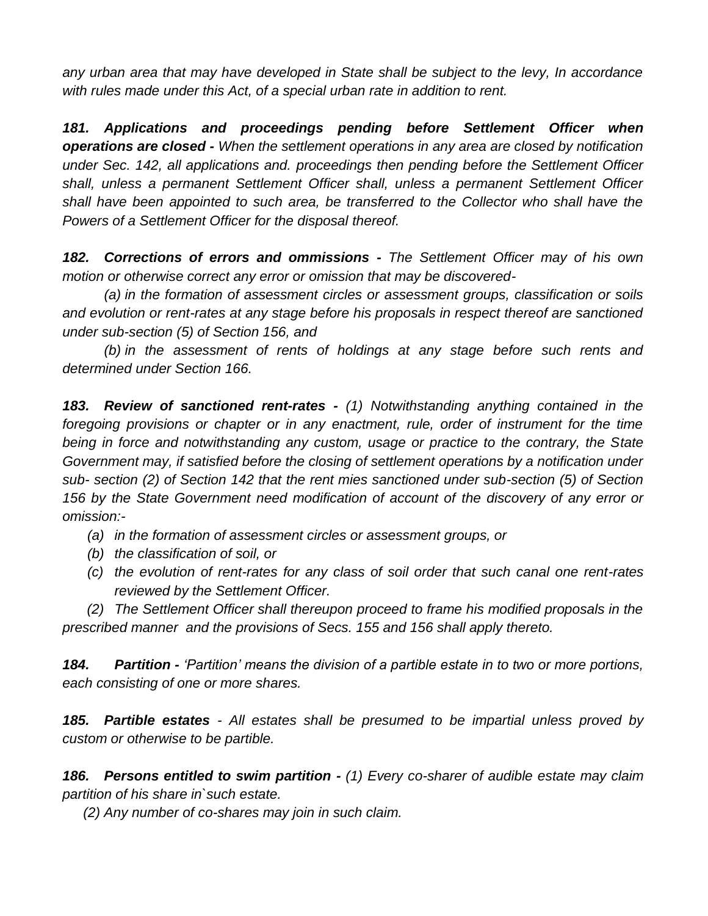*any urban area that may have developed in State shall be subject to the levy, In accordance with rules made under this Act, of a special urban rate in addition to rent.*

***181. Applications and proceedings pending before Settlement Officer when operations are closed -*** *When the settlement operations in any area are closed by notification under Sec. 142, all applications and. proceedings then pending before the Settlement Officer shall, unless a permanent Settlement Officer shall, unless a permanent Settlement Officer shall have been appointed to such area, be transferred to the Collector who shall have the Powers of a Settlement Officer for the disposal thereof.*

***182. Corrections of errors and ommissions -*** *The Settlement Officer may of his own motion or otherwise correct any error or omission that may be discovered-*

*(a) in the formation of assessment circles or assessment groups, classification or soils and evolution or rent-rates at any stage before his proposals in respect thereof are sanctioned under sub-section (5) of Section 156, and*

*(b) in the assessment of rents of holdings at any stage before such rents and determined under Section 166.*

***183. Review of sanctioned rent-rates -*** *(1) Notwithstanding anything contained in the foregoing provisions or chapter or in any enactment, rule, order of instrument for the time being in force and notwithstanding any custom, usage or practice to the contrary, the State Government may, if satisfied before the closing of settlement operations by a notification under sub- section (2) of Section 142 that the rent mies sanctioned under sub-section (5) of Section 156 by the State Government need modification of account of the discovery of any error or omission:-*

- *(a) in the formation of assessment circles or assessment groups, or*
- *(b) the classification of soil, or*
- *(c) the evolution of rent-rates for any class of soil order that such canal one rent-rates reviewed by the Settlement Officer.*

*(2) The Settlement Officer shall thereupon proceed to frame his modified proposals in the prescribed manner and the provisions of Secs. 155 and 156 shall apply thereto.*

***184. Partition -*** *'Partition' means the division of a partible estate in to two or more portions, each consisting of one or more shares.*

***185. Partible estates*** *- All estates shall be presumed to be impartial unless proved by custom or otherwise to be partible.*

***186. Persons entitled to swim partition -*** *(1) Every co-sharer of audible estate may claim partition of his share in`such estate.*

*(2) Any number of co-shares may join in such claim.*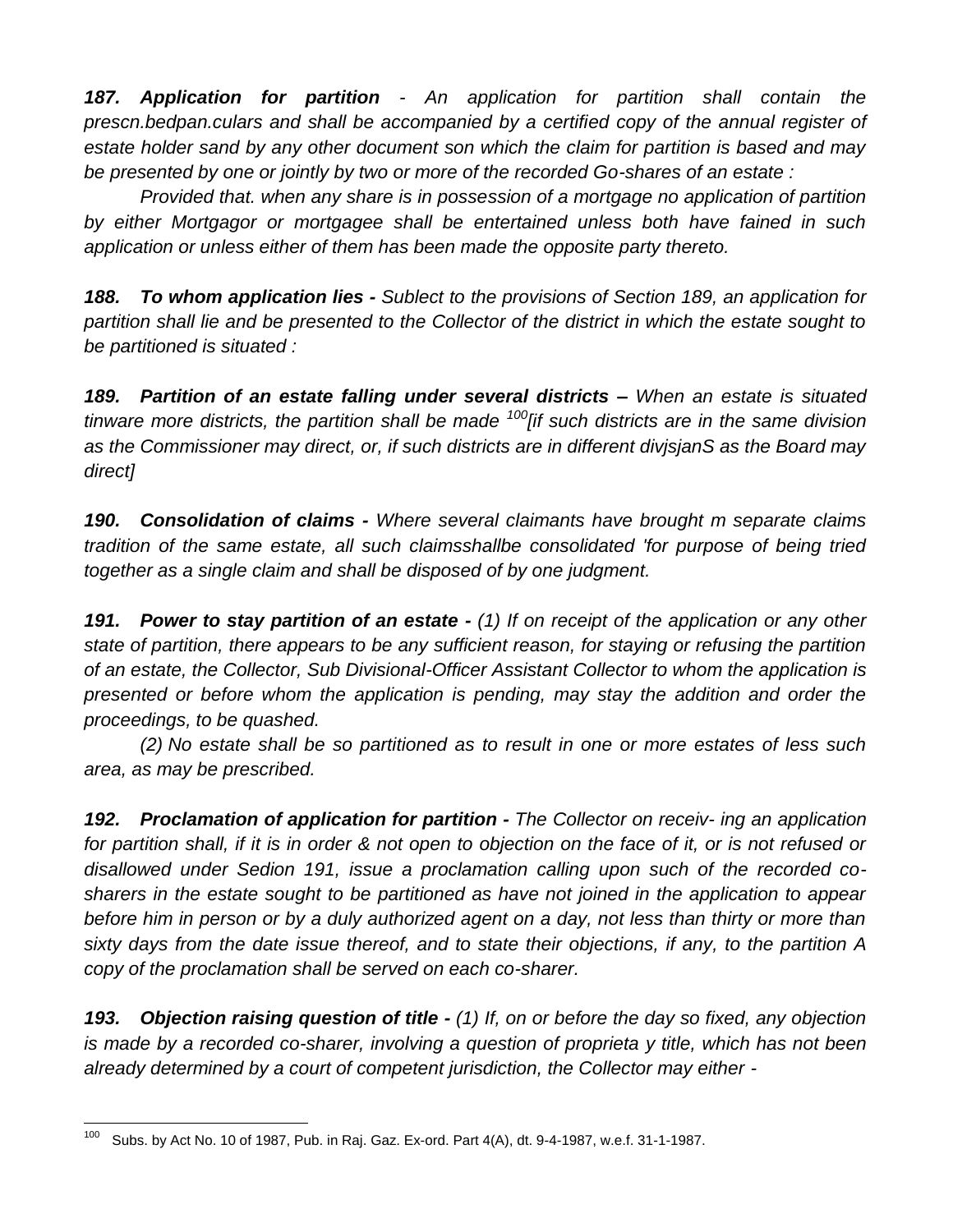***187. Application for partition*** *- An application for partition shall contain the prescn.bedpan.culars and shall be accompanied by a certified copy of the annual register of estate holder sand by any other document son which the claim for partition is based and may be presented by one or jointly by two or more of the recorded Go-shares of an estate :*

*Provided that. when any share is in possession of a mortgage no application of partition by either Mortgagor or mortgagee shall be entertained unless both have fained in such application or unless either of them has been made the opposite party thereto.*

***188. To whom application lies -*** *Sublect to the provisions of Section 189, an application for partition shall lie and be presented to the Collector of the district in which the estate sought to be partitioned is situated :*

***189. Partition of an estate falling under several districts –*** *When an estate is situated tinware more districts, the partition shall be made [100][if such districts are in the same division as the Commissioner may direct, or, if such districts are in different divjsjanS as the Board may direct]*

***190. Consolidation of claims -*** *Where several claimants have brought m separate claims tradition of the same estate, all such claimsshallbe consolidated 'for purpose of being tried together as a single claim and shall be disposed of by one judgment.*

***191. Power to stay partition of an estate -*** *(1) If on receipt of the application or any other state of partition, there appears to be any sufficient reason, for staying or refusing the partition of an estate, the Collector, Sub Divisional-Officer Assistant Collector to whom the application is presented or before whom the application is pending, may stay the addition and order the proceedings, to be quashed.*

*(2) No estate shall be so partitioned as to result in one or more estates of less such area, as may be prescribed.*

***192. Proclamation of application for partition -*** *The Collector on receiv- ing an application for partition shall, if it is in order & not open to objection on the face of it, or is not refused or disallowed under Sedion 191, issue a proclamation calling upon such of the recorded co-sharers in the estate sought to be partitioned as have not joined in the application to appear before him in person or by a duly authorized agent on a day, not less than thirty or more than sixty days from the date issue thereof, and to state their objections, if any, to the partition A copy of the proclamation shall be served on each co-sharer.*

***193. Objection raising question of title -*** *(1) If, on or before the day so fixed, any objection is made by a recorded co-sharer, involving a question of proprieta y title, which has not been already determined by a court of competent jurisdiction, the Collector may either -*

---

[100] Subs. by Act No. 10 of 1987, Pub. in Raj. Gaz. Ex-ord. Part 4(A), dt. 9-4-1987, w.e.f. 31-1-1987.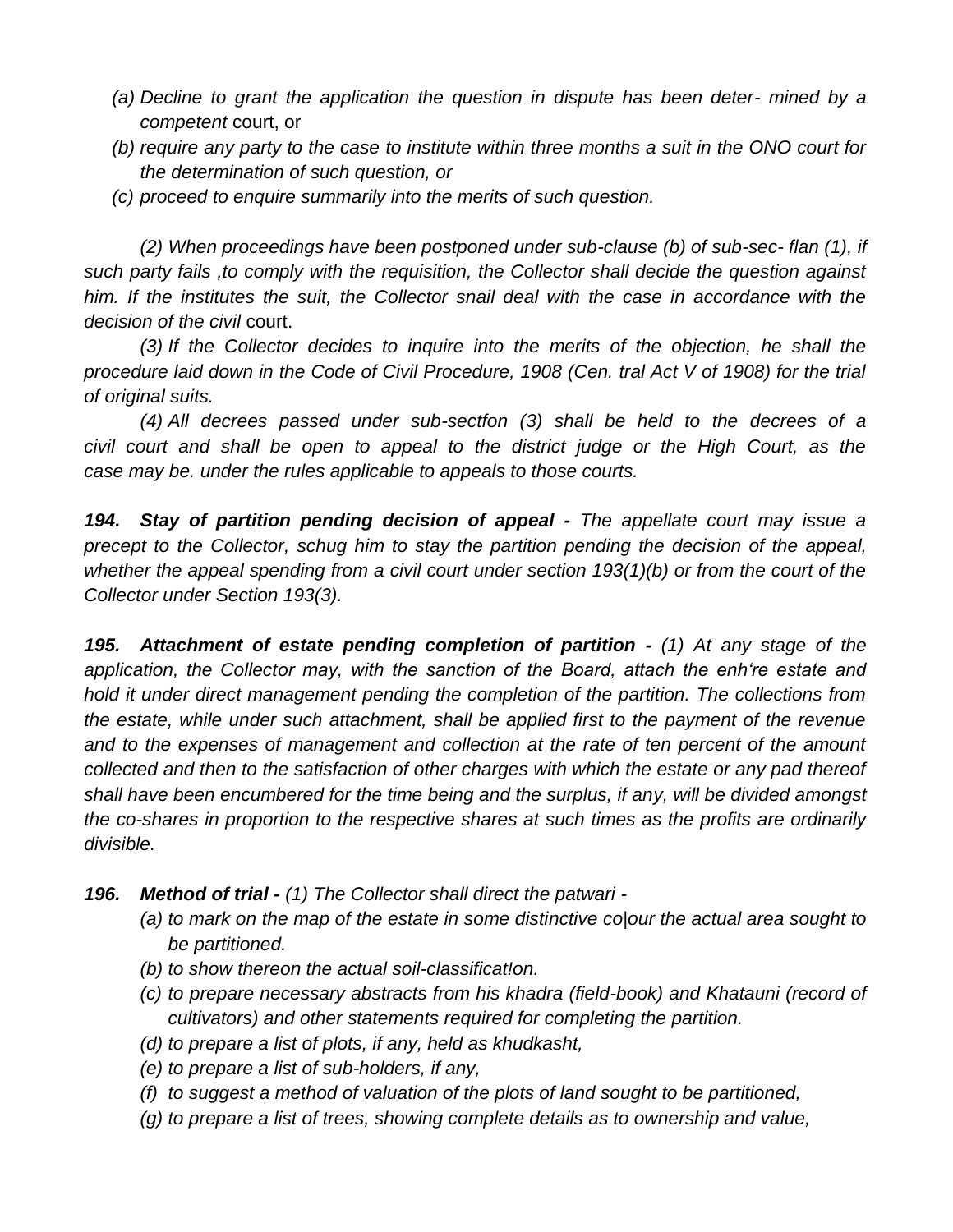(a) *Decline to grant the application the question in dispute has been deter- mined by a competent* court, or

(b) *require any party to the case to institute within three months a suit in the ONO court for the determination of such question, or*

(c) *proceed to enquire summarily into the merits of such question.*

*(2) When proceedings have been postponed under sub-clause (b) of sub-sec- flan (1), if such party fails ,to comply with the requisition, the Collector shall decide the question against him. If the institutes the suit, the Collector snail deal with the case in accordance with the decision of the civil* court.

*(3) If the Collector decides to inquire into the merits of the objection, he shall the procedure laid down in the Code of Civil Procedure, 1908 (Cen. tral Act V of 1908) for the trial of original suits.*

*(4) All decrees passed under sub-sectfon (3) shall be held to the decrees of a civil court and shall be open to appeal to the district judge or the High Court, as the case may be. under the rules applicable to appeals to those courts.*

***194. Stay of partition pending decision of appeal -*** *The appellate court may issue a precept to the Collector, schug him to stay the partition pending the decision of the appeal, whether the appeal spending from a civil court under section 193(1)(b) or from the court of the Collector under Section 193(3).*

***195. Attachment of estate pending completion of partition -*** *(1) At any stage of the application, the Collector may, with the sanction of the Board, attach the enh're estate and hold it under direct management pending the completion of the partition. The collections from the estate, while under such attachment, shall be applied first to the payment of the revenue and to the expenses of management and collection at the rate of ten percent of the amount collected and then to the satisfaction of other charges with which the estate or any pad thereof shall have been encumbered for the time being and the surplus, if any, will be divided amongst the co-shares in proportion to the respective shares at such times as the profits are ordinarily divisible.*

***196. Method of trial -*** *(1) The Collector shall direct the patwari -*

(a) *to mark on the map of the estate in some distinctive co|our the actual area sought to be partitioned.*

(b) *to show thereon the actual soil-classificat!on.*

(c) *to prepare necessary abstracts from his khadra (field-book) and Khatauni (record of cultivators) and other statements required for completing the partition.*

(d) *to prepare a list of plots, if any, held as khudkasht,*

(e) *to prepare a list of sub-holders, if any,*

(f) *to suggest a method of valuation of the plots of land sought to be partitioned,*

(g) *to prepare a list of trees, showing complete details as to ownership and value,*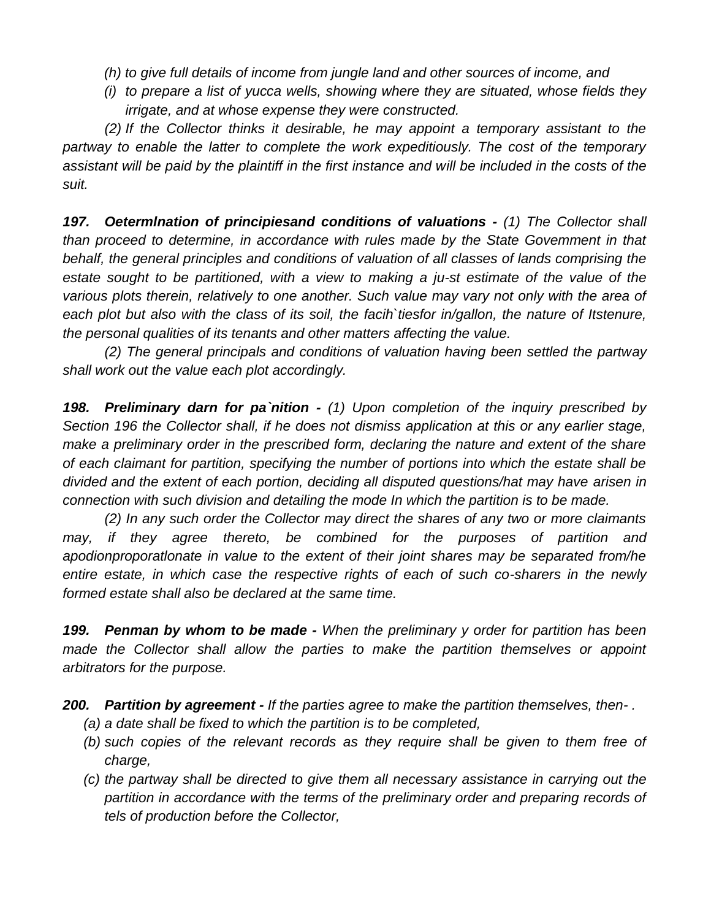*(h) to give full details of income from jungle land and other sources of income, and*

*(i) to prepare a list of yucca wells, showing where they are situated, whose fields they irrigate, and at whose expense they were constructed.*

*(2) If the Collector thinks it desirable, he may appoint a temporary assistant to the partway to enable the latter to complete the work expeditiously. The cost of the temporary assistant will be paid by the plaintiff in the first instance and will be included in the costs of the suit.*

***197. Oetermlnation of principiesand conditions of valuations -*** *(1) The Collector shall than proceed to determine, in accordance with rules made by the State Govemment in that behalf, the general principles and conditions of valuation of all classes of lands comprising the estate sought to be partitioned, with a view to making a ju-st estimate of the value of the various plots therein, relatively to one another. Such value may vary not only with the area of each plot but also with the class of its soil, the facih`tiesfor in/gallon, the nature of Itstenure, the personal qualities of its tenants and other matters affecting the value.*

*(2) The general principals and conditions of valuation having been settled the partway shall work out the value each plot accordingly.*

***198. Preliminary darn for pa`nition -*** *(1) Upon completion of the inquiry prescribed by Section 196 the Collector shall, if he does not dismiss application at this or any earlier stage, make a preliminary order in the prescribed form, declaring the nature and extent of the share of each claimant for partition, specifying the number of portions into which the estate shall be divided and the extent of each portion, deciding all disputed questions/hat may have arisen in connection with such division and detailing the mode In which the partition is to be made.*

*(2) In any such order the Collector may direct the shares of any two or more claimants may, if they agree thereto, be combined for the purposes of partition and apodionproporatlonate in value to the extent of their joint shares may be separated from/he entire estate, in which case the respective rights of each of such co-sharers in the newly formed estate shall also be declared at the same time.*

***199. Penman by whom to be made -*** *When the preliminary y order for partition has been made the Collector shall allow the parties to make the partition themselves or appoint arbitrators for the purpose.*

***200. Partition by agreement -*** *If the parties agree to make the partition themselves, then- .*

*(a) a date shall be fixed to which the partition is to be completed,*

*(b) such copies of the relevant records as they require shall be given to them free of charge,*

*(c) the partway shall be directed to give them all necessary assistance in carrying out the partition in accordance with the terms of the preliminary order and preparing records of tels of production before the Collector,*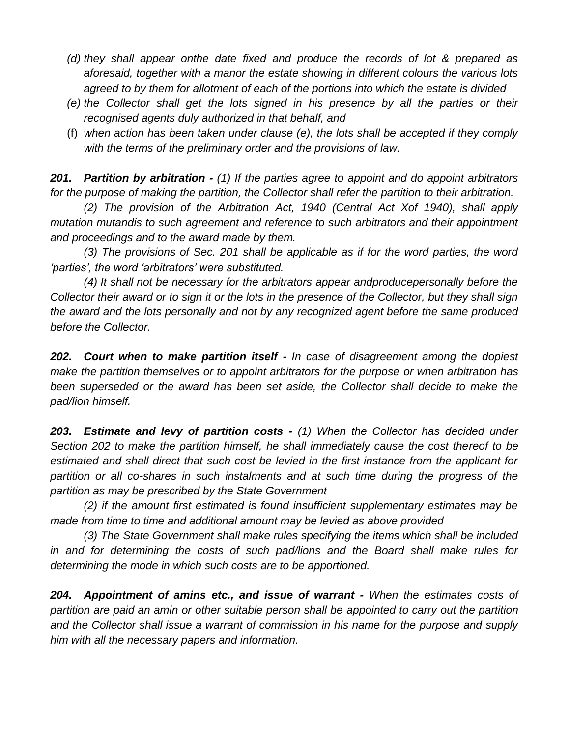(d) *they shall appear onthe date fixed and produce the records of lot & prepared as aforesaid, together with a manor the estate showing in different colours the various lots agreed to by them for allotment of each of the portions into which the estate is divided*

(e) *the Collector shall get the lots signed in his presence by all the parties or their recognised agents duly authorized in that behalf, and*

(f) *when action has been taken under clause (e), the lots shall be accepted if they comply with the terms of the preliminary order and the provisions of law.*

***201. Partition by arbitration -*** *(1) If the parties agree to appoint and do appoint arbitrators for the purpose of making the partition, the Collector shall refer the partition to their arbitration.*

*(2) The provision of the Arbitration Act, 1940 (Central Act Xof 1940), shall apply mutation mutandis to such agreement and reference to such arbitrators and their appointment and proceedings and to the award made by them.*

*(3) The provisions of Sec. 201 shall be applicable as if for the word parties, the word 'parties', the word 'arbitrators' were substituted.*

*(4) It shall not be necessary for the arbitrators appear andproducepersonally before the Collector their award or to sign it or the lots in the presence of the Collector, but they shall sign the award and the lots personally and not by any recognized agent before the same produced before the Collector.*

***202. Court when to make partition itself -*** *In case of disagreement among the dopiest make the partition themselves or to appoint arbitrators for the purpose or when arbitration has been superseded or the award has been set aside, the Collector shall decide to make the pad/lion himself.*

***203. Estimate and levy of partition costs -*** *(1) When the Collector has decided under Section 202 to make the partition himself, he shall immediately cause the cost thereof to be estimated and shall direct that such cost be levied in the first instance from the applicant for partition or all co-shares in such instalments and at such time during the progress of the partition as may be prescribed by the State Government*

*(2) if the amount first estimated is found insufficient supplementary estimates may be made from time to time and additional amount may be levied as above provided*

*(3) The State Government shall make rules specifying the items which shall be included in and for determining the costs of such pad/lions and the Board shall make rules for determining the mode in which such costs are to be apportioned.*

***204. Appointment of amins etc., and issue of warrant -*** *When the estimates costs of partition are paid an amin or other suitable person shall be appointed to carry out the partition and the Collector shall issue a warrant of commission in his name for the purpose and supply him with all the necessary papers and information.*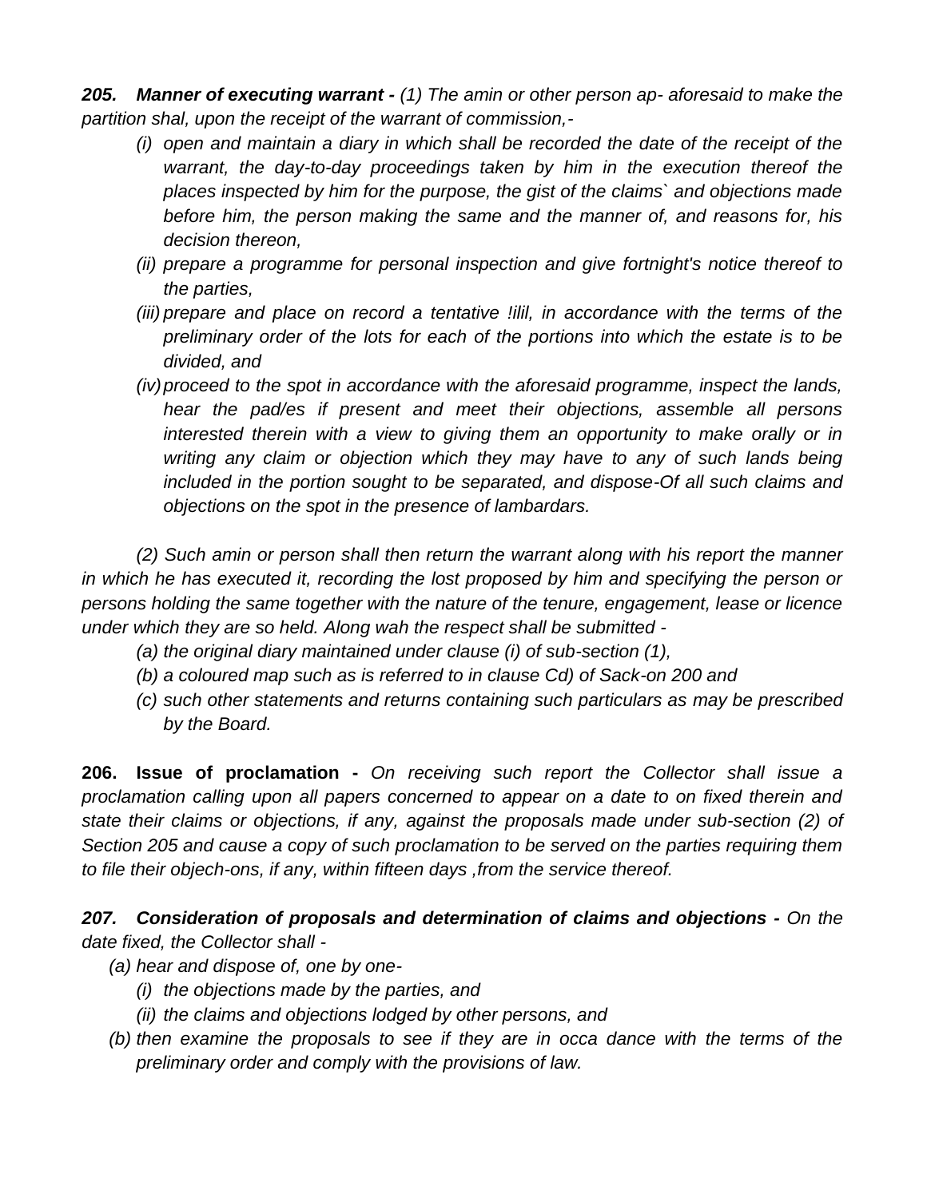***205. Manner of executing warrant -*** *(1) The amin or other person ap- aforesaid to make the partition shal, upon the receipt of the warrant of commission,-*

- *(i) open and maintain a diary in which shall be recorded the date of the receipt of the warrant, the day-to-day proceedings taken by him in the execution thereof the places inspected by him for the purpose, the gist of the claims` and objections made before him, the person making the same and the manner of, and reasons for, his decision thereon,*
- *(ii) prepare a programme for personal inspection and give fortnight's notice thereof to the parties,*
- *(iii) prepare and place on record a tentative !ilil, in accordance with the terms of the preliminary order of the lots for each of the portions into which the estate is to be divided, and*
- *(iv) proceed to the spot in accordance with the aforesaid programme, inspect the lands, hear the pad/es if present and meet their objections, assemble all persons interested therein with a view to giving them an opportunity to make orally or in writing any claim or objection which they may have to any of such lands being included in the portion sought to be separated, and dispose-Of all such claims and objections on the spot in the presence of lambardars.*

*(2) Such amin or person shall then return the warrant along with his report the manner in which he has executed it, recording the lost proposed by him and specifying the person or persons holding the same together with the nature of the tenure, engagement, lease or licence under which they are so held. Along wah the respect shall be submitted -*

- *(a) the original diary maintained under clause (i) of sub-section (1),*
- *(b) a coloured map such as is referred to in clause Cd) of Sack-on 200 and*
- *(c) such other statements and returns containing such particulars as may be prescribed by the Board.*

**206. Issue of proclamation -** *On receiving such report the Collector shall issue a proclamation calling upon all papers concerned to appear on a date to on fixed therein and state their claims or objections, if any, against the proposals made under sub-section (2) of Section 205 and cause a copy of such proclamation to be served on the parties requiring them to file their objech-ons, if any, within fifteen days ,from the service thereof.*

***207. Consideration of proposals and determination of claims and objections -*** *On the date fixed, the Collector shall -*

- *(a) hear and dispose of, one by one-*
  - *(i) the objections made by the parties, and*
  - *(ii) the claims and objections lodged by other persons, and*
- *(b) then examine the proposals to see if they are in occa dance with the terms of the preliminary order and comply with the provisions of law.*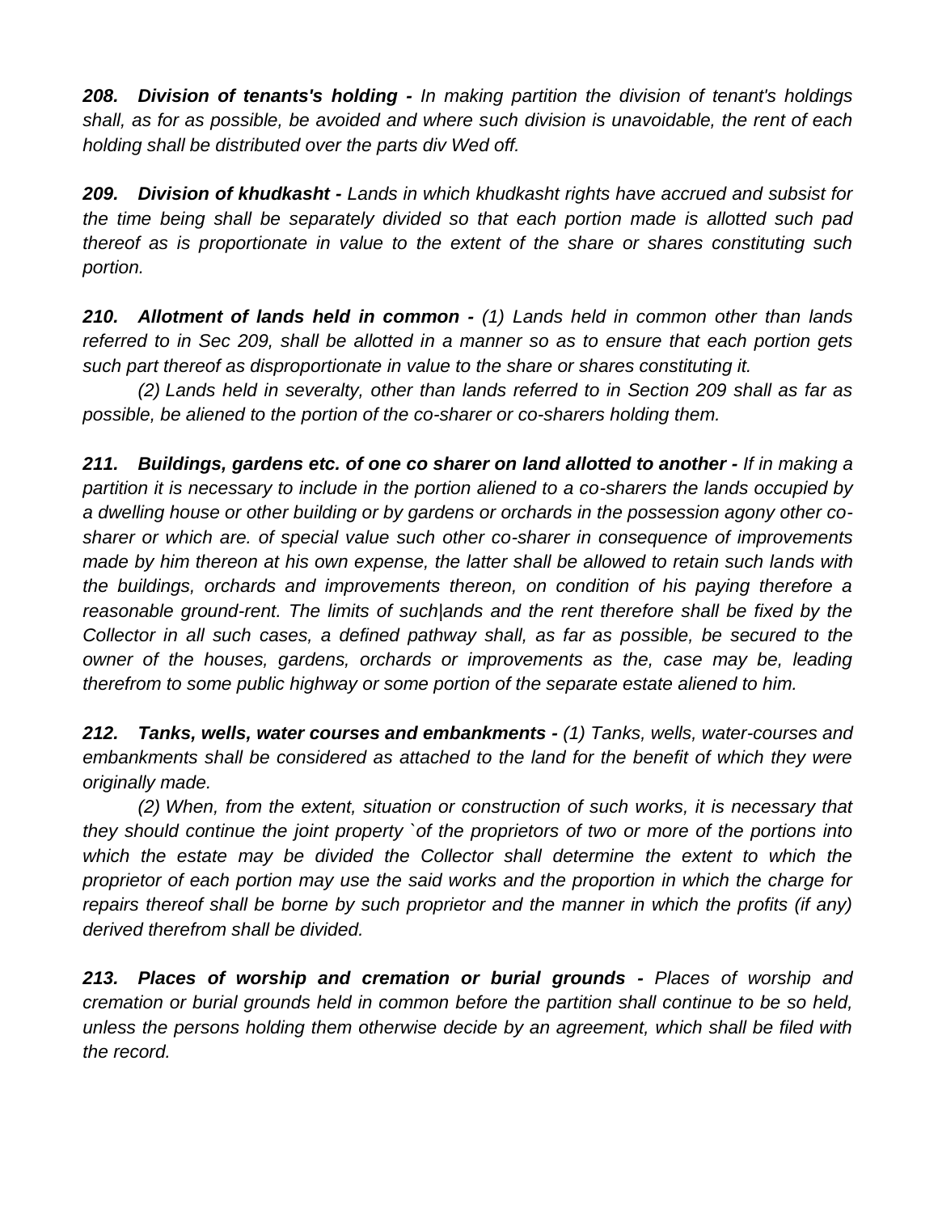*__208. Division of tenants's holding -__ In making partition the division of tenant's holdings shall, as for as possible, be avoided and where such division is unavoidable, the rent of each holding shall be distributed over the parts div Wed off.*

*__209. Division of khudkasht -__ Lands in which khudkasht rights have accrued and subsist for the time being shall be separately divided so that each portion made is allotted such pad thereof as is proportionate in value to the extent of the share or shares constituting such portion.*

*__210. Allotment of lands held in common -__ (1) Lands held in common other than lands referred to in Sec 209, shall be allotted in a manner so as to ensure that each portion gets such part thereof as disproportionate in value to the share or shares constituting it.*

*(2) Lands held in severalty, other than lands referred to in Section 209 shall as far as possible, be aliened to the portion of the co-sharer or co-sharers holding them.*

*__211. Buildings, gardens etc. of one co sharer on land allotted to another -__ If in making a partition it is necessary to include in the portion aliened to a co-sharers the lands occupied by a dwelling house or other building or by gardens or orchards in the possession agony other co-sharer or which are. of special value such other co-sharer in consequence of improvements made by him thereon at his own expense, the latter shall be allowed to retain such lands with the buildings, orchards and improvements thereon, on condition of his paying therefore a reasonable ground-rent. The limits of such|ands and the rent therefore shall be fixed by the Collector in all such cases, a defined pathway shall, as far as possible, be secured to the owner of the houses, gardens, orchards or improvements as the, case may be, leading therefrom to some public highway or some portion of the separate estate aliened to him.*

*__212. Tanks, wells, water courses and embankments -__ (1) Tanks, wells, water-courses and embankments shall be considered as attached to the land for the benefit of which they were originally made.*

*(2) When, from the extent, situation or construction of such works, it is necessary that they should continue the joint property `of the proprietors of two or more of the portions into which the estate may be divided the Collector shall determine the extent to which the proprietor of each portion may use the said works and the proportion in which the charge for repairs thereof shall be borne by such proprietor and the manner in which the profits (if any) derived therefrom shall be divided.*

*__213. Places of worship and cremation or burial grounds -__ Places of worship and cremation or burial grounds held in common before the partition shall continue to be so held, unless the persons holding them otherwise decide by an agreement, which shall be filed with the record.*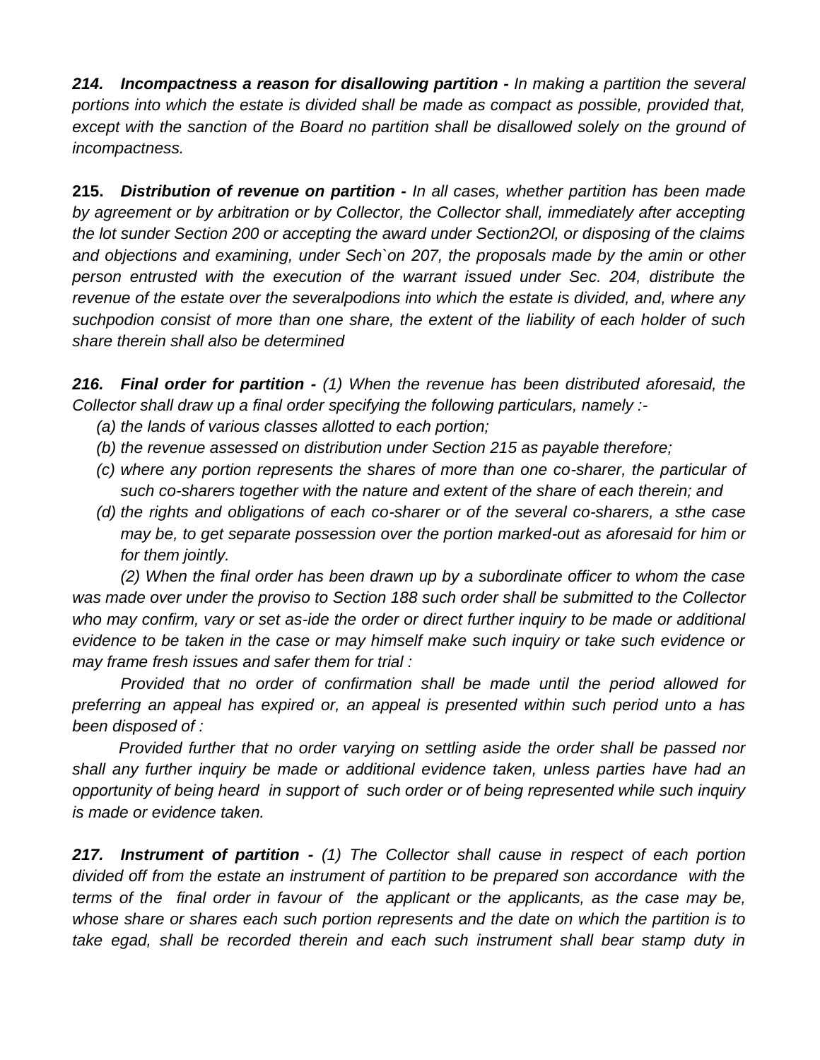***214. Incompactness a reason for disallowing partition -*** *In making a partition the several portions into which the estate is divided shall be made as compact as possible, provided that, except with the sanction of the Board no partition shall be disallowed solely on the ground of incompactness.*

**215.** ***Distribution of revenue on partition -*** *In all cases, whether partition has been made by agreement or by arbitration or by Collector, the Collector shall, immediately after accepting the lot sunder Section 200 or accepting the award under Section2Ol, or disposing of the claims and objections and examining, under Sech`on 207, the proposals made by the amin or other person entrusted with the execution of the warrant issued under Sec. 204, distribute the revenue of the estate over the severalpodions into which the estate is divided, and, where any suchpodion consist of more than one share, the extent of the liability of each holder of such share therein shall also be determined*

***216. Final order for partition -*** *(1) When the revenue has been distributed aforesaid, the Collector shall draw up a final order specifying the following particulars, namely :-*

*(a) the lands of various classes allotted to each portion;*

*(b) the revenue assessed on distribution under Section 215 as payable therefore;*

*(c) where any portion represents the shares of more than one co-sharer, the particular of such co-sharers together with the nature and extent of the share of each therein; and*

*(d) the rights and obligations of each co-sharer or of the several co-sharers, a sthe case may be, to get separate possession over the portion marked-out as aforesaid for him or for them jointly.*

*(2) When the final order has been drawn up by a subordinate officer to whom the case was made over under the proviso to Section 188 such order shall be submitted to the Collector who may confirm, vary or set as-ide the order or direct further inquiry to be made or additional evidence to be taken in the case or may himself make such inquiry or take such evidence or may frame fresh issues and safer them for trial :*

*Provided that no order of confirmation shall be made until the period allowed for preferring an appeal has expired or, an appeal is presented within such period unto a has been disposed of :*

*Provided further that no order varying on settling aside the order shall be passed nor shall any further inquiry be made or additional evidence taken, unless parties have had an opportunity of being heard in support of such order or of being represented while such inquiry is made or evidence taken.*

***217. Instrument of partition -*** *(1) The Collector shall cause in respect of each portion divided off from the estate an instrument of partition to be prepared son accordance with the terms of the final order in favour of the applicant or the applicants, as the case may be, whose share or shares each such portion represents and the date on which the partition is to take egad, shall be recorded therein and each such instrument shall bear stamp duty in*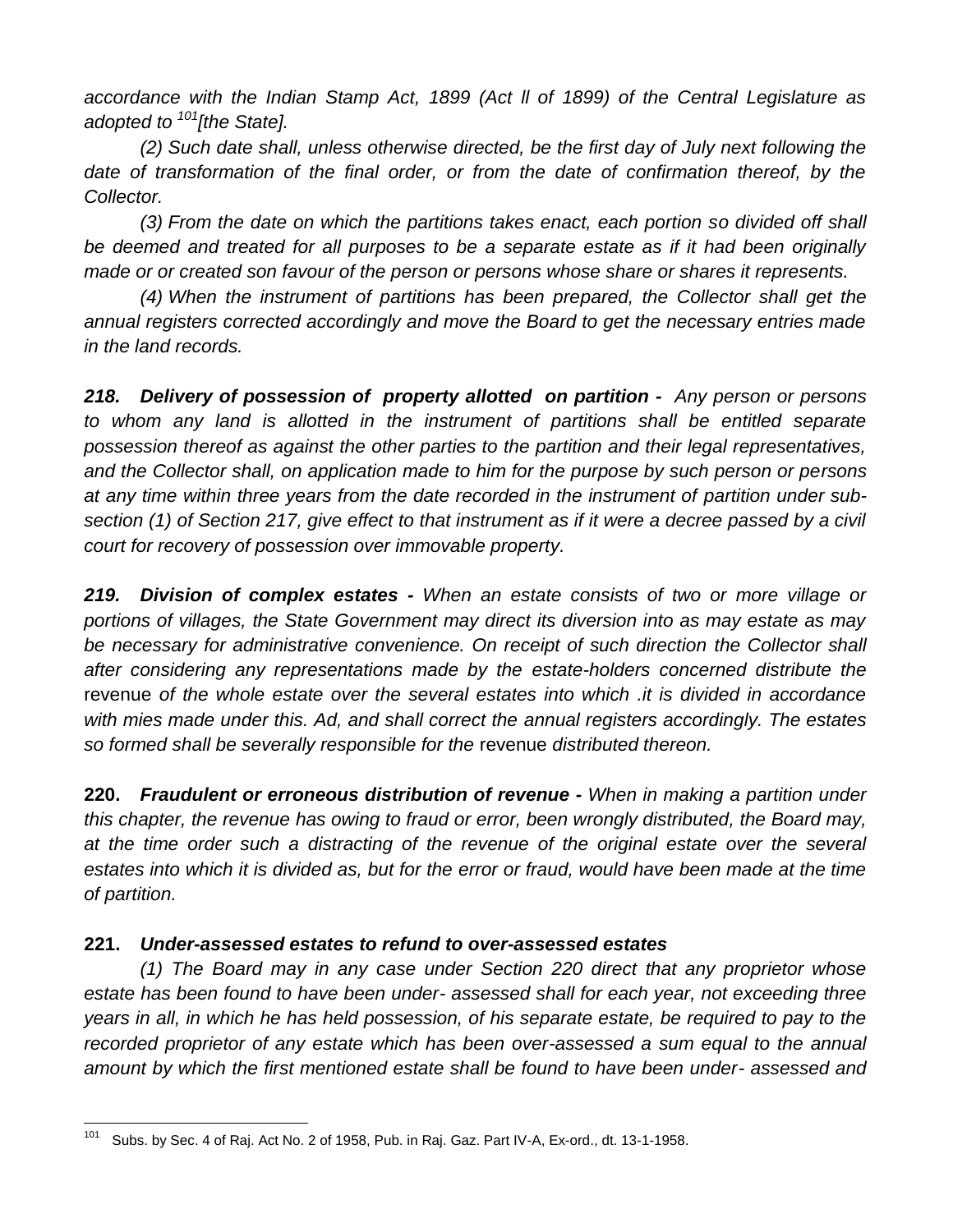*accordance with the Indian Stamp Act, 1899 (Act ll of 1899) of the Central Legislature as adopted to [101][the State].*

*(2) Such date shall, unless otherwise directed, be the first day of July next following the date of transformation of the final order, or from the date of confirmation thereof, by the Collector.*

*(3) From the date on which the partitions takes enact, each portion so divided off shall be deemed and treated for all purposes to be a separate estate as if it had been originally made or or created son favour of the person or persons whose share or shares it represents.*

*(4) When the instrument of partitions has been prepared, the Collector shall get the annual registers corrected accordingly and move the Board to get the necessary entries made in the land records.*

***218. Delivery of possession of property allotted on partition -*** *Any person or persons to whom any land is allotted in the instrument of partitions shall be entitled separate possession thereof as against the other parties to the partition and their legal representatives, and the Collector shall, on application made to him for the purpose by such person or persons at any time within three years from the date recorded in the instrument of partition under sub-section (1) of Section 217, give effect to that instrument as if it were a decree passed by a civil court for recovery of possession over immovable property.*

***219. Division of complex estates -*** *When an estate consists of two or more village or portions of villages, the State Government may direct its diversion into as may estate as may be necessary for administrative convenience. On receipt of such direction the Collector shall after considering any representations made by the estate-holders concerned distribute the* revenue *of the whole estate over the several estates into which .it is divided in accordance with mies made under this. Ad, and shall correct the annual registers accordingly. The estates so formed shall be severally responsible for the* revenue *distributed thereon.*

**220.** ***Fraudulent or erroneous distribution of revenue -*** *When in making a partition under this chapter, the revenue has owing to fraud or error, been wrongly distributed, the Board may, at the time order such a distracting of the revenue of the original estate over the several estates into which it is divided as, but for the error or fraud, would have been made at the time of partition.*

**221.** ***Under-assessed estates to refund to over-assessed estates***

*(1) The Board may in any case under Section 220 direct that any proprietor whose estate has been found to have been under- assessed shall for each year, not exceeding three years in all, in which he has held possession, of his separate estate, be required to pay to the recorded proprietor of any estate which has been over-assessed a sum equal to the annual amount by which the first mentioned estate shall be found to have been under- assessed and*

---

[101] Subs. by Sec. 4 of Raj. Act No. 2 of 1958, Pub. in Raj. Gaz. Part IV-A, Ex-ord., dt. 13-1-1958.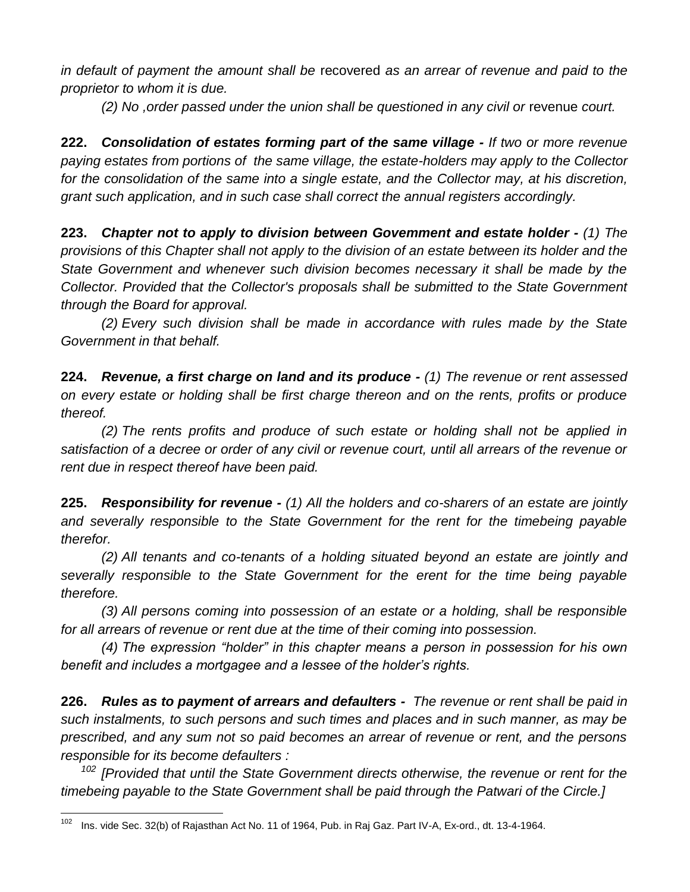*in default of payment the amount shall be* recovered *as an arrear of revenue and paid to the proprietor to whom it is due.*

*(2) No ,order passed under the union shall be questioned in any civil or* revenue *court.*

**222.** ***Consolidation of estates forming part of the same village -*** *If two or more revenue paying estates from portions of the same village, the estate-holders may apply to the Collector for the consolidation of the same into a single estate, and the Collector may, at his discretion, grant such application, and in such case shall correct the annual registers accordingly.*

**223.** ***Chapter not to apply to division between Govemment and estate holder -*** *(1) The provisions of this Chapter shall not apply to the division of an estate between its holder and the State Government and whenever such division becomes necessary it shall be made by the Collector. Provided that the Collector's proposals shall be submitted to the State Government through the Board for approval.*

*(2) Every such division shall be made in accordance with rules made by the State Government in that behalf.*

**224.** ***Revenue, a first charge on land and its produce -*** *(1) The revenue or rent assessed on every estate or holding shall be first charge thereon and on the rents, profits or produce thereof.*

*(2) The rents profits and produce of such estate or holding shall not be applied in satisfaction of a decree or order of any civil or revenue court, until all arrears of the revenue or rent due in respect thereof have been paid.*

**225.** ***Responsibility for revenue -*** *(1) All the holders and co-sharers of an estate are jointly and severally responsible to the State Government for the rent for the timebeing payable therefor.*

*(2) All tenants and co-tenants of a holding situated beyond an estate are jointly and severally responsible to the State Government for the erent for the time being payable therefore.*

*(3) All persons coming into possession of an estate or a holding, shall be responsible for all arrears of revenue or rent due at the time of their coming into possession.*

*(4) The expression "holder" in this chapter means a person in possession for his own benefit and includes a mortgagee and a lessee of the holder's rights.*

**226.** ***Rules as to payment of arrears and defaulters -*** *The revenue or rent shall be paid in such instalments, to such persons and such times and places and in such manner, as may be prescribed, and any sum not so paid becomes an arrear of revenue or rent, and the persons responsible for its become defaulters :*

[102] *[Provided that until the State Government directs otherwise, the revenue or rent for the timebeing payable to the State Government shall be paid through the Patwari of the Circle.]*

---

[102] Ins. vide Sec. 32(b) of Rajasthan Act No. 11 of 1964, Pub. in Raj Gaz. Part IV-A, Ex-ord., dt. 13-4-1964.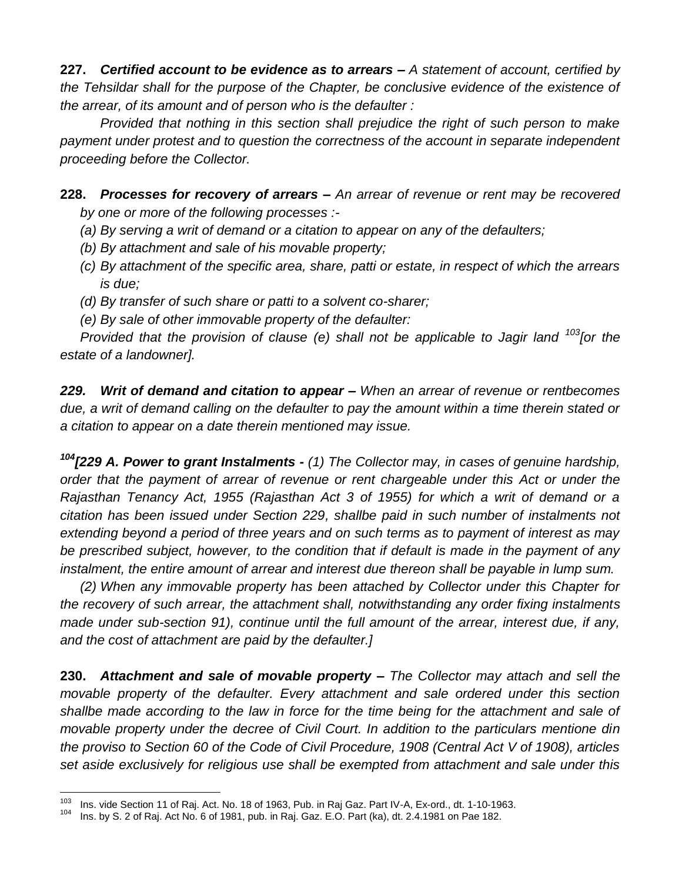**227.** ***Certified account to be evidence as to arrears –*** *A statement of account, certified by the Tehsildar shall for the purpose of the Chapter, be conclusive evidence of the existence of the arrear, of its amount and of person who is the defaulter :*

*Provided that nothing in this section shall prejudice the right of such person to make payment under protest and to question the correctness of the account in separate independent proceeding before the Collector.*

**228.** ***Processes for recovery of arrears –*** *An arrear of revenue or rent may be recovered by one or more of the following processes :-*

*(a) By serving a writ of demand or a citation to appear on any of the defaulters;*

*(b) By attachment and sale of his movable property;*

*(c) By attachment of the specific area, share, patti or estate, in respect of which the arrears is due;*

*(d) By transfer of such share or patti to a solvent co-sharer;*

*(e) By sale of other immovable property of the defaulter:*

*Provided that the provision of clause (e) shall not be applicable to Jagir land [103][or the estate of a landowner].*

***229. Writ of demand and citation to appear –*** *When an arrear of revenue or rentbecomes due, a writ of demand calling on the defaulter to pay the amount within a time therein stated or a citation to appear on a date therein mentioned may issue.*

***[104][229 A. Power to grant Instalments -*** *(1) The Collector may, in cases of genuine hardship, order that the payment of arrear of revenue or rent chargeable under this Act or under the Rajasthan Tenancy Act, 1955 (Rajasthan Act 3 of 1955) for which a writ of demand or a citation has been issued under Section 229, shallbe paid in such number of instalments not extending beyond a period of three years and on such terms as to payment of interest as may be prescribed subject, however, to the condition that if default is made in the payment of any instalment, the entire amount of arrear and interest due thereon shall be payable in lump sum.*

*(2) When any immovable property has been attached by Collector under this Chapter for the recovery of such arrear, the attachment shall, notwithstanding any order fixing instalments made under sub-section 91), continue until the full amount of the arrear, interest due, if any, and the cost of attachment are paid by the defaulter.]*

**230.** ***Attachment and sale of movable property –*** *The Collector may attach and sell the movable property of the defaulter. Every attachment and sale ordered under this section shallbe made according to the law in force for the time being for the attachment and sale of movable property under the decree of Civil Court. In addition to the particulars mentione din the proviso to Section 60 of the Code of Civil Procedure, 1908 (Central Act V of 1908), articles set aside exclusively for religious use shall be exempted from attachment and sale under this*

---

[103] Ins. vide Section 11 of Raj. Act. No. 18 of 1963, Pub. in Raj Gaz. Part IV-A, Ex-ord., dt. 1-10-1963.

[104] Ins. by S. 2 of Raj. Act No. 6 of 1981, pub. in Raj. Gaz. E.O. Part (ka), dt. 2.4.1981 on Pae 182.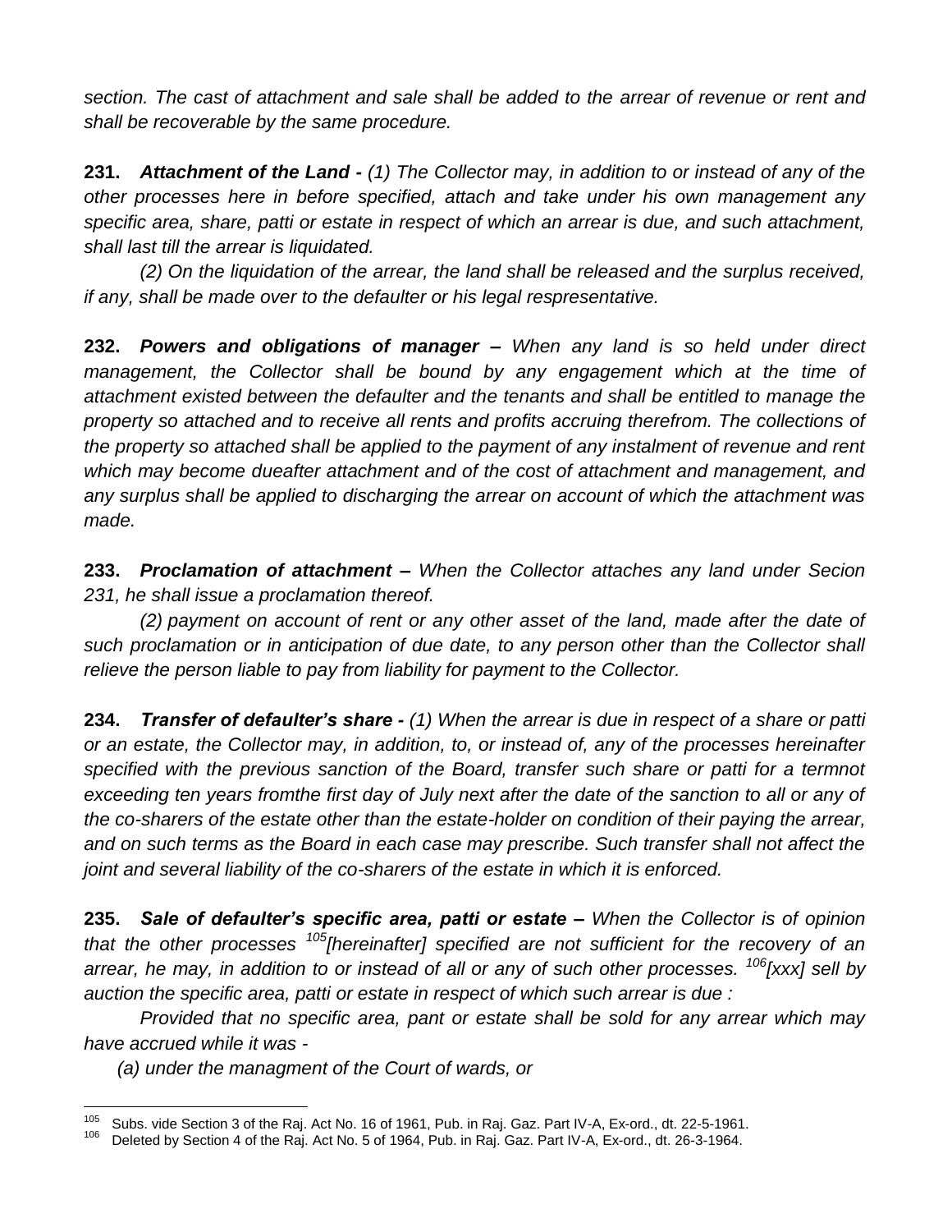*section. The cast of attachment and sale shall be added to the arrear of revenue or rent and shall be recoverable by the same procedure.*

**231.** ***Attachment of the Land -*** *(1) The Collector may, in addition to or instead of any of the other processes here in before specified, attach and take under his own management any specific area, share, patti or estate in respect of which an arrear is due, and such attachment, shall last till the arrear is liquidated.*

*(2) On the liquidation of the arrear, the land shall be released and the surplus received, if any, shall be made over to the defaulter or his legal respresentative.*

**232.** ***Powers and obligations of manager –*** *When any land is so held under direct management, the Collector shall be bound by any engagement which at the time of attachment existed between the defaulter and the tenants and shall be entitled to manage the property so attached and to receive all rents and profits accruing therefrom. The collections of the property so attached shall be applied to the payment of any instalment of revenue and rent which may become dueafter attachment and of the cost of attachment and management, and any surplus shall be applied to discharging the arrear on account of which the attachment was made.*

**233.** ***Proclamation of attachment –*** *When the Collector attaches any land under Secion 231, he shall issue a proclamation thereof.*

*(2) payment on account of rent or any other asset of the land, made after the date of such proclamation or in anticipation of due date, to any person other than the Collector shall relieve the person liable to pay from liability for payment to the Collector.*

**234.** ***Transfer of defaulter's share -*** *(1) When the arrear is due in respect of a share or patti or an estate, the Collector may, in addition, to, or instead of, any of the processes hereinafter specified with the previous sanction of the Board, transfer such share or patti for a termnot exceeding ten years fromthe first day of July next after the date of the sanction to all or any of the co-sharers of the estate other than the estate-holder on condition of their paying the arrear, and on such terms as the Board in each case may prescribe. Such transfer shall not affect the joint and several liability of the co-sharers of the estate in which it is enforced.*

**235.** ***Sale of defaulter's specific area, patti or estate –*** *When the Collector is of opinion that the other processes [105][hereinafter] specified are not sufficient for the recovery of an arrear, he may, in addition to or instead of all or any of such other processes. [106][xxx] sell by auction the specific area, patti or estate in respect of which such arrear is due :*

*Provided that no specific area, pant or estate shall be sold for any arrear which may have accrued while it was -*

*(a) under the managment of the Court of wards, or*

---

[105] Subs. vide Section 3 of the Raj. Act No. 16 of 1961, Pub. in Raj. Gaz. Part IV-A, Ex-ord., dt. 22-5-1961.

[106] Deleted by Section 4 of the Raj. Act No. 5 of 1964, Pub. in Raj. Gaz. Part IV-A, Ex-ord., dt. 26-3-1964.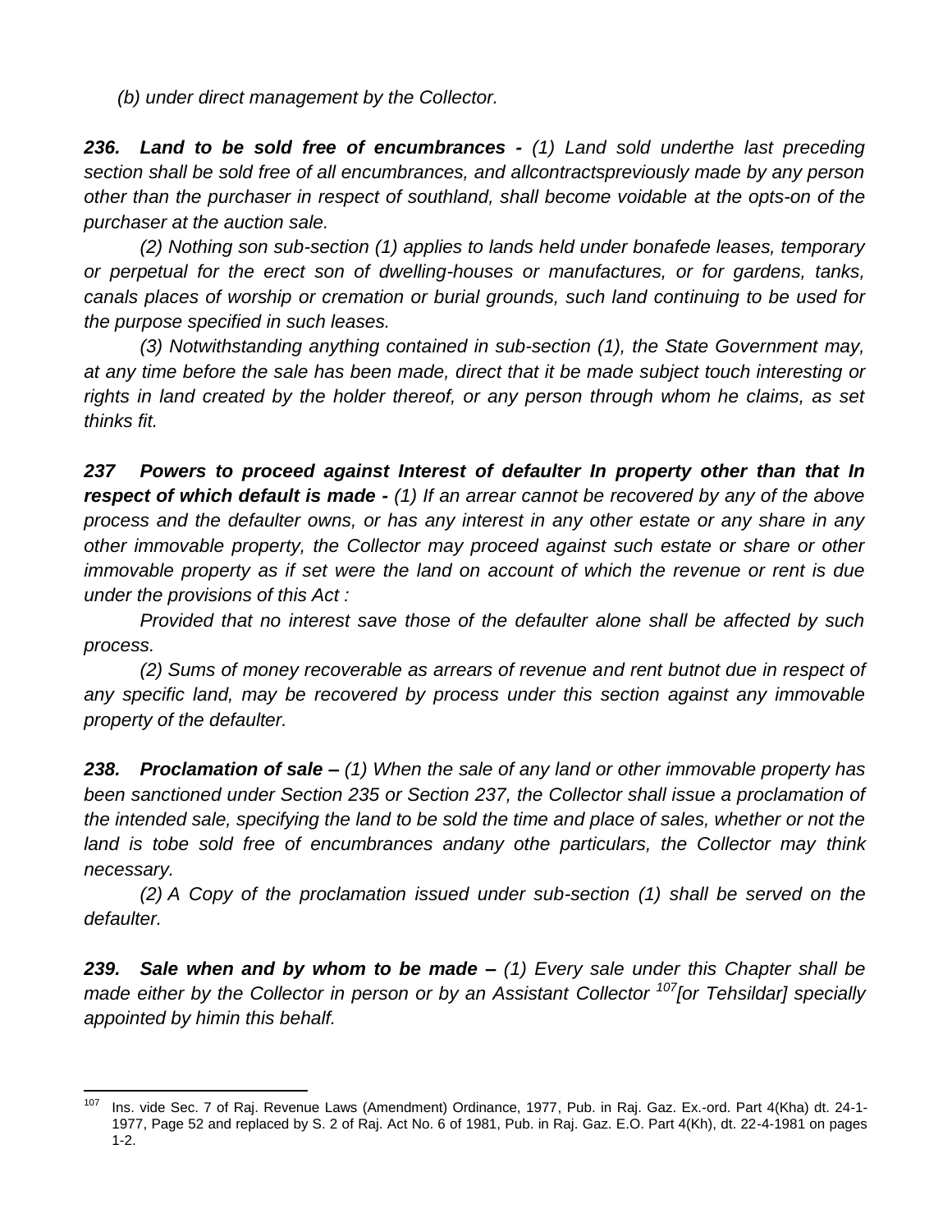*(b) under direct management by the Collector.*

***236. Land to be sold free of encumbrances -*** *(1) Land sold underthe last preceding section shall be sold free of all encumbrances, and allcontractspreviously made by any person other than the purchaser in respect of southland, shall become voidable at the opts-on of the purchaser at the auction sale.*

*(2) Nothing son sub-section (1) applies to lands held under bonafede leases, temporary or perpetual for the erect son of dwelling-houses or manufactures, or for gardens, tanks, canals places of worship or cremation or burial grounds, such land continuing to be used for the purpose specified in such leases.*

*(3) Notwithstanding anything contained in sub-section (1), the State Government may, at any time before the sale has been made, direct that it be made subject touch interesting or rights in land created by the holder thereof, or any person through whom he claims, as set thinks fit.*

***237 Powers to proceed against Interest of defaulter In property other than that In respect of which default is made -*** *(1) If an arrear cannot be recovered by any of the above process and the defaulter owns, or has any interest in any other estate or any share in any other immovable property, the Collector may proceed against such estate or share or other immovable property as if set were the land on account of which the revenue or rent is due under the provisions of this Act :*

*Provided that no interest save those of the defaulter alone shall be affected by such process.*

*(2) Sums of money recoverable as arrears of revenue and rent butnot due in respect of any specific land, may be recovered by process under this section against any immovable property of the defaulter.*

***238. Proclamation of sale –*** *(1) When the sale of any land or other immovable property has been sanctioned under Section 235 or Section 237, the Collector shall issue a proclamation of the intended sale, specifying the land to be sold the time and place of sales, whether or not the land is tobe sold free of encumbrances andany othe particulars, the Collector may think necessary.*

*(2) A Copy of the proclamation issued under sub-section (1) shall be served on the defaulter.*

***239. Sale when and by whom to be made –*** *(1) Every sale under this Chapter shall be made either by the Collector in person or by an Assistant Collector [107][or Tehsildar] specially appointed by himin this behalf.*

---

[107] Ins. vide Sec. 7 of Raj. Revenue Laws (Amendment) Ordinance, 1977, Pub. in Raj. Gaz. Ex.-ord. Part 4(Kha) dt. 24-1-1977, Page 52 and replaced by S. 2 of Raj. Act No. 6 of 1981, Pub. in Raj. Gaz. E.O. Part 4(Kh), dt. 22-4-1981 on pages 1-2.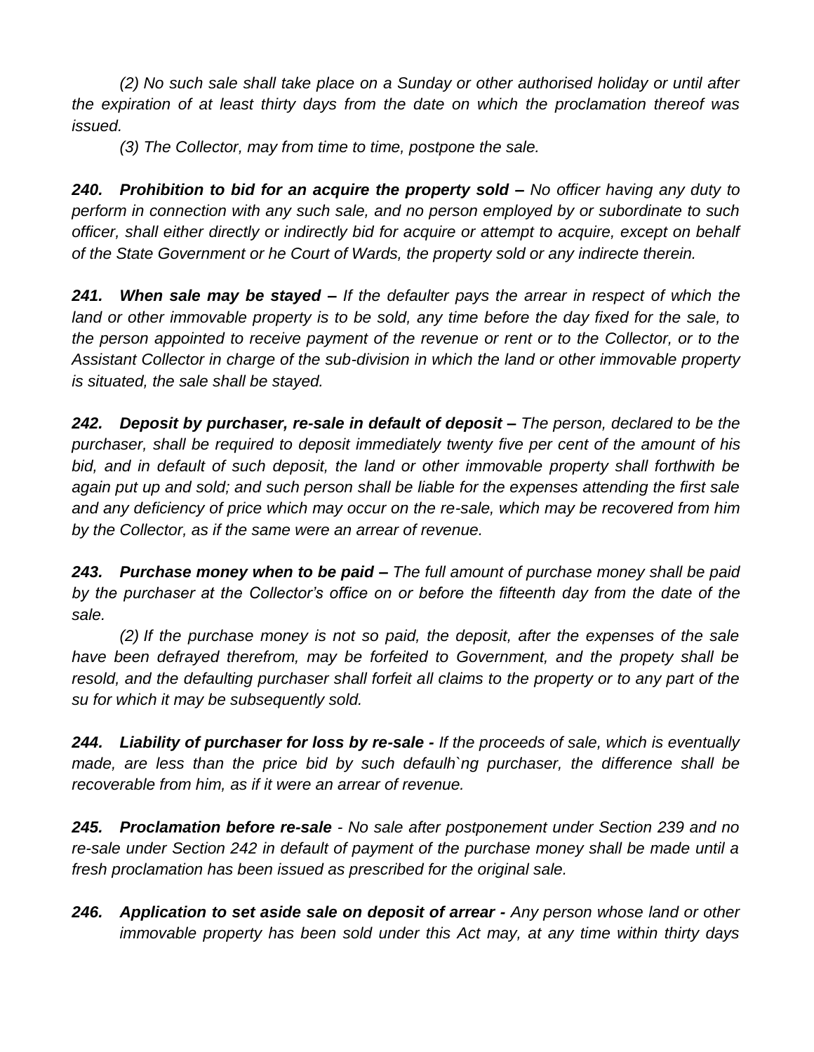*(2) No such sale shall take place on a Sunday or other authorised holiday or until after the expiration of at least thirty days from the date on which the proclamation thereof was issued.*

*(3) The Collector, may from time to time, postpone the sale.*

***240. Prohibition to bid for an acquire the property sold –*** *No officer having any duty to perform in connection with any such sale, and no person employed by or subordinate to such officer, shall either directly or indirectly bid for acquire or attempt to acquire, except on behalf of the State Government or he Court of Wards, the property sold or any indirecte therein.*

***241. When sale may be stayed –*** *If the defaulter pays the arrear in respect of which the land or other immovable property is to be sold, any time before the day fixed for the sale, to the person appointed to receive payment of the revenue or rent or to the Collector, or to the Assistant Collector in charge of the sub-division in which the land or other immovable property is situated, the sale shall be stayed.*

***242. Deposit by purchaser, re-sale in default of deposit –*** *The person, declared to be the purchaser, shall be required to deposit immediately twenty five per cent of the amount of his bid, and in default of such deposit, the land or other immovable property shall forthwith be again put up and sold; and such person shall be liable for the expenses attending the first sale and any deficiency of price which may occur on the re-sale, which may be recovered from him by the Collector, as if the same were an arrear of revenue.*

***243. Purchase money when to be paid –*** *The full amount of purchase money shall be paid by the purchaser at the Collector's office on or before the fifteenth day from the date of the sale.*

*(2) If the purchase money is not so paid, the deposit, after the expenses of the sale have been defrayed therefrom, may be forfeited to Government, and the propety shall be resold, and the defaulting purchaser shall forfeit all claims to the property or to any part of the su for which it may be subsequently sold.*

***244. Liability of purchaser for loss by re-sale -*** *If the proceeds of sale, which is eventually made, are less than the price bid by such defaulh`ng purchaser, the difference shall be recoverable from him, as if it were an arrear of revenue.*

***245. Proclamation before re-sale*** *- No sale after postponement under Section 239 and no re-sale under Section 242 in default of payment of the purchase money shall be made until a fresh proclamation has been issued as prescribed for the original sale.*

***246. Application to set aside sale on deposit of arrear -*** *Any person whose land or other immovable property has been sold under this Act may, at any time within thirty days*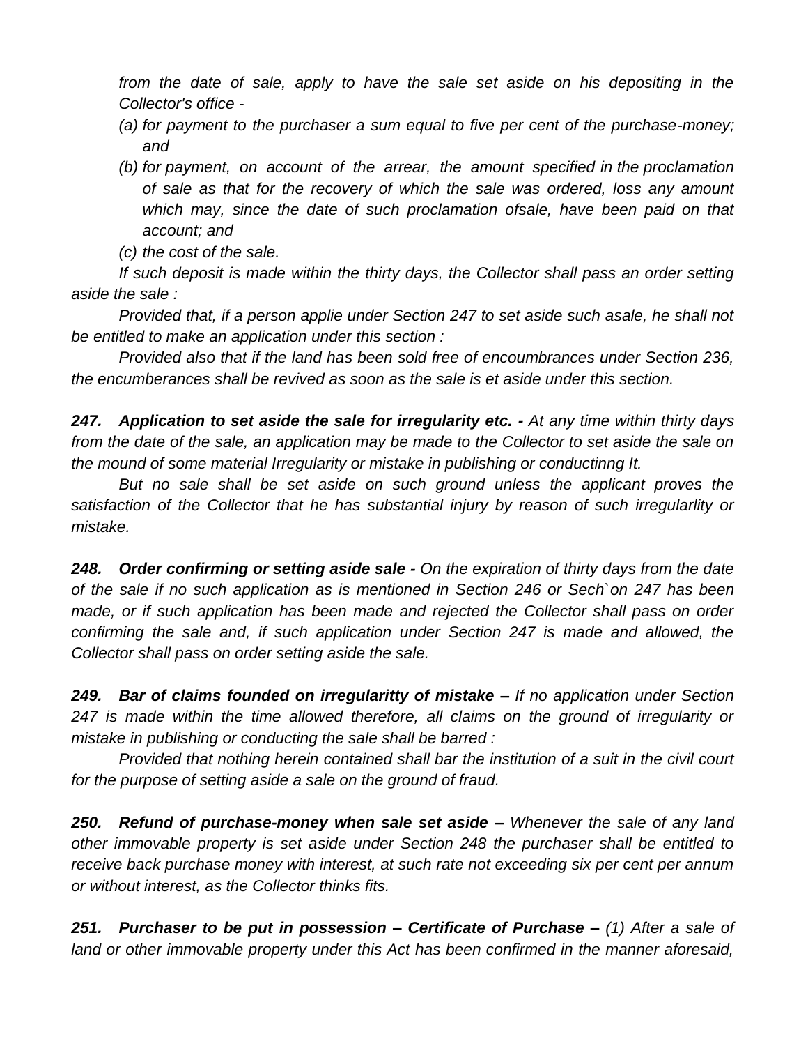*from the date of sale, apply to have the sale set aside on his depositing in the Collector's office -*

*(a) for payment to the purchaser a sum equal to five per cent of the purchase-money; and*

*(b) for payment, on account of the arrear, the amount specified in the proclamation of sale as that for the recovery of which the sale was ordered, loss any amount which may, since the date of such proclamation ofsale, have been paid on that account; and*

*(c) the cost of the sale.*

*If such deposit is made within the thirty days, the Collector shall pass an order setting aside the sale :*

*Provided that, if a person applie under Section 247 to set aside such asale, he shall not be entitled to make an application under this section :*

*Provided also that if the land has been sold free of encoumbrances under Section 236, the encumberances shall be revived as soon as the sale is et aside under this section.*

***247. Application to set aside the sale for irregularity etc. -*** *At any time within thirty days from the date of the sale, an application may be made to the Collector to set aside the sale on the mound of some material Irregularity or mistake in publishing or conductinng It.*

*But no sale shall be set aside on such ground unless the applicant proves the satisfaction of the Collector that he has substantial injury by reason of such irregularlity or mistake.*

***248. Order confirming or setting aside sale -*** *On the expiration of thirty days from the date of the sale if no such application as is mentioned in Section 246 or Sech`on 247 has been made, or if such application has been made and rejected the Collector shall pass on order confirming the sale and, if such application under Section 247 is made and allowed, the Collector shall pass on order setting aside the sale.*

***249. Bar of claims founded on irregularitty of mistake –*** *If no application under Section 247 is made within the time allowed therefore, all claims on the ground of irregularity or mistake in publishing or conducting the sale shall be barred :*

*Provided that nothing herein contained shall bar the institution of a suit in the civil court for the purpose of setting aside a sale on the ground of fraud.*

***250. Refund of purchase-money when sale set aside –*** *Whenever the sale of any land other immovable property is set aside under Section 248 the purchaser shall be entitled to receive back purchase money with interest, at such rate not exceeding six per cent per annum or without interest, as the Collector thinks fits.*

***251. Purchaser to be put in possession – Certificate of Purchase –*** *(1) After a sale of land or other immovable property under this Act has been confirmed in the manner aforesaid,*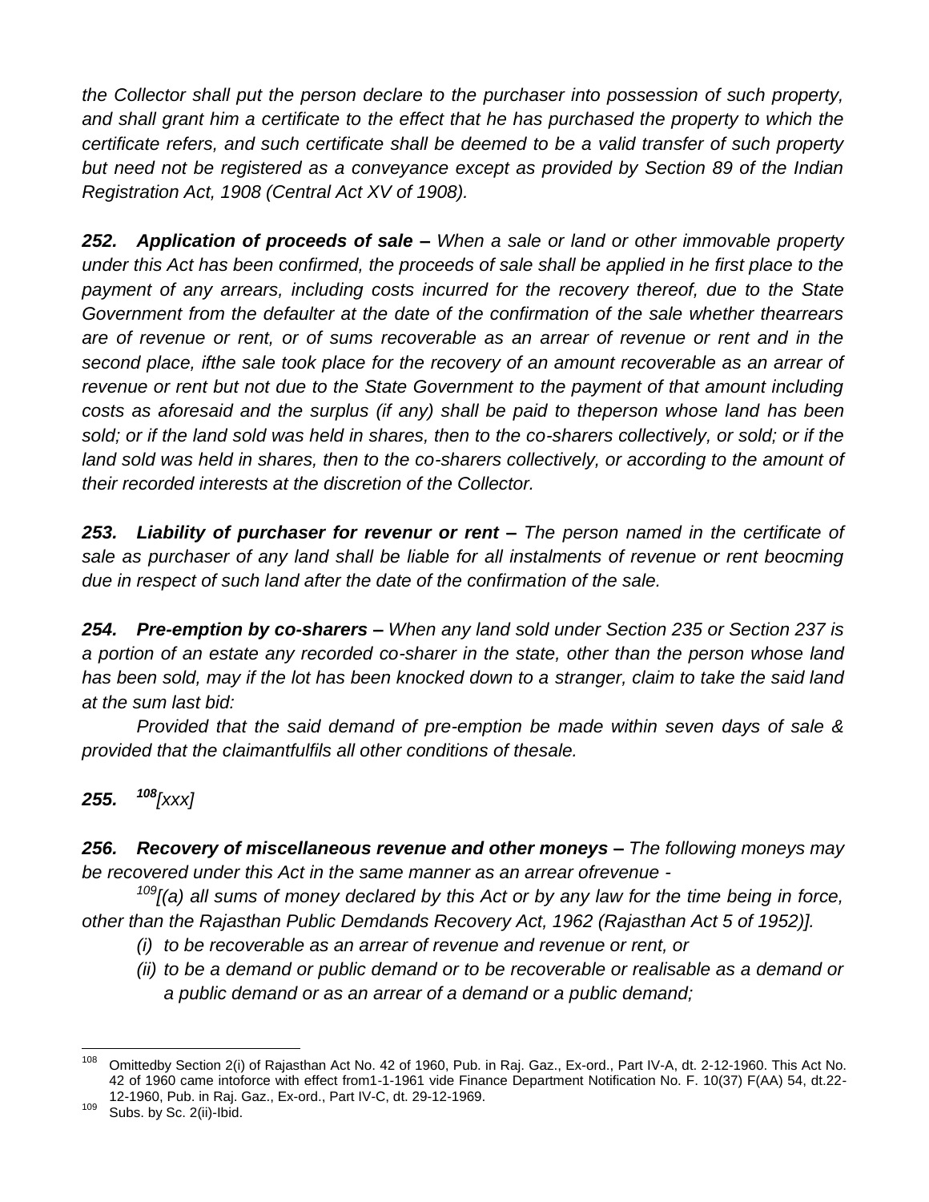*the Collector shall put the person declare to the purchaser into possession of such property, and shall grant him a certificate to the effect that he has purchased the property to which the certificate refers, and such certificate shall be deemed to be a valid transfer of such property but need not be registered as a conveyance except as provided by Section 89 of the Indian Registration Act, 1908 (Central Act XV of 1908).*

***252. Application of proceeds of sale –*** *When a sale or land or other immovable property under this Act has been confirmed, the proceeds of sale shall be applied in he first place to the payment of any arrears, including costs incurred for the recovery thereof, due to the State Government from the defaulter at the date of the confirmation of the sale whether thearrears are of revenue or rent, or of sums recoverable as an arrear of revenue or rent and in the second place, ifthe sale took place for the recovery of an amount recoverable as an arrear of revenue or rent but not due to the State Government to the payment of that amount including costs as aforesaid and the surplus (if any) shall be paid to theperson whose land has been sold; or if the land sold was held in shares, then to the co-sharers collectively, or sold; or if the land sold was held in shares, then to the co-sharers collectively, or according to the amount of their recorded interests at the discretion of the Collector.*

***253. Liability of purchaser for revenur or rent –*** *The person named in the certificate of sale as purchaser of any land shall be liable for all instalments of revenue or rent beocming due in respect of such land after the date of the confirmation of the sale.*

***254. Pre-emption by co-sharers –*** *When any land sold under Section 235 or Section 237 is a portion of an estate any recorded co-sharer in the state, other than the person whose land has been sold, may if the lot has been knocked down to a stranger, claim to take the said land at the sum last bid:*

*Provided that the said demand of pre-emption be made within seven days of sale & provided that the claimantfulfils all other conditions of thesale.*

***255.*** ***[108]****[xxx]*

***256. Recovery of miscellaneous revenue and other moneys –*** *The following moneys may be recovered under this Act in the same manner as an arrear ofrevenue -*

*[109][(a) all sums of money declared by this Act or by any law for the time being in force, other than the Rajasthan Public Demdands Recovery Act, 1962 (Rajasthan Act 5 of 1952)].*

- *(i) to be recoverable as an arrear of revenue and revenue or rent, or*
- *(ii) to be a demand or public demand or to be recoverable or realisable as a demand or a public demand or as an arrear of a demand or a public demand;*

---

[108] Omittedby Section 2(i) of Rajasthan Act No. 42 of 1960, Pub. in Raj. Gaz., Ex-ord., Part IV-A, dt. 2-12-1960. This Act No. 42 of 1960 came intoforce with effect from1-1-1961 vide Finance Department Notification No. F. 10(37) F(AA) 54, dt.22-12-1960, Pub. in Raj. Gaz., Ex-ord., Part IV-C, dt. 29-12-1969.

[109] Subs. by Sc. 2(ii)-Ibid.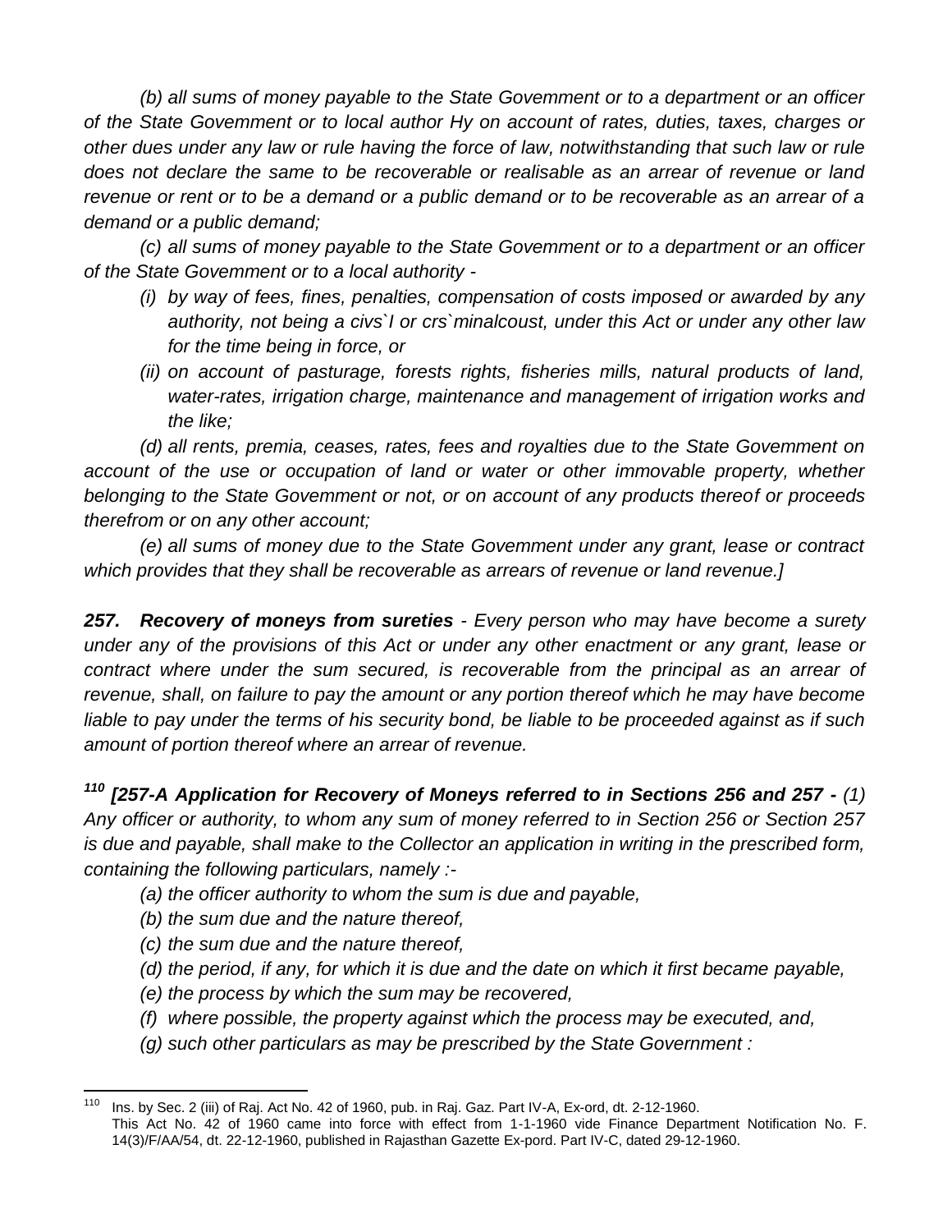*(b) all sums of money payable to the State Govemment or to a department or an officer of the State Govemment or to local author Hy on account of rates, duties, taxes, charges or other dues under any law or rule having the force of law, notwithstanding that such law or rule does not declare the same to be recoverable or realisable as an arrear of revenue or land revenue or rent or to be a demand or a public demand or to be recoverable as an arrear of a demand or a public demand;*

*(c) all sums of money payable to the State Govemment or to a department or an officer of the State Govemment or to a local authority -*

- *(i) by way of fees, fines, penalties, compensation of costs imposed or awarded by any authority, not being a civs`I or crs`minalcoust, under this Act or under any other law for the time being in force, or*
- *(ii) on account of pasturage, forests rights, fisheries mills, natural products of land, water-rates, irrigation charge, maintenance and management of irrigation works and the like;*

*(d) all rents, premia, ceases, rates, fees and royalties due to the State Govemment on account of the use or occupation of land or water or other immovable property, whether belonging to the State Govemment or not, or on account of any products thereof or proceeds therefrom or on any other account;*

*(e) all sums of money due to the State Govemment under any grant, lease or contract which provides that they shall be recoverable as arrears of revenue or land revenue.]*

***257. Recovery of moneys from sureties*** *- Every person who may have become a surety under any of the provisions of this Act or under any other enactment or any grant, lease or contract where under the sum secured, is recoverable from the principal as an arrear of revenue, shall, on failure to pay the amount or any portion thereof which he may have become liable to pay under the terms of his security bond, be liable to be proceeded against as if such amount of portion thereof where an arrear of revenue.*

***[110] [257-A Application for Recovery of Moneys referred to in Sections 256 and 257 -*** *(1) Any officer or authority, to whom any sum of money referred to in Section 256 or Section 257 is due and payable, shall make to the Collector an application in writing in the prescribed form, containing the following particulars, namely :-*

- *(a) the officer authority to whom the sum is due and payable,*
- *(b) the sum due and the nature thereof,*
- *(c) the sum due and the nature thereof,*
- *(d) the period, if any, for which it is due and the date on which it first became payable,*
- *(e) the process by which the sum may be recovered,*
- *(f) where possible, the property against which the process may be executed, and,*
- *(g) such other particulars as may be prescribed by the State Government :*

---

[110] Ins. by Sec. 2 (iii) of Raj. Act No. 42 of 1960, pub. in Raj. Gaz. Part IV-A, Ex-ord, dt. 2-12-1960. This Act No. 42 of 1960 came into force with effect from 1-1-1960 vide Finance Department Notification No. F. 14(3)/F/AA/54, dt. 22-12-1960, published in Rajasthan Gazette Ex-pord. Part IV-C, dated 29-12-1960.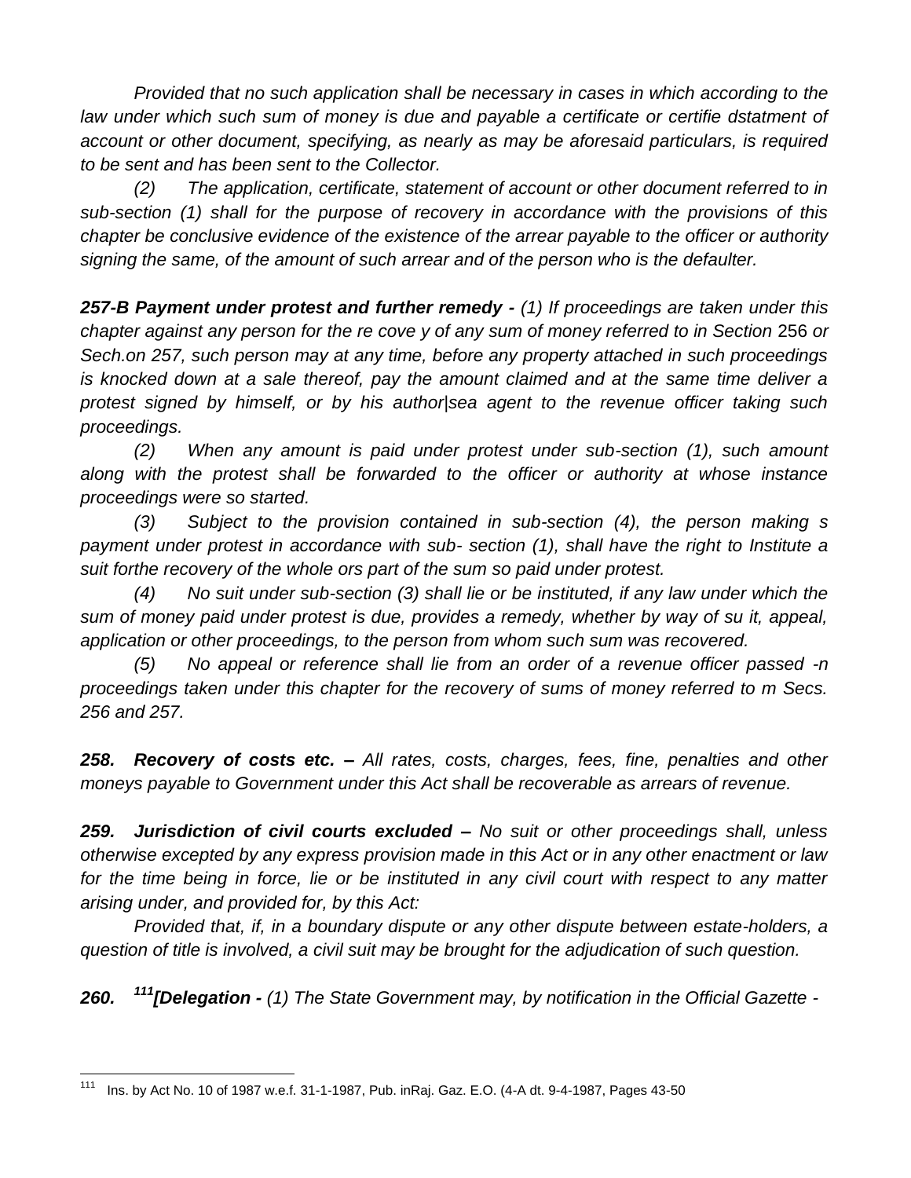*Provided that no such application shall be necessary in cases in which according to the law under which such sum of money is due and payable a certificate or certifie dstatment of account or other document, specifying, as nearly as may be aforesaid particulars, is required to be sent and has been sent to the Collector.*

*(2) The application, certificate, statement of account or other document referred to in sub-section (1) shall for the purpose of recovery in accordance with the provisions of this chapter be conclusive evidence of the existence of the arrear payable to the officer or authority signing the same, of the amount of such arrear and of the person who is the defaulter.*

***257-B Payment under protest and further remedy -*** *(1) If proceedings are taken under this chapter against any person for the re cove y of any sum of money referred to in Section* 256 *or Sech.on 257, such person may at any time, before any property attached in such proceedings is knocked down at a sale thereof, pay the amount claimed and at the same time deliver a protest signed by himself, or by his author|sea agent to the revenue officer taking such proceedings.*

*(2) When any amount is paid under protest under sub-section (1), such amount along with the protest shall be forwarded to the officer or authority at whose instance proceedings were so started.*

*(3) Subject to the provision contained in sub-section (4), the person making s payment under protest in accordance with sub- section (1), shall have the right to Institute a suit forthe recovery of the whole ors part of the sum so paid under protest.*

*(4) No suit under sub-section (3) shall lie or be instituted, if any law under which the sum of money paid under protest is due, provides a remedy, whether by way of su it, appeal, application or other proceedings, to the person from whom such sum was recovered.*

*(5) No appeal or reference shall lie from an order of a revenue officer passed -n proceedings taken under this chapter for the recovery of sums of money referred to m Secs. 256 and 257.*

***258. Recovery of costs etc. –*** *All rates, costs, charges, fees, fine, penalties and other moneys payable to Government under this Act shall be recoverable as arrears of revenue.*

***259. Jurisdiction of civil courts excluded –*** *No suit or other proceedings shall, unless otherwise excepted by any express provision made in this Act or in any other enactment or law for the time being in force, lie or be instituted in any civil court with respect to any matter arising under, and provided for, by this Act:*

*Provided that, if, in a boundary dispute or any other dispute between estate-holders, a question of title is involved, a civil suit may be brought for the adjudication of such question.*

***260.*** [111]***[Delegation -*** *(1) The State Government may, by notification in the Official Gazette -*

---

[111] Ins. by Act No. 10 of 1987 w.e.f. 31-1-1987, Pub. inRaj. Gaz. E.O. (4-A dt. 9-4-1987, Pages 43-50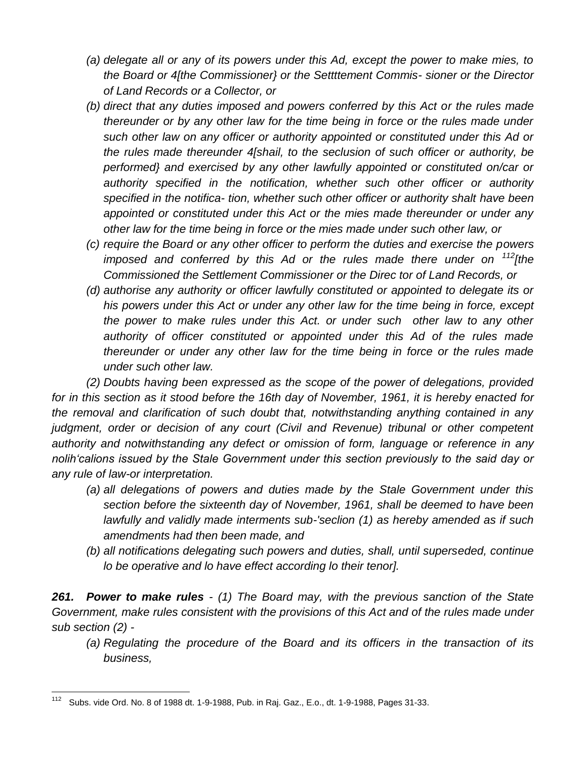*(a) delegate all or any of its powers under this Ad, except the power to make mies, to the Board or 4[the Commissioner} or the Settttement Commis- sioner or the Director of Land Records or a Collector, or*

*(b) direct that any duties imposed and powers conferred by this Act or the rules made thereunder or by any other law for the time being in force or the rules made under such other law on any officer or authority appointed or constituted under this Ad or the rules made thereunder 4[shail, to the seclusion of such officer or authority, be performed} and exercised by any other lawfully appointed or constituted on/car or authority specified in the notification, whether such other officer or authority specified in the notifica- tion, whether such other officer or authority shalt have been appointed or constituted under this Act or the mies made thereunder or under any other law for the time being in force or the mies made under such other law, or*

*(c) require the Board or any other officer to perform the duties and exercise the powers imposed and conferred by this Ad or the rules made there under on [112][the Commissioned the Settlement Commissioner or the Direc tor of Land Records, or*

*(d) authorise any authority or officer lawfully constituted or appointed to delegate its or his powers under this Act or under any other law for the time being in force, except the power to make rules under this Act. or under such other law to any other authority of officer constituted or appointed under this Ad of the rules made thereunder or under any other law for the time being in force or the rules made under such other law.*

*(2) Doubts having been expressed as the scope of the power of delegations, provided for in this section as it stood before the 16th day of November, 1961, it is hereby enacted for the removal and clarification of such doubt that, notwithstanding anything contained in any judgment, order or decision of any court (Civil and Revenue) tribunal or other competent authority and notwithstanding any defect or omission of form, language or reference in any nolih'calions issued by the Stale Government under this section previously to the said day or any rule of law-or interpretation.*

*(a) all delegations of powers and duties made by the Stale Government under this section before the sixteenth day of November, 1961, shall be deemed to have been lawfully and validly made interments sub-'seclion (1) as hereby amended as if such amendments had then been made, and*

*(b) all notifications delegating such powers and duties, shall, until superseded, continue lo be operative and lo have effect according lo their tenor].*

***261. Power to make rules** - (1) The Board may, with the previous sanction of the State Government, make rules consistent with the provisions of this Act and of the rules made under sub section (2) -*

*(a) Regulating the procedure of the Board and its officers in the transaction of its business,*

---

[112] Subs. vide Ord. No. 8 of 1988 dt. 1-9-1988, Pub. in Raj. Gaz., E.o., dt. 1-9-1988, Pages 31-33.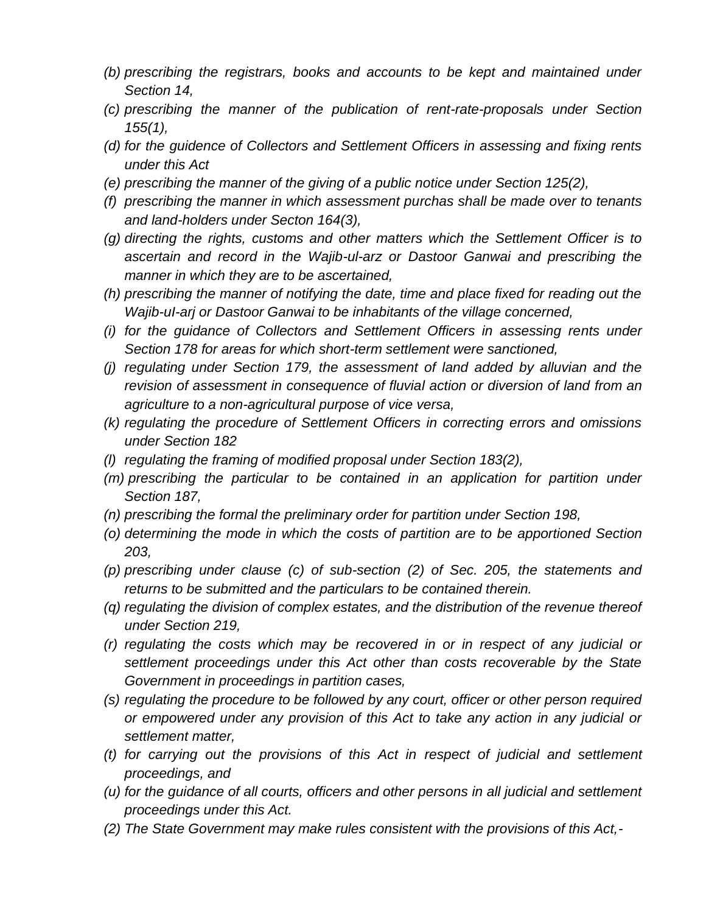*(b) prescribing the registrars, books and accounts to be kept and maintained under Section 14,*

*(c) prescribing the manner of the publication of rent-rate-proposals under Section 155(1),*

*(d) for the guidence of Collectors and Settlement Officers in assessing and fixing rents under this Act*

*(e) prescribing the manner of the giving of a public notice under Section 125(2),*

*(f) prescribing the manner in which assessment purchas shall be made over to tenants and land-holders under Secton 164(3),*

*(g) directing the rights, customs and other matters which the Settlement Officer is to ascertain and record in the Wajib-ul-arz or Dastoor Ganwai and prescribing the manner in which they are to be ascertained,*

*(h) prescribing the manner of notifying the date, time and place fixed for reading out the Wajib-uI-arj or Dastoor Ganwai to be inhabitants of the village concerned,*

*(i) for the guidance of Collectors and Settlement Officers in assessing rents under Section 178 for areas for which short-term settlement were sanctioned,*

*(j) regulating under Section 179, the assessment of land added by alluvian and the revision of assessment in consequence of fluvial action or diversion of land from an agriculture to a non-agricultural purpose of vice versa,*

*(k) regulating the procedure of Settlement Officers in correcting errors and omissions under Section 182*

*(l) regulating the framing of modified proposal under Section 183(2),*

*(m) prescribing the particular to be contained in an application for partition under Section 187,*

*(n) prescribing the formal the preliminary order for partition under Section 198,*

*(o) determining the mode in which the costs of partition are to be apportioned Section 203,*

*(p) prescribing under clause (c) of sub-section (2) of Sec. 205, the statements and returns to be submitted and the particulars to be contained therein.*

*(q) regulating the division of complex estates, and the distribution of the revenue thereof under Section 219,*

*(r) regulating the costs which may be recovered in or in respect of any judicial or settlement proceedings under this Act other than costs recoverable by the State Government in proceedings in partition cases,*

*(s) regulating the procedure to be followed by any court, officer or other person required or empowered under any provision of this Act to take any action in any judicial or settlement matter,*

*(t) for carrying out the provisions of this Act in respect of judicial and settlement proceedings, and*

*(u) for the guidance of all courts, officers and other persons in all judicial and settlement proceedings under this Act.*

*(2) The State Government may make rules consistent with the provisions of this Act,-*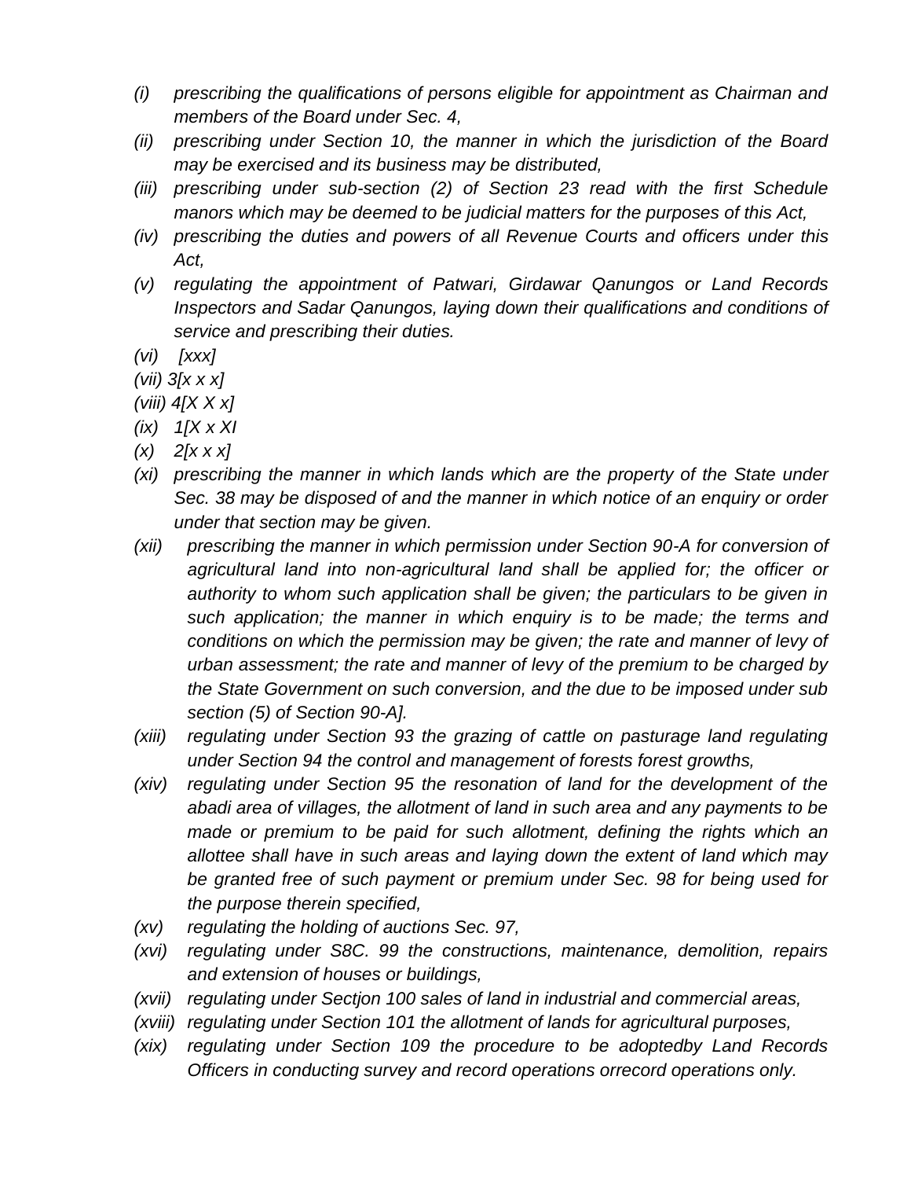- *(i) prescribing the qualifications of persons eligible for appointment as Chairman and members of the Board under Sec. 4,*
- *(ii) prescribing under Section 10, the manner in which the jurisdiction of the Board may be exercised and its business may be distributed,*
- *(iii) prescribing under sub-section (2) of Section 23 read with the first Schedule manors which may be deemed to be judicial matters for the purposes of this Act,*
- *(iv) prescribing the duties and powers of all Revenue Courts and officers under this Act,*
- *(v) regulating the appointment of Patwari, Girdawar Qanungos or Land Records Inspectors and Sadar Qanungos, laying down their qualifications and conditions of service and prescribing their duties.*
- *(vi) [xxx]*
- *(vii) 3[x x x]*
- *(viii) 4[X X x]*
- *(ix) 1[X x XI*
- *(x) 2[x x x]*
- *(xi) prescribing the manner in which lands which are the property of the State under Sec. 38 may be disposed of and the manner in which notice of an enquiry or order under that section may be given.*
- *(xii) prescribing the manner in which permission under Section 90-A for conversion of agricultural land into non-agricultural land shall be applied for; the officer or authority to whom such application shall be given; the particulars to be given in such application; the manner in which enquiry is to be made; the terms and conditions on which the permission may be given; the rate and manner of levy of urban assessment; the rate and manner of levy of the premium to be charged by the State Government on such conversion, and the due to be imposed under sub section (5) of Section 90-A].*
- *(xiii) regulating under Section 93 the grazing of cattle on pasturage land regulating under Section 94 the control and management of forests forest growths,*
- *(xiv) regulating under Section 95 the resonation of land for the development of the abadi area of villages, the allotment of land in such area and any payments to be made or premium to be paid for such allotment, defining the rights which an allottee shall have in such areas and laying down the extent of land which may be granted free of such payment or premium under Sec. 98 for being used for the purpose therein specified,*
- *(xv) regulating the holding of auctions Sec. 97,*
- *(xvi) regulating under S8C. 99 the constructions, maintenance, demolition, repairs and extension of houses or buildings,*
- *(xvii) regulating under Sectjon 100 sales of land in industrial and commercial areas,*
- *(xviii) regulating under Section 101 the allotment of lands for agricultural purposes,*
- *(xix) regulating under Section 109 the procedure to be adoptedby Land Records Officers in conducting survey and record operations orrecord operations only.*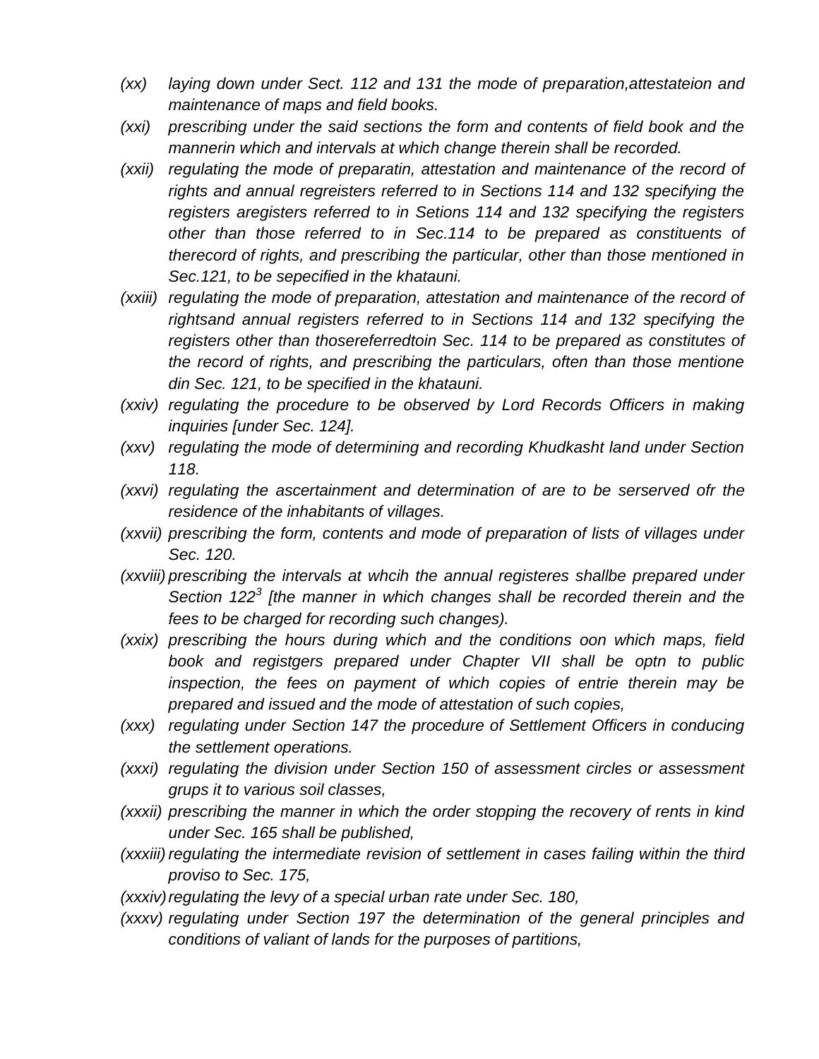- *(xx)* *laying down under Sect. 112 and 131 the mode of preparation,attestateion and maintenance of maps and field books.*
- *(xxi)* *prescribing under the said sections the form and contents of field book and the mannerin which and intervals at which change therein shall be recorded.*
- *(xxii)* *regulating the mode of preparatin, attestation and maintenance of the record of rights and annual regreisters referred to in Sections 114 and 132 specifying the registers aregisters referred to in Setions 114 and 132 specifying the registers other than those referred to in Sec.114 to be prepared as constituents of therecord of rights, and prescribing the particular, other than those mentioned in Sec.121, to be sepecified in the khatauni.*
- *(xxiii)* *regulating the mode of preparation, attestation and maintenance of the record of rightsand annual registers referred to in Sections 114 and 132 specifying the registers other than thosereferredtoin Sec. 114 to be prepared as constitutes of the record of rights, and prescribing the particulars, often than those mentione din Sec. 121, to be specified in the khatauni.*
- *(xxiv)* *regulating the procedure to be observed by Lord Records Officers in making inquiries [under Sec. 124].*
- *(xxv)* *regulating the mode of determining and recording Khudkasht land under Section 118.*
- *(xxvi)* *regulating the ascertainment and determination of are to be serserved ofr the residence of the inhabitants of villages.*
- *(xxvii)* *prescribing the form, contents and mode of preparation of lists of villages under Sec. 120.*
- *(xxviii)* *prescribing the intervals at whcih the annual registeres shallbe prepared under Section 122[3] [the manner in which changes shall be recorded therein and the fees to be charged for recording such changes).*
- *(xxix)* *prescribing the hours during which and the conditions oon which maps, field book and registgers prepared under Chapter VII shall be optn to public inspection, the fees on payment of which copies of entrie therein may be prepared and issued and the mode of attestation of such copies,*
- *(xxx)* *regulating under Section 147 the procedure of Settlement Officers in conducing the settlement operations.*
- *(xxxi)* *regulating the division under Section 150 of assessment circles or assessment grups it to various soil classes,*
- *(xxxii)* *prescribing the manner in which the order stopping the recovery of rents in kind under Sec. 165 shall be published,*
- *(xxxiii)* *regulating the intermediate revision of settlement in cases failing within the third proviso to Sec. 175,*
- *(xxxiv)* *regulating the levy of a special urban rate under Sec. 180,*
- *(xxxv)* *regulating under Section 197 the determination of the general principles and conditions of valiant of lands for the purposes of partitions,*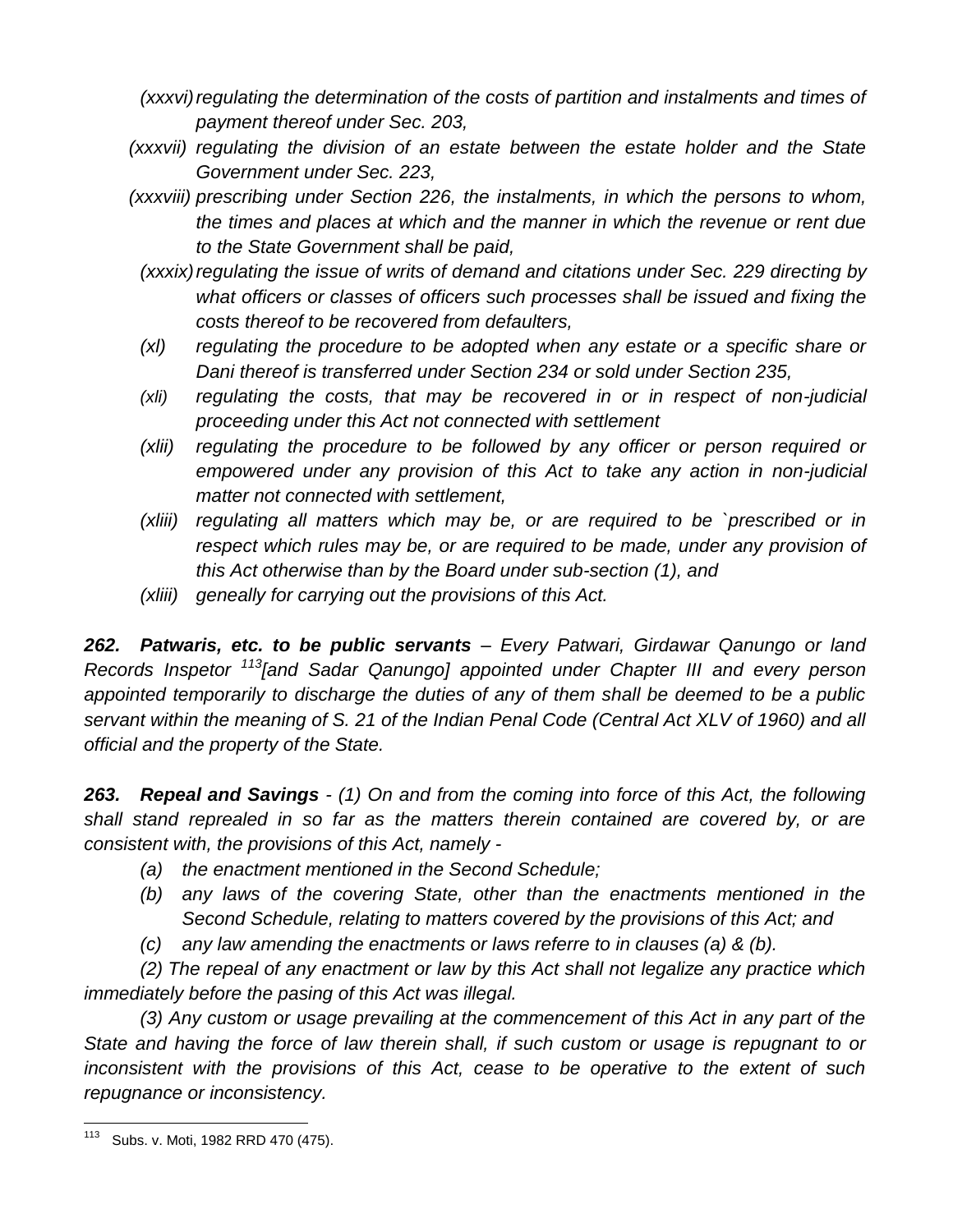*(xxxvi) regulating the determination of the costs of partition and instalments and times of payment thereof under Sec. 203,*

*(xxxvii) regulating the division of an estate between the estate holder and the State Government under Sec. 223,*

*(xxxviii) prescribing under Section 226, the instalments, in which the persons to whom, the times and places at which and the manner in which the revenue or rent due to the State Government shall be paid,*

*(xxxix) regulating the issue of writs of demand and citations under Sec. 229 directing by what officers or classes of officers such processes shall be issued and fixing the costs thereof to be recovered from defaulters,*

*(xl) regulating the procedure to be adopted when any estate or a specific share or Dani thereof is transferred under Section 234 or sold under Section 235,*

*(xli) regulating the costs, that may be recovered in or in respect of non-judicial proceeding under this Act not connected with settlement*

*(xlii) regulating the procedure to be followed by any officer or person required or empowered under any provision of this Act to take any action in non-judicial matter not connected with settlement,*

*(xliii) regulating all matters which may be, or are required to be `prescribed or in respect which rules may be, or are required to be made, under any provision of this Act otherwise than by the Board under sub-section (1), and*

*(xliii) geneally for carrying out the provisions of this Act.*

***262. Patwaris, etc. to be public servants*** *– Every Patwari, Girdawar Qanungo or land Records Inspetor [113][and Sadar Qanungo] appointed under Chapter III and every person appointed temporarily to discharge the duties of any of them shall be deemed to be a public servant within the meaning of S. 21 of the Indian Penal Code (Central Act XLV of 1960) and all official and the property of the State.*

***263. Repeal and Savings*** *- (1) On and from the coming into force of this Act, the following shall stand reprealed in so far as the matters therein contained are covered by, or are consistent with, the provisions of this Act, namely -*

*(a) the enactment mentioned in the Second Schedule;*

*(b) any laws of the covering State, other than the enactments mentioned in the Second Schedule, relating to matters covered by the provisions of this Act; and*

*(c) any law amending the enactments or laws referre to in clauses (a) & (b).*

*(2) The repeal of any enactment or law by this Act shall not legalize any practice which immediately before the pasing of this Act was illegal.*

*(3) Any custom or usage prevailing at the commencement of this Act in any part of the State and having the force of law therein shall, if such custom or usage is repugnant to or inconsistent with the provisions of this Act, cease to be operative to the extent of such repugnance or inconsistency.*

---

[113] Subs. v. Moti, 1982 RRD 470 (475).